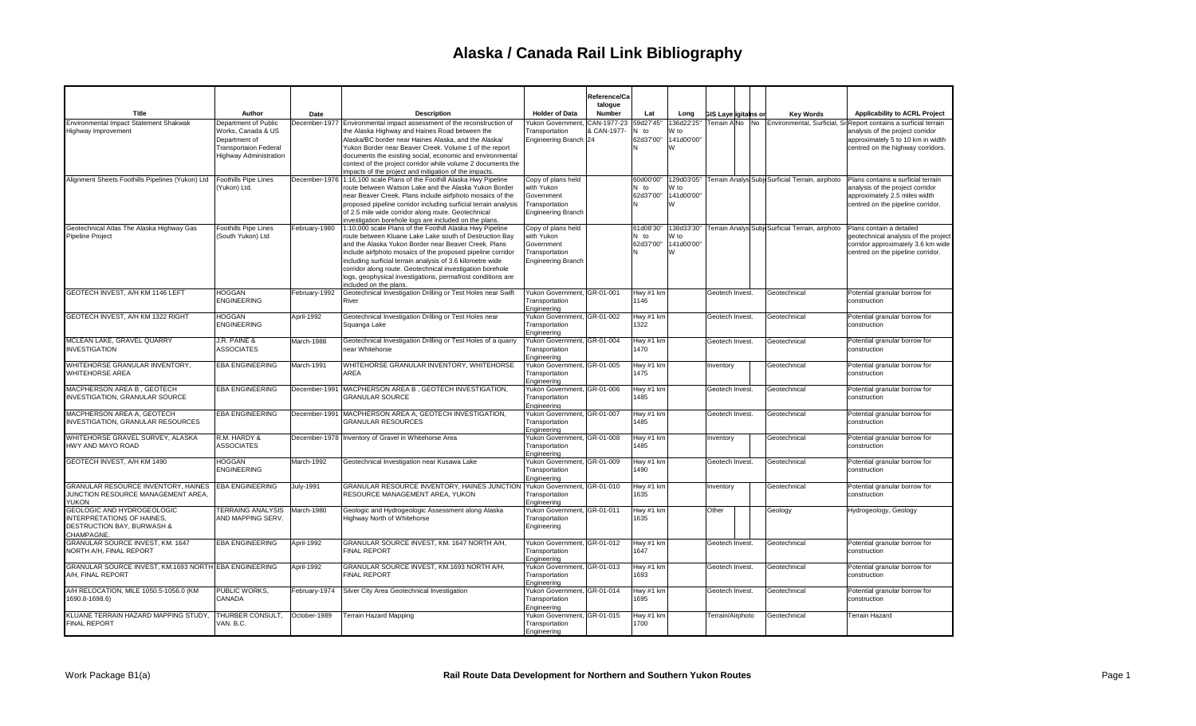# Alaska / Canada Rail Link Bibliography

| Title | Author | Date | Description | Holder of Data | Reference/Catalogue Number | Lat | Long | GIS Layer | Digital | Plans on | Key Words | Applicability to ACRL Project |
|---|---|---|---|---|---|---|---|---|---|---|---|---|
| Environmental Impact Statement Shakwak Highway Improvement | Department of Public Works, Canada & US Department of Transportaion Federal Highway Administration | December-1977 | Environmental impact assessment of the reconstruction of the Alaska Highway and Haines Road between the Alaska/BC border near Haines Alaska, and the Alaska/ Yukon Border near Beaver Creek. Volume 1 of the report documents the existing social, economic and environmental context of the project corridor while volume 2 documents the impacts of the project and mitigation of the impacts. | Yukon Government, Transportation Engineering Branch | CAN-1977-23 & CAN-1977-24 | 59d27'45" N to 62d37'00" N | 136d22'25" W to 141d00'00" W | Terrain A | No | No | Environmental, Surficial, So | Report contains a surficial terrain analysis of the project corridor approximately 5 to 10 km in width centred on the highway corridors. |
| Alignment Sheets Foothills Pipelines (Yukon) Ltd | Foothills Pipe Lines (Yukon) Ltd. | December-1976 | 1:16,100 scale Plans of the Foothill Alaska Hwy Pipeline route between Watson Lake and the Alaska Yukon Border near Beaver Creek. Plans include airfphoto mosaics of the proposed pipeline corridor including surficial terrain analysis of 2.5 mile wide corridor along route. Geotechnical investigation borehole logs are included on the plans. | Copy of plans held with Yukon Government Transportation Engineering Branch | | 60d00'00" N to 62d37'00" N | 129d03'05" W to 141d00'00" W | Terrain Analys | | Subj | Surficial Terrain, airphoto | Plans contains a surficial terrain analysis of the project corridor approximately 2.5 miles width centred on the pipeline corridor. |
| Geotechnical Atlas The Alaska Highway Gas Pipeline Project | Foothills Pipe Lines (South Yukon) Ltd | February-1980 | 1:10,000 scale Plans of the Foothill Alaska Hwy Pipeline route between Kluane Lake Lake south of Destruction Bay and the Alaska Yukon Border near Beaver Creek. Plans include airfphoto mosaics of the proposed pipeline corridor including surficial terrain analysis of 3.6 kilometre wide corridor along route. Geotechnical investigation borehole logs, geophysical investigations, permafrost conditions are included on the plans. | Copy of plans held with Yukon Government Transportation Engineering Branch | | 61d08'30" N to 62d37'00" N | 138d33'30" W to 141d00'00" W | Terrain Analys | | Subj | Surficial Terrain, airphoto | Plans contain a detailed geotechnical analysis of the project corridor approximately 3.6 km wide centred on the pipeline corridor. |
| GEOTECH INVEST, A/H KM 1146 LEFT | HOGGAN ENGINEERING | February-1992 | Geotechnical Investigation Drilling or Test Holes near Swift River | Yukon Government, Transportation Engineering | GR-01-001 | Hwy #1 km 1146 | | Geotech Invest. | | | Geotechnical | Potential granular borrow for construction |
| GEOTECH INVEST, A/H KM 1322 RIGHT | HOGGAN ENGINEERING | April-1992 | Geotechnical Investigation Drilling or Test Holes near Squanga Lake | Yukon Government, Transportation Engineering | GR-01-002 | Hwy #1 km 1322 | | Geotech Invest. | | | Geotechnical | Potential granular borrow for construction |
| MCLEAN LAKE, GRAVEL QUARRY INVESTIGATION | J.R. PAINE & ASSOCIATES | March-1988 | Geotechnical Investigation Drilling or Test Holes of a quarry near Whitehorse | Yukon Government, Transportation Engineering | GR-01-004 | Hwy #1 km 1470 | | Geotech Invest. | | | Geotechnical | Potential granular borrow for construction |
| WHITEHORSE GRANULAR INVENTORY, WHITEHORSE AREA | EBA ENGINEERING | March-1991 | WHITEHORSE GRANULAR INVENTORY, WHITEHORSE AREA | Yukon Government, Transportation Engineering | GR-01-005 | Hwy #1 km 1475 | | Inventory | | | Geotechnical | Potential granular borrow for construction |
| MACPHERSON AREA B , GEOTECH INVESTIGATION, GRANULAR SOURCE | EBA ENGINEERING | December-1991 | MACPHERSON AREA B , GEOTECH INVESTIGATION, GRANULAR SOURCE | Yukon Government, Transportation Engineering | GR-01-006 | Hwy #1 km 1485 | | Geotech Invest. | | | Geotechnical | Potential granular borrow for construction |
| MACPHERSON AREA A, GEOTECH INVESTIGATION, GRANULAR RESOURCES | EBA ENGINEERING | December-1991 | MACPHERSON AREA A, GEOTECH INVESTIGATION, GRANULAR RESOURCES | Yukon Government, Transportation Engineering | GR-01-007 | Hwy #1 km 1485 | | Geotech Invest. | | | Geotechnical | Potential granular borrow for construction |
| WHITEHORSE GRAVEL SURVEY, ALASKA HWY AND MAYO ROAD | R.M. HARDY & ASSOCIATES | December-1978 | Inventory of Gravel in Whitehorse Area | Yukon Government, Transportation Engineering | GR-01-008 | Hwy #1 km 1485 | | Inventory | | | Geotechnical | Potential granular borrow for construction |
| GEOTECH INVEST, A/H KM 1490 | HOGGAN ENGINEERING | March-1992 | Geotechnical Investigation near Kusawa Lake | Yukon Government, Transportation Engineering | GR-01-009 | Hwy #1 km 1490 | | Geotech Invest. | | | Geotechnical | Potential granular borrow for construction |
| GRANULAR RESOURCE INVENTORY, HAINES JUNCTION RESOURCE MANAGEMENT AREA, YUKON | EBA ENGINEERING | July-1991 | GRANULAR RESOURCE INVENTORY, HAINES JUNCTION RESOURCE MANAGEMENT AREA, YUKON | Yukon Government, Transportation Engineering | GR-01-010 | Hwy #1 km 1635 | | Inventory | | | Geotechnical | Potential granular borrow for construction |
| GEOLOGIC AND HYDROGEOLOGIC INTERPRETATIONS OF HAINES, DESTRUCTION BAY, BURWASH & CHAMPAGNE. | TERRAING ANALYSIS AND MAPPING SERV. | March-1980 | Geologic and Hydrogeologic Assessment along Alaska Highway North of Whitehorse | Yukon Government, Transportation Engineering | GR-01-011 | Hwy #1 km 1635 | | Other | | | Geology | Hydrogeology, Geology |
| GRANULAR SOURCE INVEST, KM. 1647 NORTH A/H, FINAL REPORT | EBA ENGINEERING | April-1992 | GRANULAR SOURCE INVEST, KM. 1647 NORTH A/H, FINAL REPORT | Yukon Government, Transportation Engineering | GR-01-012 | Hwy #1 km 1647 | | Geotech Invest. | | | Geotechnical | Potential granular borrow for construction |
| GRANULAR SOURCE INVEST, KM.1693 NORTH A/H, FINAL REPORT | EBA ENGINEERING | April-1992 | GRANULAR SOURCE INVEST, KM.1693 NORTH A/H, FINAL REPORT | Yukon Government, Transportation Engineering | GR-01-013 | Hwy #1 km 1693 | | Geotech Invest. | | | Geotechnical | Potential granular borrow for construction |
| A/H RELOCATION, MILE 1050.5-1056.0 (KM 1690.8-1698.6) | PUBLIC WORKS, CANADA | February-1974 | Silver City Area Geotechnical Investigation | Yukon Government, Transportation Engineering | GR-01-014 | Hwy #1 km 1695 | | Geotech Invest. | | | Geotechnical | Potential granular borrow for construction |
| KLUANE TERRAIN HAZARD MAPPING STUDY, FINAL REPORT | THURBER CONSULT, VAN. B.C. | October-1989 | Terrain Hazard Mapping | Yukon Government, Transportation Engineering | GR-01-015 | Hwy #1 km 1700 | | Terrain/Airphoto | | | Geotechnical | Terrain Hazard |

Work Package B1(a) — Rail Route Data Development for Northern and Southern Yukon Routes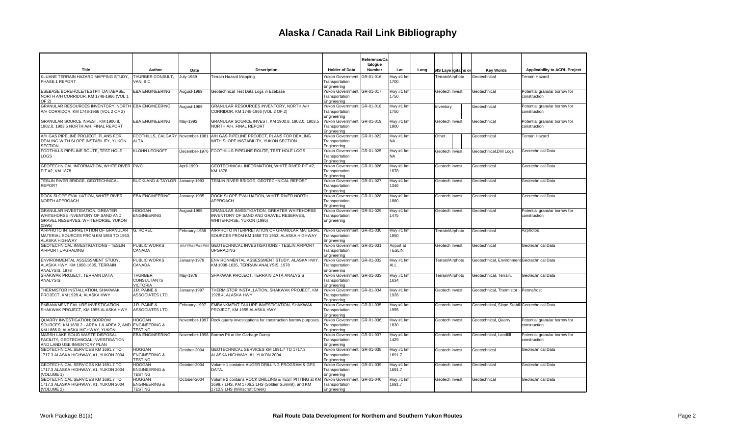# Alaska / Canada Rail Link Bibliography

| Title | Author | Date | Description | Holder of Data | Reference/Catalogue Number | Lat | Long | GIS Layer | Digital | Hard Copy | Key Words | Applicability to ACRL Project |
|---|---|---|---|---|---|---|---|---|---|---|---|---|
| KLUANE TERRAIN HAZARD MAPPING STUDY, PHASE 1 REPORT | THURBER CONSULT, VAN. B.C | July-1989 | Terrain Hazard Mapping | Yukon Government, Transportation Engineering | GR-01-016 | Hwy #1 km 1700 | | Terrain/Airphoto | | | Geotechnical | Terrain Hazard |
| ESEBASE BOREHOLE/TESTPIT DATABASE, NORTH A/H CORRIDOR, KM 1748-1966 (VOL 1 OF 2) | EBA ENGINEERING | August-1989 | Geotechnical Test Data Logs in Ezebase | Yukon Government, Transportation Engineering | GR-01-017 | Hwy #1 km 1750 | | Geotech Invest. | | | Geotechnical | Potential granular borrow for construction |
| GRANULAR RESOURCES INVENTORY, NORTH A/H CORRIDOR, KM 1748-1966 (VOL 2 OF 2) | EBA ENGINEERING | August-1989 | GRANULAR RESOURCES INVENTORY, NORTH A/H CORRIDOR, KM 1748-1966 (VOL 2 OF 2) | Yukon Government, Transportation Engineering | GR-01-018 | Hwy #1 km 1750 | | Inventory | | | Geotechnical | Potential granular borrow for construction |
| GRANULAR SOURCE INVEST, KM 1900.8, 1902.0, 1903.5 NORTH A/H, FINAL REPORT | EBA ENGINEERING | May-1992 | GRANULAR SOURCE INVEST, KM 1900.8, 1902.0, 1903.5 NORTH A/H, FINAL REPORT | Yukon Government, Transportation Engineering | GR-01-019 | Hwy #1 km 1900 | | Geotech Invest. | | | Geotechnical | Potential granular borrow for construction |
| A/H GAS PIPELINE PROJECT, PLANS FOR DEALING WITH SLOPE INSTABILITY, YUKON SECTION | FOOTHILLS, CALGARY ALTA | November-1981 | A/H GAS PIPELINE PROJECT, PLANS FOR DEALING WITH SLOPE INSTABILITY, YUKON SECTION | Yukon Government, Transportation Engineering | GR-01-022 | Hwy #1 km NA | | Other | | | Geotechnical | Terrain Hazard |
| FOOTHILLS PIPELINE ROUTE, TEST HOLE LOGS | KLOHN LEONOFF | December-1976 | FOOTHILLS PIPELINE ROUTE, TEST HOLE LOGS | Yukon Government, Transportation Engineering | GR-01-025 | Hwy #1 km NA | | Geotech Invest. | | | Geotechnical,Drill Logs | Geotechnical Data |
| GEOTECHNICAL INFORMATION, WHITE RIVER PIT #2, KM 1878 | PWC | April-1990 | GEOTECHNICAL INFORMATION, WHITE RIVER PIT #2, KM 1878 | Yukon Government, Transportation Engineering | GR-01-026 | Hwy #1 km 1878 | | Geotech Invest. | | | Geotechnical | Geotechnical Data |
| TESLIN RIVER BRIDGE, GEOTECHNICAL REPORT | BUCKLAND & TAYLOR | January-1993 | TESLIN RIVER BRIDGE, GEOTECHNICAL REPORT | Yukon Government, Transportation Engineering | GR-01-027 | Hwy #1 km 1346 | | Geotech Invest. | | | Geotechnical | Geotechnical Data |
| ROCK SLOPE EVALUATION, WHITE RIVER NORTH APPROACH | EBA ENGINEERING | January-1995 | ROCK SLOPE EVALUATION, WHITE RIVER NORTH APPROACH | Yukon Government, Transportation Engineering | GR-01-028 | Hwy #1 km 1880 | | Geotech Invest | | | Geotechnical | Geotechnical Data |
| GRANULAR INVESTIGATION, GREATER WHITEHORSE INVENTORY OF SAND AND GRAVEL RESERVES, WHITEHORSE, YUKON (1995) | HOGGAN ENGINEERING | August-1995 | GRANULAR INVESTIGATION, GREATER WHITEHORSE INVENTORY OF SAND AND GRAVEL RESERVES, WHITEHORSE, YUKON (1995) | Yukon Government, Transportation Engineering | GR-01-029 | Hwy #1 km 1475 | | Geotech Invest. | | | Geotechnical | Potential granular borrow for construction |
| AIRPHOTO INTERPRETATION OF GRANULAR MATERIAL SOURCES FROM KM 1850 TO 1963, ALASKA HIGHWAY | G. HOREL | February-1988 | AIRPHOTO INTERPRETATION OF GRANULAR MATERIAL SOURCES FROM KM 1850 TO 1963, ALASKA HIGHWAY | Yukon Government, Transportation Engineering | GR-01-030 | Hwy #1 km 1850 | | Terrain/Airphoto | | | Geotechnical | Airphotos |
| GEOTECHNICAL INVESTIGATIONS - TESLIN AIRPORT UPGRADING | PUBLIC WORKS CANADA | ############# | GEOTECHNICAL INVESTIGATIONS - TESLIN AIRPORT UPGRADING | Yukon Government, Transportation Engineering | GR-01-031 | Airport at TESLIN | | Geotech Invest. | | | Geotechnical | Geotechnical Data |
| ENVIRONMENTAL ASSESSMENT STUDY, ALASKA HWY. KM 1008-1635, TERRAIN ANALYSIS, 1978 | PUBLIC WORKS CANADA | January-1979 | ENVIRONMENTAL ASSESSMENT STUDY, ALASKA HWY. KM 1008-1635, TERRAIN ANALYSIS, 1978 | Yukon Government, Transportation Engineering | GR-01-032 | Hwy #1 km ALL | | Terrain/Airphoto | | | Geotechnical, Environment | Geotechnical Data |
| SHAKWAK PROJECT, TERRAIN DATA ANALYSIS | THURBER CONSULTANTS VICTORIA | May-1978 | SHAKWAK PROJECT, TERRAIN DATA ANALYSIS | Yukon Government, Transportation Engineering | GR-01-033 | Hwy #1 km 1634 | | Terrain/Airphoto | | | Geotechnical, Terrain, | Geotechnical Data |
| THERMISTOR INSTALLATION, SHAKWAK PROJECT, KM 1928.4, ALASKA HWY | J.R. PAINE & ASSOCIATES LTD. | January-1997 | THERMISTOR INSTALLATION, SHAKWAK PROJECT, KM 1928.4, ALASKA HWY | Yukon Government, Transportation Engineering | GR-01-034 | Hwy #1 km 1928 | | Geotech Invest. | | | Geotechnical, Thermistor | Permafrost |
| EMBANKMENT FAILURE INVESTIGATION, SHAKWAK PROJECT, KM 1955 ALASKA HWY | J.R. PAINE & ASSOCIATES LTD. | February-1997 | EMBANKMENT FAILURE INVESTIGATION, SHAKWAK PROJECT, KM 1955 ALASKA HWY | Yukon Government, Transportation Engineering | GR-01-035 | Hwy #1 km 1955 | | Geotech Invest. | | | Geotechnical, Slope Stabili | Geotechnical Data |
| QUARRY INVESTIGATION; BORROW SOURCES; KM 1830.2 - AREA 1 & AREA 2, AND KM 1866.0; ALASKA HIGHWAY, YUKON | HOGGAN ENGINEERING & TESTING | November-1997 | Rock quarry investigations for construction borrow purposes. | Yukon Government, Transportation Engineering | GR-01-036 | Hwy #1 km 1830 | | Geotech Invest. | | | Geotechnical, Quarry | Potential granular borrow for construction |
| MARSH LAKE SOLID WASTE DISPOSAL FACILITY, GEOTECHNCIAL INVESTIGATION AND LAND USE INVENTORY PLAN | EBA ENGINEERING | November-1998 | Borrow Pit at the Garbage Dump | Yukon Government, Transportation Engineering | GR-01-037 | Hwy #1 km 1429 | | Geotech Invest. | | | Geotechnical, Landfill | Potential granular borrow for construction |
| GEOTECHNICAL SERVICES KM 1691.7 TO 1717.3 ALASKA HIGHWAY, #1, YUKON 2004 | HOGGAN ENGINEERING & TESTING | October-2004 | GEOTECHNICAL SERVICES KM 1691.7 TO 1717.3 ALASKA HIGHWAY, #1, YUKON 2004 | Yukon Government, Transportation Engineering | GR-01-038 | Hwy #1 km 1691.7 | | Geotech Invest. | | | Geotechnical | Geotechnical Data |
| GEOTECHNICAL SERVICES KM 1691.7 TO 1717.3 ALASKA HIGHWAY, #1, YUKON 2004 (VOLUME 1) | HOGGAN ENGINEERING & TESTING | October-2004 | Volume 1 contains AUGER DRILLING PROGRAM & GPS DATA. | Yukon Government, Transportation Engineering | GR-01-039 | Hwy #1 km 1691.7 | | Geotech Invest. | | | Geotechnical | Geotechnical Data |
| GEOTECHNICAL SERVICES KM 1691.7 TO 1717.3 ALASKA HIGHWAY, #1, YUKON 2004 (VOLUME 2) | HOGGAN ENGINEERING & TESTING | October-2004 | Volume 2 contains ROCK DRILLING & TEST PITTING at KM 1699.7 LHS, KM 1706.2 LHS (Soldier Summit), and KM 1712.9 LHS (Williscroft Creek) | Yukon Government, Transportation Engineering | GR-01-040 | Hwy #1 km 1691.7 | | Geotech Invest. | | | Geotechnical | Geotechnical Data |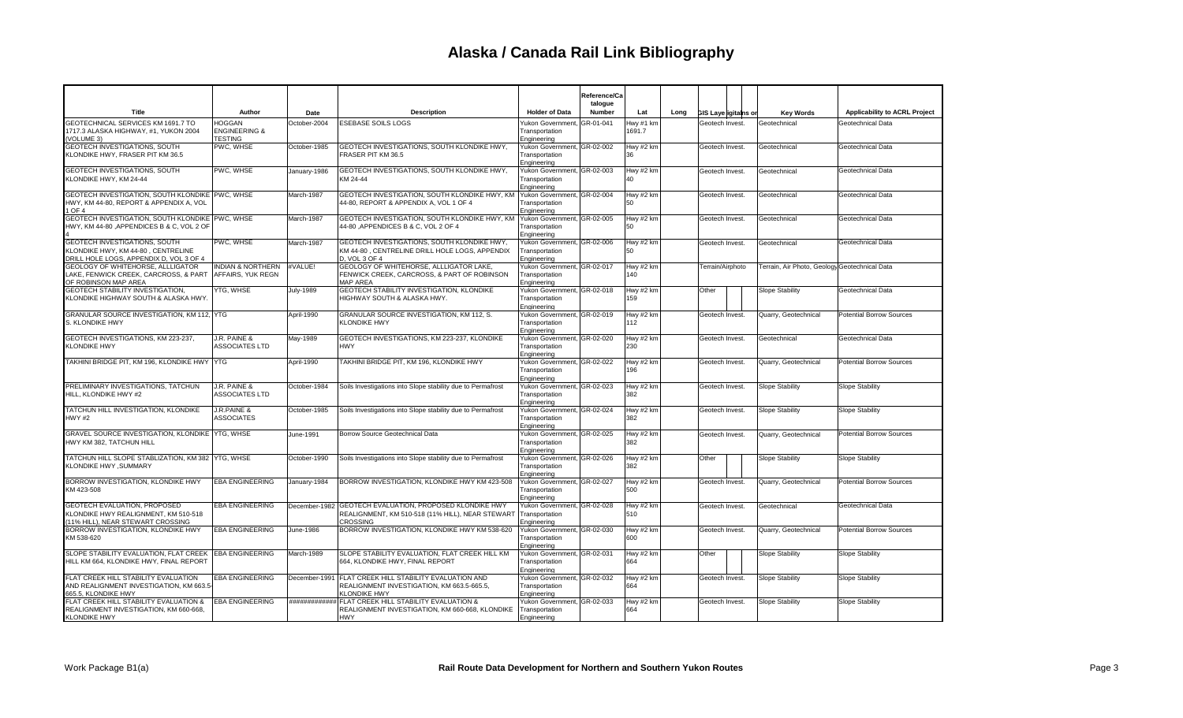# Alaska / Canada Rail Link Bibliography

| Title | Author | Date | Description | Holder of Data | Reference/Catalogue Number | Lat | Long | GIS Layer | Digital | Plans or | Key Words | Applicability to ACRL Project |
|---|---|---|---|---|---|---|---|---|---|---|---|---|
| GEOTECHNICAL SERVICES KM 1691.7 TO 1717.3 ALASKA HIGHWAY, #1, YUKON 2004 (VOLUME 3) | HOGGAN ENGINEERING & TESTING | October-2004 | ESEBASE SOILS LOGS | Yukon Government, Transportation Engineering | GR-01-041 | Hwy #1 km 1691.7 | | Geotech Invest. | | | Geotechnical | Geotechnical Data |
| GEOTECH INVESTIGATIONS, SOUTH KLONDIKE HWY, FRASER PIT KM 36.5 | PWC, WHSE | October-1985 | GEOTECH INVESTIGATIONS, SOUTH KLONDIKE HWY, FRASER PIT KM 36.5 | Yukon Government, Transportation Engineering | GR-02-002 | Hwy #2 km 36 | | Geotech Invest. | | | Geotechnical | Geotechnical Data |
| GEOTECH INVESTIGATIONS, SOUTH KLONDIKE HWY, KM 24-44 | PWC, WHSE | January-1986 | GEOTECH INVESTIGATIONS, SOUTH KLONDIKE HWY, KM 24-44 | Yukon Government, Transportation Engineering | GR-02-003 | Hwy #2 km 40 | | Geotech Invest. | | | Geotechnical | Geotechnical Data |
| GEOTECH INVESTIGATION, SOUTH KLONDIKE HWY, KM 44-80, REPORT & APPENDIX A, VOL 1 OF 4 | PWC, WHSE | March-1987 | GEOTECH INVESTIGATION, SOUTH KLONDIKE HWY, KM 44-80, REPORT & APPENDIX A, VOL 1 OF 4 | Yukon Government, Transportation Engineering | GR-02-004 | Hwy #2 km 50 | | Geotech Invest. | | | Geotechnical | Geotechnical Data |
| GEOTECH INVESTIGATION, SOUTH KLONDIKE HWY, KM 44-80 ,APPENDICES B & C, VOL 2 OF 4 | PWC, WHSE | March-1987 | GEOTECH INVESTIGATION, SOUTH KLONDIKE HWY, KM 44-80 ,APPENDICES B & C, VOL 2 OF 4 | Yukon Government, Transportation Engineering | GR-02-005 | Hwy #2 km 50 | | Geotech Invest. | | | Geotechnical | Geotechnical Data |
| GEOTECH INVESTIGATIONS, SOUTH KLONDIKE HWY, KM 44-80 , CENTRELINE DRILL HOLE LOGS, APPENDIX D, VOL 3 OF 4 | PWC, WHSE | March-1987 | GEOTECH INVESTIGATIONS, SOUTH KLONDIKE HWY, KM 44-80 , CENTRELINE DRILL HOLE LOGS, APPENDIX D, VOL 3 OF 4 | Yukon Government, Transportation Engineering | GR-02-006 | Hwy #2 km 50 | | Geotech Invest. | | | Geotechnical | Geotechnical Data |
| GEOLOGY OF WHITEHORSE, ALLIGATOR LAKE, FENWICK CREEK, CARCROSS, & PART OF ROBINSON MAP AREA | INDIAN & NORTHERN AFFAIRS, YUK REGN | #VALUE! | GEOLOGY OF WHITEHORSE, ALLLIGATOR LAKE, FENWICK CREEK, CARCROSS, & PART OF ROBINSON MAP AREA | Yukon Government, Transportation Engineering | GR-02-017 | Hwy #2 km 140 | | Terrain/Airphoto | | | Terrain, Air Photo, Geology | Geotechnical Data |
| GEOTECH STABILITY INVESTIGATION, KLONDIKE HIGHWAY SOUTH & ALASKA HWY. | YTG, WHSE | July-1989 | GEOTECH STABILITY INVESTIGATION, KLONDIKE HIGHWAY SOUTH & ALASKA HWY. | Yukon Government, Transportation Engineering | GR-02-018 | Hwy #2 km 159 | | Other | | | Slope Stability | Geotechnical Data |
| GRANULAR SOURCE INVESTIGATION, KM 112, S. KLONDIKE HWY | YTG | April-1990 | GRANULAR SOURCE INVESTIGATION, KM 112, S. KLONDIKE HWY | Yukon Government, Transportation Engineering | GR-02-019 | Hwy #2 km 112 | | Geotech Invest. | | | Quarry, Geotechnical | Potential Borrow Sources |
| GEOTECH INVESTIGATIONS, KM 223-237, KLONDIKE HWY | J.R. PAINE & ASSOCIATES LTD | May-1989 | GEOTECH INVESTIGATIONS, KM 223-237, KLONDIKE HWY | Yukon Government, Transportation Engineering | GR-02-020 | Hwy #2 km 230 | | Geotech Invest. | | | Geotechnical | Geotechnical Data |
| TAKHINI BRIDGE PIT, KM 196, KLONDIKE HWY | YTG | April-1990 | TAKHINI BRIDGE PIT, KM 196, KLONDIKE HWY | Yukon Government, Transportation Engineering | GR-02-022 | Hwy #2 km 196 | | Geotech Invest. | | | Quarry, Geotechnical | Potential Borrow Sources |
| PRELIMINARY INVESTIGATIONS, TATCHUN HILL, KLONDIKE HWY #2 | J.R. PAINE & ASSOCIATES LTD | October-1984 | Soils Investigations into Slope stability due to Permafrost | Yukon Government, Transportation Engineering | GR-02-023 | Hwy #2 km 382 | | Geotech Invest. | | | Slope Stability | Slope Stability |
| TATCHUN HILL INVESTIGATION, KLONDIKE HWY #2 | J.R.PAINE & ASSOCIATES | October-1985 | Soils Investigations into Slope stability due to Permafrost | Yukon Government, Transportation Engineering | GR-02-024 | Hwy #2 km 382 | | Geotech Invest. | | | Slope Stability | Slope Stability |
| GRAVEL SOURCE INVESTIGATION, KLONDIKE HWY KM 382, TATCHUN HILL | YTG, WHSE | June-1991 | Borrow Source Geotechnical Data | Yukon Government, Transportation Engineering | GR-02-025 | Hwy #2 km 382 | | Geotech Invest. | | | Quarry, Geotechnical | Potential Borrow Sources |
| TATCHUN HILL SLOPE STABLIZATION, KM 382 KLONDIKE HWY ,SUMMARY | YTG, WHSE | October-1990 | Soils Investigations into Slope stability due to Permafrost | Yukon Government, Transportation Engineering | GR-02-026 | Hwy #2 km 382 | | Other | | | Slope Stability | Slope Stability |
| BORROW INVESTIGATION, KLONDIKE HWY KM 423-508 | EBA ENGINEERING | January-1984 | BORROW INVESTIGATION, KLONDIKE HWY KM 423-508 | Yukon Government, Transportation Engineering | GR-02-027 | Hwy #2 km 500 | | Geotech Invest. | | | Quarry, Geotechnical | Potential Borrow Sources |
| GEOTECH EVALUATION, PROPOSED KLONDIKE HWY REALIGNMENT, KM 510-518 (11% HILL), NEAR STEWART CROSSING | EBA ENGINEERING | December-1982 | GEOTECH EVALUATION, PROPOSED KLONDIKE HWY REALIGNMENT, KM 510-518 (11% HILL), NEAR STEWART CROSSING | Yukon Government, Transportation Engineering | GR-02-028 | Hwy #2 km 510 | | Geotech Invest. | | | Geotechnical | Geotechnical Data |
| BORROW INVESTIGATION, KLONDIKE HWY KM 538-620 | EBA ENGINEERING | June-1986 | BORROW INVESTIGATION, KLONDIKE HWY KM 538-620 | Yukon Government, Transportation Engineering | GR-02-030 | Hwy #2 km 600 | | Geotech Invest. | | | Quarry, Geotechnical | Potential Borrow Sources |
| SLOPE STABILITY EVALUATION, FLAT CREEK HILL KM 664, KLONDIKE HWY, FINAL REPORT | EBA ENGINEERING | March-1989 | SLOPE STABILITY EVALUATION, FLAT CREEK HILL KM 664, KLONDIKE HWY, FINAL REPORT | Yukon Government, Transportation Engineering | GR-02-031 | Hwy #2 km 664 | | Other | | | Slope Stability | Slope Stability |
| FLAT CREEK HILL STABILITY EVALUATION AND REALIGNMENT INVESTIGATION, KM 663.5-665.5, KLONDIKE HWY | EBA ENGINEERING | December-1991 | FLAT CREEK HILL STABILITY EVALUATION AND REALIGNMENT INVESTIGATION, KM 663.5-665.5, KLONDIKE HWY | Yukon Government, Transportation Engineering | GR-02-032 | Hwy #2 km 664 | | Geotech Invest. | | | Slope Stability | Slope Stability |
| FLAT CREEK HILL STABILITY EVALUATION & REALIGNMENT INVESTIGATION, KM 660-668, KLONDIKE HWY | EBA ENGINEERING | ############ | FLAT CREEK HILL STABILITY EVALUATION & REALIGNMENT INVESTIGATION, KM 660-668, KLONDIKE HWY | Yukon Government, Transportation Engineering | GR-02-033 | Hwy #2 km 664 | | Geotech Invest. | | | Slope Stability | Slope Stability |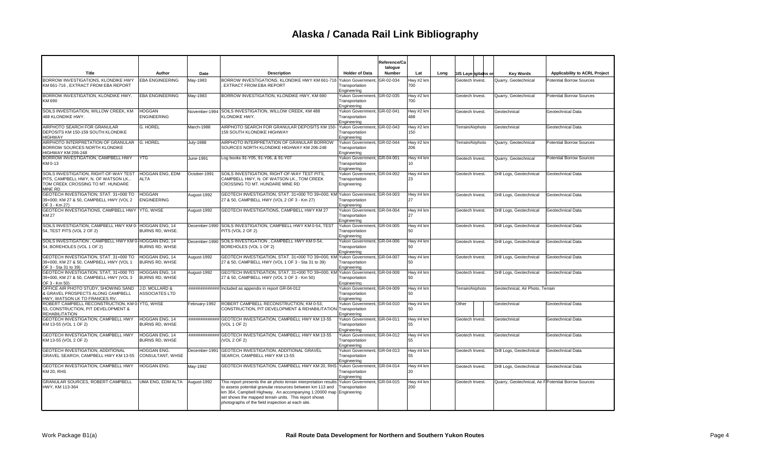# Alaska / Canada Rail Link Bibliography

| Title | Author | Date | Description | Holder of Data | Reference/Catalogue Number | Lat | Long | GIS Layer | Digital | Plans or | Key Words | Applicability to ACRL Project |
|---|---|---|---|---|---|---|---|---|---|---|---|---|
| BORROW INVESTIGATIONS, KLONDIKE HWY KM 661-716 , EXTRACT FROM EBA REPORT | EBA ENGINEERING | May-1983 | BORROW INVESTIGATIONS, KLONDIKE HWY KM 661-716 , EXTRACT FROM EBA REPORT | Yukon Government, Transportation Engineering | GR-02-034 | Hwy #2 km 700 | | Geotech Invest. | | | Quarry, Geotechnical | Potential Borrow Sources |
| BORROW INVESTIGATION, KLONDIKE HWY, KM 690 | EBA ENGINEERING | May-1983 | BORROW INVESTIGATION, KLONDIKE HWY, KM 690 | Yukon Government, Transportation Engineering | GR-02-035 | Hwy #2 km 700 | | Geotech Invest. | | | Quarry, Geotechnical | Potential Borrow Sources |
| SOILS INVESTIGATION, WILLOW CREEK, KM 488 KLONDIKE HWY. | HOGGAN ENGINEERING | November-1994 | SOILS INVESTIGATION, WILLOW CREEK, KM 488 KLONDIKE HWY. | Yukon Government, Transportation Engineering | GR-02-041 | Hwy #2 km 488 | | Geotech Invest. | | | Geotechnical | Geotechnical Data |
| AIRPHOTO SEARCH FOR GRANULAR DEPOSITS KM 150-159 SOUTH KLONDIKE HIGHWAY | G. HOREL | March-1988 | AIRPHOTO SEARCH FOR GRANULAR DEPOSITS KM 150-159 SOUTH KLONDIKE HIGHWAY | Yukon Government, Transportation Engineering | GR-02-043 | Hwy #2 km 150 | | Terrain/Airphoto | | | Geotechnical | Geotechnical Data |
| AIRPHOTO INTERPRETATION OF GRANULAR BORROW SOURCES NORTH KLONDIKE HIGHWAY KM 206-248 | G. HOREL | July-1988 | AIRPHOTO INTERPRETATION OF GRANULAR BORROW SOURCES NORTH KLONDIKE HIGHWAY KM 206-248 | Yukon Government, Transportation Engineering | GR-02-044 | Hwy #2 km 206 | | Terrain/Airphoto | | | Quarry, Geotechnical | Potential Borrow Sources |
| BORROW INVESTIGATION, CAMPBELL HWY KM 0-13 | YTG | June-1991 | Log books 91-Y05, 91-Y06, & 91-Y07 | Yukon Government, Transportation Engineering | GR-04-001 | Hwy #4 km 10 | | Geotech Invest. | | | Quarry, Geotechnical | Potential Borrow Sources |
| SOILS INVESTIGATION, RIGHT-OF-WAY TEST PITS, CAMPBELL HWY, N. OF WATSON LK., TOM CREEK CROSSING TO MT. HUNDARE MINE RD | HOGGAN ENG, EDM ALTA | October-1991 | SOILS INVESTIGATION, RIGHT-OF-WAY TEST PITS, CAMPBELL HWY, N. OF WATSON LK., TOM CREEK CROSSING TO MT. HUNDARE MINE RD | Yukon Government, Transportation Engineering | GR-04-002 | Hwy #4 km 23 | | Geotech Invest. | | | Drill Logs, Geotechnical | Geotechnical Data |
| GEOTECH INVESTIGATION, STAT. 31+000 TO 39+000, KM 27 & 50, CAMPBELL HWY (VOL 2 OF 3 - Km 27) | HOGGAN ENGINEERING | August-1992 | GEOTECH INVESTIGATION, STAT. 31+000 TO 39+000, KM 27 & 50, CAMPBELL HWY (VOL 2 OF 3 - Km 27) | Yukon Government, Transportation Engineering | GR-04-003 | Hwy #4 km 27 | | Geotech Invest. | | | Drill Logs, Geotechnical | Geotechnical Data |
| GEOTECH INVESTIGATIONS, CAMPBELL HWY KM 27 | YTG, WHSE | August-1992 | GEOTECH INVESTIGATIONS, CAMPBELL HWY KM 27 | Yukon Government, Transportation Engineering | GR-04-004 | Hwy #4 km 27 | | Geotech Invest. | | | Drill Logs, Geotechnical | Geotechnical Data |
| SOILS INVESTIGATION, CAMPBELL HWY KM 0-54, TEST PITS (VOL 2 OF 2) | HOGGAN ENG, 14 BURNS RD, WHSE. | December-1990 | SOILS INVESTIGATION, CAMPBELL HWY KM 0-54, TEST PITS (VOL 2 OF 2) | Yukon Government, Transportation Engineering | GR-04-005 | Hwy #4 km 50 | | Geotech Invest. | | | Drill Logs, Geotechnical | Geotechnical Data |
| SOILS INVESTIGATION , CAMPBELL HWY KM 0-54, BOREHOLES (VOL 1 OF 2) | HOGGAN ENG, 14 BURNS RD, WHSE | December-1990 | SOILS INVESTIGATION , CAMPBELL HWY KM 0-54, BOREHOLES (VOL 1 OF 2) | Yukon Government, Transportation Engineering | GR-04-006 | Hwy #4 km 50 | | Geotech Invest. | | | Drill Logs, Geotechnical | Geotechnical Data |
| GEOTECH INVESTIGATION, STAT. 31+000 TO 39+000, KM 27 & 50, CAMPBELL HWY (VOL 1 OF 3 - Sta 31 to 39) | HOGGAN ENG, 14 BURNS RD, WHSE | August-1992 | GEOTECH INVESTIGATION, STAT. 31+000 TO 39+000, KM 27 & 50, CAMPBELL HWY (VOL 1 OF 3 - Sta 31 to 39) | Yukon Government, Transportation Engineering | GR-04-007 | Hwy #4 km 50 | | Geotech Invest. | | | Drill Logs, Geotechnical | Geotechnical Data |
| GEOTECH INVESTIGATION, STAT, 31+000 TO 39+000, KM 27 & 50, CAMPBELL HWY (VOL 3 OF 3 - Km 50) | HOGGAN ENG, 14 BURNS RD, WHSE | August-1992 | GEOTECH INVESTIGATION, STAT, 31+000 TO 39+000, KM 27 & 50, CAMPBELL HWY (VOL 3 OF 3 - Km 50) | Yukon Government, Transportation Engineering | GR-04-008 | Hwy #4 km 50 | | Geotech Invest. | | | Drill Logs, Geotechnical | Geotechnical Data |
| OFFICE AIR PHOTO STUDY, SHOWING SAND & GRAVEL PROSPECTS ALONG CAMPBELL HWY, WATSON LK TO FRANCES RV. | J.D. MOLLARD & ASSOCIATES LTD | ############## | Included as appendix in report GR-04-012 | Yukon Government, Transportation Engineering | GR-04-009 | Hwy #4 km 50 | | Terrain/Airphoto | | | Geotechnical, Air Photo, Terrain | |
| ROBERT CAMPBELL RECONSTRUCTION, KM 0-53, CONSTRUCTION, PIT DEVELOPMENT & REHABILITATION | YTG, WHSE | February-1992 | ROBERT CAMPBELL RECONSTRUCTION, KM 0-53, CONSTRUCTION, PIT DEVELOPMENT & REHABILITATION | Yukon Government, Transportation Engineering | GR-04-010 | Hwy #4 km 50 | | Other | | | Geotechnical | Geotechnical Data |
| GEOTECH INVESTIGATION, CAMPBELL HWY KM 13-55 (VOL 1 OF 2) | HOGGAN ENG, 14 BURNS RD, WHSE | ############## | GEOTECH INVESTIGATION, CAMPBELL HWY KM 13-55 (VOL 1 OF 2) | Yukon Government, Transportation Engineering | GR-04-011 | Hwy #4 km 55 | | Geotech Invest. | | | Geotechnical | Geotechnical Data |
| GEOTECH INVESTIGATION, CAMPBELL HWY KM 13-55 (VOL 2 OF 2) | HOGGAN ENG, 14 BURNS RD, WHSE | ############## | GEOTECH INVESTIGATION, CAMPBELL HWY KM 13-55 (VOL 2 OF 2) | Yukon Government, Transportation Engineering | GR-04-012 | Hwy #4 km 55 | | Geotech Invest. | | | Geotechnical | Geotechnical Data |
| GEOTECH INVESTIGATION, ADDITIONAL GRAVEL SEARCH, CAMPBELL HWY KM 13-55 | HOGGAN ENG. CONSULTANT, WHSE | December-1991 | GEOTECH INVESTIGATION, ADDITIONAL GRAVEL SEARCH, CAMPBELL HWY KM 13-55 | Yukon Government, Transportation Engineering | GR-04-013 | Hwy #4 km 55 | | Geotech Invest. | | | Drill Logs, Geotechnical | Geotechnical Data |
| GEOTECH INVESTIGATION, CAMPBELL HWY KM 20, RHS | HOGGAN ENG. | May-1992 | GEOTECH INVESTIGATION, CAMPBELL HWY KM 20, RHS | Yukon Government, Transportation Engineering | GR-04-014 | Hwy #4 km 20 | | Geotech Invest. | | | Drill Logs, Geotechnical | Geotechnical Data |
| GRANULAR SOURCES, ROBERT CAMPBELL HWY, KM 113-364 | UMA ENG, EDM ALTA | August-1992 | This report presents the air photo terrain interpretation results to assess potential granular resources between km 113 and km 364, Campbell Highway. An accompanying 1:20000 map set shows the mapped terrain units. This report shows photographs of the field inspection at each site. | Yukon Government, Transportation Engineering | GR-04-015 | Hwy #4 km 200 | | Geotech Invest. | | | Quarry, Geotechnical, Air P | Potential Borrow Sources |

Work Package B1(a) — Rail Route Data Development for Northern and Southern Yukon Routes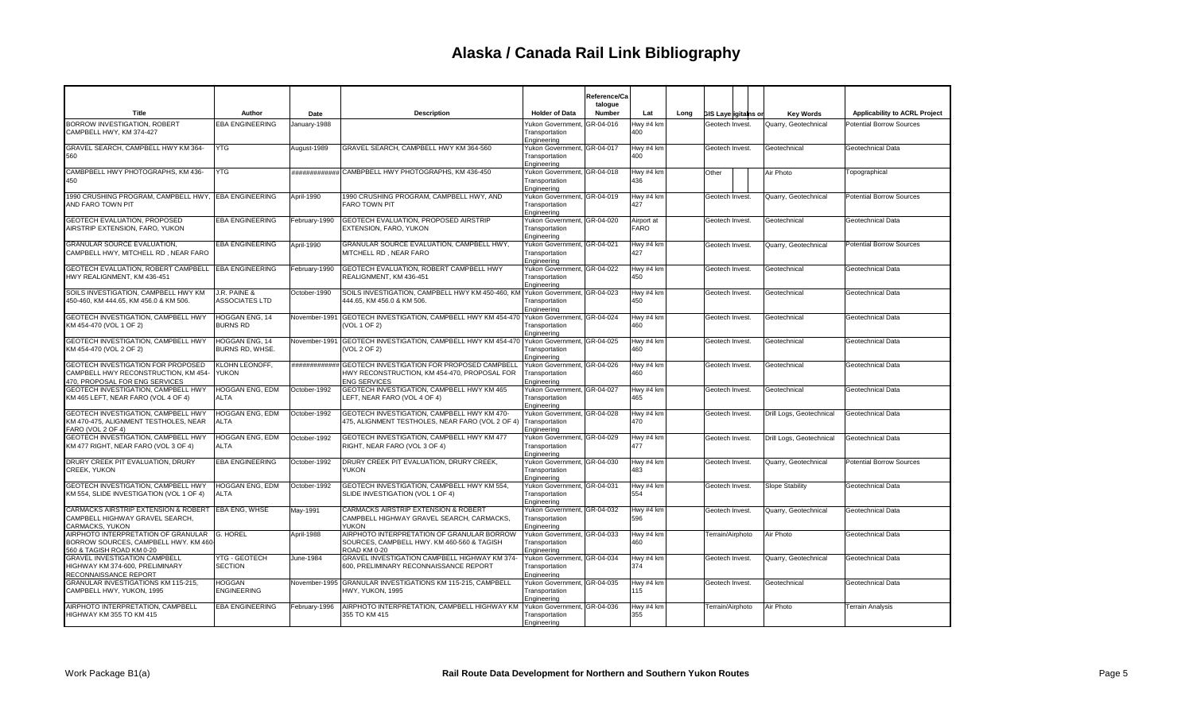# Alaska / Canada Rail Link Bibliography

| Title | Author | Date | Description | Holder of Data | Reference/Catalogue Number | Lat | Long | GIS Layer | Digital | Hardcopy | Key Words | Applicability to ACRL Project |
|---|---|---|---|---|---|---|---|---|---|---|---|---|
| BORROW INVESTIGATION, ROBERT CAMPBELL HWY, KM 374-427 | EBA ENGINEERING | January-1988 | | Yukon Government, Transportation Engineering | GR-04-016 | Hwy #4 km 400 | | Geotech Invest. | | | Quarry, Geotechnical | Potential Borrow Sources |
| GRAVEL SEARCH, CAMPBELL HWY KM 364-560 | YTG | August-1989 | GRAVEL SEARCH, CAMPBELL HWY KM 364-560 | Yukon Government, Transportation Engineering | GR-04-017 | Hwy #4 km 400 | | Geotech Invest. | | | Geotechnical | Geotechnical Data |
| CAMBPBELL HWY PHOTOGRAPHS, KM 436-450 | YTG | ############ | CAMBPBELL HWY PHOTOGRAPHS, KM 436-450 | Yukon Government, Transportation Engineering | GR-04-018 | Hwy #4 km 436 | | Other | | | Air Photo | Topographical |
| 1990 CRUSHING PROGRAM, CAMPBELL HWY, AND FARO TOWN PIT | EBA ENGINEERING | April-1990 | 1990 CRUSHING PROGRAM, CAMPBELL HWY, AND FARO TOWN PIT | Yukon Government, Transportation Engineering | GR-04-019 | Hwy #4 km 427 | | Geotech Invest. | | | Quarry, Geotechnical | Potential Borrow Sources |
| GEOTECH EVALUATION, PROPOSED AIRSTRIP EXTENSION, FARO, YUKON | EBA ENGINEERING | February-1990 | GEOTECH EVALUATION, PROPOSED AIRSTRIP EXTENSION, FARO, YUKON | Yukon Government, Transportation Engineering | GR-04-020 | Airport at FARO | | Geotech Invest. | | | Geotechnical | Geotechnical Data |
| GRANULAR SOURCE EVALUATION, CAMPBELL HWY, MITCHELL RD , NEAR FARO | EBA ENGINEERING | April-1990 | GRANULAR SOURCE EVALUATION, CAMPBELL HWY, MITCHELL RD , NEAR FARO | Yukon Government, Transportation Engineering | GR-04-021 | Hwy #4 km 427 | | Geotech Invest. | | | Quarry, Geotechnical | Potential Borrow Sources |
| GEOTECH EVALUATION, ROBERT CAMPBELL HWY REALIGNMENT, KM 436-451 | EBA ENGINEERING | February-1990 | GEOTECH EVALUATION, ROBERT CAMPBELL HWY REALIGNMENT, KM 436-451 | Yukon Government, Transportation Engineering | GR-04-022 | Hwy #4 km 450 | | Geotech Invest. | | | Geotechnical | Geotechnical Data |
| SOILS INVESTIGATION, CAMPBELL HWY KM 450-460, KM 444.65, KM 456.0 & KM 506. | J.R. PAINE & ASSOCIATES LTD | October-1990 | SOILS INVESTIGATION, CAMPBELL HWY KM 450-460, KM 444.65, KM 456.0 & KM 506. | Yukon Government, Transportation Engineering | GR-04-023 | Hwy #4 km 450 | | Geotech Invest. | | | Geotechnical | Geotechnical Data |
| GEOTECH INVESTIGATION, CAMPBELL HWY KM 454-470 (VOL 1 OF 2) | HOGGAN ENG, 14 BURNS RD | November-1991 | GEOTECH INVESTIGATION, CAMPBELL HWY KM 454-470 (VOL 1 OF 2) | Yukon Government, Transportation Engineering | GR-04-024 | Hwy #4 km 460 | | Geotech Invest. | | | Geotechnical | Geotechnical Data |
| GEOTECH INVESTIGATION, CAMPBELL HWY KM 454-470 (VOL 2 OF 2) | HOGGAN ENG, 14 BURNS RD, WHSE. | November-1991 | GEOTECH INVESTIGATION, CAMPBELL HWY KM 454-470 (VOL 2 OF 2) | Yukon Government, Transportation Engineering | GR-04-025 | Hwy #4 km 460 | | Geotech Invest. | | | Geotechnical | Geotechnical Data |
| GEOTECH INVESTIGATION FOR PROPOSED CAMPBELL HWY RECONSTRUCTION, KM 454-470, PROPOSAL FOR ENG SERVICES | KLOHN LEONOFF, YUKON | ############ | GEOTECH INVESTIGATION FOR PROPOSED CAMPBELL HWY RECONSTRUCTION, KM 454-470, PROPOSAL FOR ENG SERVICES | Yukon Government, Transportation Engineering | GR-04-026 | Hwy #4 km 460 | | Geotech Invest. | | | Geotechnical | Geotechnical Data |
| GEOTECH INVESTIGATION, CAMPBELL HWY KM 465 LEFT, NEAR FARO (VOL 4 OF 4) | HOGGAN ENG, EDM ALTA | October-1992 | GEOTECH INVESTIGATION, CAMPBELL HWY KM 465 LEFT, NEAR FARO (VOL 4 OF 4) | Yukon Government, Transportation Engineering | GR-04-027 | Hwy #4 km 465 | | Geotech Invest. | | | Geotechnical | Geotechnical Data |
| GEOTECH INVESTIGATION, CAMPBELL HWY KM 470-475, ALIGNMENT TESTHOLES, NEAR FARO (VOL 2 OF 4) | HOGGAN ENG, EDM ALTA | October-1992 | GEOTECH INVESTIGATION, CAMPBELL HWY KM 470-475, ALIGNMENT TESTHOLES, NEAR FARO (VOL 2 OF 4) | Yukon Government, Transportation Engineering | GR-04-028 | Hwy #4 km 470 | | Geotech Invest. | | | Drill Logs, Geotechnical | Geotechnical Data |
| GEOTECH INVESTIGATION, CAMPBELL HWY KM 477 RIGHT, NEAR FARO (VOL 3 OF 4) | HOGGAN ENG, EDM ALTA | October-1992 | GEOTECH INVESTIGATION, CAMPBELL HWY KM 477 RIGHT, NEAR FARO (VOL 3 OF 4) | Yukon Government, Transportation Engineering | GR-04-029 | Hwy #4 km 477 | | Geotech Invest. | | | Drill Logs, Geotechnical | Geotechnical Data |
| DRURY CREEK PIT EVALUATION, DRURY CREEK, YUKON | EBA ENGINEERING | October-1992 | DRURY CREEK PIT EVALUATION, DRURY CREEK, YUKON | Yukon Government, Transportation Engineering | GR-04-030 | Hwy #4 km 483 | | Geotech Invest. | | | Quarry, Geotechnical | Potential Borrow Sources |
| GEOTECH INVESTIGATION, CAMPBELL HWY KM 554, SLIDE INVESTIGATION (VOL 1 OF 4) | HOGGAN ENG, EDM ALTA | October-1992 | GEOTECH INVESTIGATION, CAMPBELL HWY KM 554, SLIDE INVESTIGATION (VOL 1 OF 4) | Yukon Government, Transportation Engineering | GR-04-031 | Hwy #4 km 554 | | Geotech Invest. | | | Slope Stability | Geotechnical Data |
| CARMACKS AIRSTRIP EXTENSION & ROBERT CAMPBELL HIGHWAY GRAVEL SEARCH, CARMACKS, YUKON | EBA ENG, WHSE | May-1991 | CARMACKS AIRSTRIP EXTENSION & ROBERT CAMPBELL HIGHWAY GRAVEL SEARCH, CARMACKS, YUKON | Yukon Government, Transportation Engineering | GR-04-032 | Hwy #4 km 596 | | Geotech Invest. | | | Quarry, Geotechnical | Geotechnical Data |
| AIRPHOTO INTERPRETATION OF GRANULAR BORROW SOURCES, CAMPBELL HWY. KM 460-560 & TAGISH ROAD KM 0-20 | G. HOREL | April-1988 | AIRPHOTO INTERPRETATION OF GRANULAR BORROW SOURCES, CAMPBELL HWY. KM 460-560 & TAGISH ROAD KM 0-20 | Yukon Government, Transportation Engineering | GR-04-033 | Hwy #4 km 460 | | Terrain/Airphoto | | | Air Photo | Geotechnical Data |
| GRAVEL INVESTIGATION CAMPBELL HIGHWAY KM 374-600, PRELIMINARY RECONNAISSANCE REPORT | YTG - GEOTECH SECTION | June-1984 | GRAVEL INVESTIGATION CAMPBELL HIGHWAY KM 374-600, PRELIMINARY RECONNAISSANCE REPORT | Yukon Government, Transportation Engineering | GR-04-034 | Hwy #4 km 374 | | Geotech Invest. | | | Quarry, Geotechnical | Geotechnical Data |
| GRANULAR INVESTIGATIONS KM 115-215, CAMPBELL HWY, YUKON, 1995 | HOGGAN ENGINEERING | November-1995 | GRANULAR INVESTIGATIONS KM 115-215, CAMPBELL HWY, YUKON, 1995 | Yukon Government, Transportation Engineering | GR-04-035 | Hwy #4 km 115 | | Geotech Invest. | | | Geotechnical | Geotechnical Data |
| AIRPHOTO INTERPRETATION, CAMPBELL HIGHWAY KM 355 TO KM 415 | EBA ENGINEERING | February-1996 | AIRPHOTO INTERPRETATION, CAMPBELL HIGHWAY KM 355 TO KM 415 | Yukon Government, Transportation Engineering | GR-04-036 | Hwy #4 km 355 | | Terrain/Airphoto | | | Air Photo | Terrain Analysis |

Work Package B1(a) — Rail Route Data Development for Northern and Southern Yukon Routes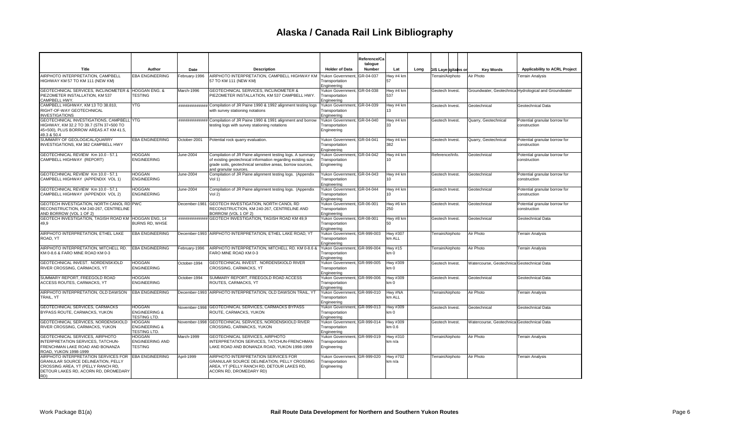# Alaska / Canada Rail Link Bibliography

| Title | Author | Date | Description | Holder of Data | Reference/Catalogue Number | Lat | Long | GIS Layer | Digital | Icons or | Key Words | Applicability to ACRL Project |
|---|---|---|---|---|---|---|---|---|---|---|---|---|
| AIRPHOTO INTERPRETATION, CAMPBELL HIGHWAY KM 57 TO KM 111 (NEW KM) | EBA ENGINEERING | February-1996 | AIRPHOTO INTERPRETATION, CAMPBELL HIGHWAY KM 57 TO KM 111 (NEW KM) | Yukon Government, Transportation Engineering | GR-04-037 | Hwy #4 km 57 | | Terrain/Airphoto | | | Air Photo | Terrain Analysis |
| GEOTECHNICAL SERVICES, INCLINOMETER & PIEZOMETER INSTALLATION, KM 537 CAMPBELL HWY. | HOGGAN ENG. & TESTING | March-1996 | GEOTECHNICAL SERVICES, INCLINOMETER & PIEZOMETER INSTALLATION, KM 537 CAMPBELL HWY. | Yukon Government, Transportation Engineering | GR-04-038 | Hwy #4 km 537 | | Geotech Invest. | | | Groundwater, Geotechnical | Hydrological and Groundwater |
| CAMPBELL HIGHWAY, KM 13 TO 38.810, RIGHT-OF-WAY GEOTECHNICAL INVESTIGATIONS | YTG | ############ | Compilation of JR Paine 1990 & 1992 alignment testing logs with survey stationing notations | Yukon Government, Transportation Engineering | GR-04-039 | Hwy #4 km 13 | | Geotech Invest. | | | Geotechnical | Geotechnical Data |
| GEOTECHNICAL INVESTIGATIONS, CAMPBELL HIGHWAY, KM 32.2 TO 39.7 (STN 37+500 TO 45+500), PLUS BORROW AREAS AT KM 41.5, 49.3 & 50.4 | YTG | ############ | Compilation of JR Paine 1990 & 1991 alignment and borrow testing logs with survey stationing notations | Yukon Government, Transportation Engineering | GR-04-040 | Hwy #4 km 33 | | Geotech Invest. | | | Quarry, Geotechnical | Potential granular borrow for construction |
| SUMMARY OF GEOLOGICAL/QUARRY INVESTIGATIONS, KM 382 CAMPBELL HWY | EBA ENGINEERING | October-2001 | Potential rock quarry evaluation. | Yukon Government, Transportation Engineering | GR-04-041 | Hwy #4 km 382 | | Geotech Invest. | | | Quarry, Geotechnical | Potential granular borrow for construction |
| GEOTECHNICAL REVIEW Km 10.0 - 57.1 CAMPBELL HIGHWAY (REPORT) | HOGGAN ENGINEERING | June-2004 | Compilation of JR Paine alignment testing logs. A summary of existing geotechnical information regarding existing sub-grade soils, geotechnical sensitive areas, borrow sources, and granular sources. | Yukon Government, Transportation Engineering | GR-04-042 | Hwy #4 km 10 | | Reference/Info. | | | Geotechnical | Potential granular borrow for construction |
| GEOTECHNICAL REVIEW Km 10.0 - 57.1 CAMPBELL HIGHWAY (APPENDIX VOL 1) | HOGGAN ENGINEERING | June-2004 | Compilation of JR Paine alignment testing logs. (Appendix Vol 1) | Yukon Government, Transportation Engineering | GR-04-043 | Hwy #4 km 10 | | Geotech Invest. | | | Geotechnical | Potential granular borrow for construction |
| GEOTECHNICAL REVIEW Km 10.0 - 57.1 CAMPBELL HIGHWAY (APPENDIX VOL 2) | HOGGAN ENGINEERING | June-2004 | Compilation of JR Paine alignment testing logs. (Appendix Vol 2) | Yukon Government, Transportation Engineering | GR-04-044 | Hwy #4 km 10 | | Geotech Invest. | | | Geotechnical | Potential granular borrow for construction |
| GEOTECH INVESTIGATION, NORTH CANOL RD RECONSTRUCTION, KM 240-267, CENTRELINE AND BORROW (VOL 1 OF 2) | PWC | December-1981 | GEOTECH INVESTIGATION, NORTH CANOL RD RECONSTRUCTION, KM 240-267, CENTRELINE AND BORROW (VOL 1 OF 2) | Yukon Government, Transportation Engineering | GR-06-001 | Hwy #6 km 250 | | Geotech Invest. | | | Geotechnical | Potential granular borrow for construction |
| GEOTECH INVESTIGATION, TAGISH ROAD KM 49,9 | HOGGAN ENG, 14 BURNS RD, WHSE | ############ | GEOTECH INVESTIGATION, TAGISH ROAD KM 49,9 | Yukon Government, Transportation Engineering | GR-08-001 | Hwy #8 km 50 | | Geotech Invest. | | | Geotechnical | Geotechnical Data |
| AIRPHOTO INTERPRETATION, ETHEL LAKE ROAD, YT | EBA ENGINEERING | December-1993 | AIRPHOTO INTERPRETATION, ETHEL LAKE ROAD, YT | Yukon Government, Transportation Engineering | GR-999-003 | Hwy #307 km ALL | | Terrain/Airphoto | | | Air Photo | Terrain Analysis |
| AIRPHOTO INTERPRETATION, MITCHELL RD. KM 0-8.6 & FARO MINE ROAD KM 0-3 | EBA ENGINEERING | February-1996 | AIRPHOTO INTERPRETATION, MITCHELL RD. KM 0-8.6 & FARO MINE ROAD KM 0-3 | Yukon Government, Transportation Engineering | GR-999-004 | Hwy #15 km 0 | | Terrain/Airphoto | | | Air Photo | Terrain Analysis |
| GEOTECHNICAL INVEST. NORDENSKIOLD RIVER CROSSING, CARMACKS, YT | HOGGAN ENGINEERING | October-1994 | GEOTECHNICAL INVEST. NORDENSKIOLD RIVER CROSSING, CARMACKS, YT | Yukon Government, Transportation Engineering | GR-999-005 | Hwy #309 km 0 | | Geotech Invest. | | | Watercourse, Geotechnical | Geotechnical Data |
| SUMMARY REPORT, FREEGOLD ROAD ACCESS ROUTES, CARMACKS, YT | HOGGAN ENGINEERING | October-1994 | SUMMARY REPORT, FREEGOLD ROAD ACCESS ROUTES, CARMACKS, YT | Yukon Government, Transportation Engineering | GR-999-006 | Hwy #309 km 0 | | Geotech Invest. | | | Geotechnical | Geotechnical Data |
| AIRPHOTO INTERPRETATION, OLD DAWSON TRAIL, YT | EBA ENGINEERING | December-1993 | AIRPHOTO INTERPRETATION, OLD DAWSON TRAIL, YT | Yukon Government, Transportation Engineering | GR-999-010 | Hwy #NA km ALL | | Terrain/Airphoto | | | Air Photo | Terrain Analysis |
| GEOTECHNICAL SERVICES, CARMACKS BYPASS ROUTE, CARMACKS, YUKON | HOGGAN ENGINEERING & TESTING LTD. | November-1998 | GEOTECHNICAL SERVICES, CARMACKS BYPASS ROUTE, CARMACKS, YUKON | Yukon Government, Transportation Engineering | GR-999-013 | Hwy #309 km 0 | | Geotech Invest. | | | Geotechnical | Geotechnical Data |
| GEOTECHNICAL SERVICES, NORDENSKIOLD RIVER CROSSING, CARMACKS, YUKON | HOGGAN ENGINEERING & TESTING LTD. | November-1998 | GEOTECHNICAL SERVICES, NORDENSKIOLD RIVER CROSSING, CARMACKS, YUKON | Yukon Government, Transportation Engineering | GR-999-014 | Hwy #309 km 0.6 | | Geotech Invest. | | | Watercourse, Geotechnical | Geotechnical Data |
| GEOTECHNICAL SERVICES, AIRPHOTO INTERPRETATION SERVICES, TATCHUN-FRENCHMAN LAKE ROAD AND BONANZA ROAD, YUKON 1998-1999 | HOGGAN ENGINEERING AND TESTING | March-1999 | GEOTECHNICAL SERVICES, AIRPHOTO INTERPRETATION SERVICES, TATCHUN-FRENCHMAN LAKE ROAD AND BONANZA ROAD, YUKON 1998-1999 | Yukon Government, Transportation Engineering | GR-999-019 | Hwy #310 km n/a | | Terrain/Airphoto | | | Air Photo | Terrain Analysis |
| AIRPHOTO INTERPRETATION SERVICES FOR GRANULAR SOURCE DELINEATION, PELLY CROSSING AREA, YT (PELLY RANCH RD, DETOUR LAKES RD, ACORN RD, DROMEDARY RD) | EBA ENGINEERING | April-1999 | AIRPHOTO INTERPRETATION SERVICES FOR GRANULAR SOURCE DELINEATION, PELLY CROSSING AREA, YT (PELLY RANCH RD, DETOUR LAKES RD, ACORN RD, DROMEDARY RD) | Yukon Government, Transportation Engineering | GR-999-020 | Hwy #702 km n/a | | Terrain/Airphoto | | | Air Photo | Terrain Analysis |

Work Package B1(a) — Rail Route Data Development for Northern and Southern Yukon Routes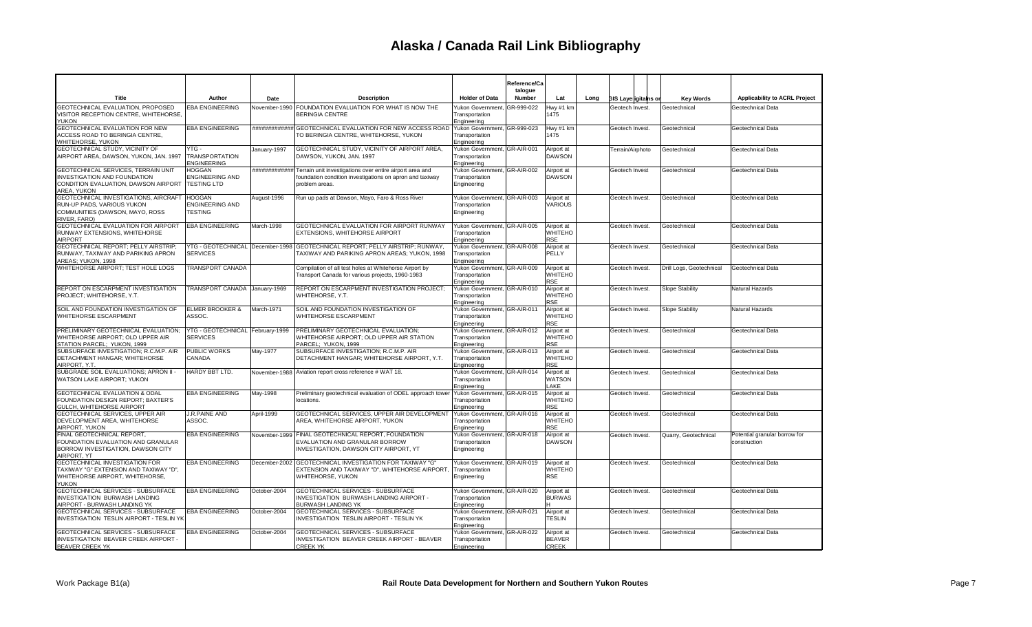# Alaska / Canada Rail Link Bibliography

| Title | Author | Date | Description | Holder of Data | Reference/Catalogue Number | Lat | Long | GIS Layer | Digital | Plans or Maps | Key Words | Applicability to ACRL Project |
|---|---|---|---|---|---|---|---|---|---|---|---|---|
| GEOTECHNICAL EVALUATION, PROPOSED VISITOR RECEPTION CENTRE, WHITEHORSE, YUKON | EBA ENGINEERING | November-1990 | FOUNDATION EVALUATION FOR WHAT IS NOW THE BERINGIA CENTRE | Yukon Government, Transportation Engineering | GR-999-022 | Hwy #1 km 1475 | | Geotech Invest. | | | Geotechnical | Geotechnical Data |
| GEOTECHNICAL EVALUATION FOR NEW ACCESS ROAD TO BERINGIA CENTRE, WHITEHORSE, YUKON | EBA ENGINEERING | ############ | GEOTECHNICAL EVALUATION FOR NEW ACCESS ROAD TO BERINGIA CENTRE, WHITEHORSE, YUKON | Yukon Government, Transportation Engineering | GR-999-023 | Hwy #1 km 1475 | | Geotech Invest. | | | Geotechnical | Geotechnical Data |
| GEOTECHNICAL STUDY, VICINITY OF AIRPORT AREA, DAWSON, YUKON, JAN. 1997 | YTG - TRANSPORTATION ENGINEERING | January-1997 | GEOTECHNICAL STUDY, VICINITY OF AIRPORT AREA, DAWSON, YUKON, JAN. 1997 | Yukon Government, Transportation Engineering | GR-AIR-001 | Airport at DAWSON | | Terrain/Airphoto | | | Geotechnical | Geotechnical Data |
| GEOTECHNICAL SERVICES, TERRAIN UNIT INVESTIGATION AND FOUNDATION CONDITION EVALUATION, DAWSON AIRPORT AREA, YUKON | HOGGAN ENGINEERING AND TESTING LTD | ############ | Terrain unit investigations over entire airport area and foundation condition investigations on apron and taxiway problem areas. | Yukon Government, Transportation Engineering | GR-AIR-002 | Airport at DAWSON | | Geotech Invest | | | Geotechnical | Geotechnical Data |
| GEOTECHNICAL INVESTIGATIONS, AIRCRAFT RUN-UP PADS, VARIOUS YUKON COMMUNITIES (DAWSON, MAYO, ROSS RIVER, FARO) | HOGGAN ENGINEERING AND TESTING | August-1996 | Run up pads at Dawson, Mayo, Faro & Ross River | Yukon Government, Transportation Engineering | GR-AIR-003 | Airport at VARIOUS | | Geotech Invest. | | | Geotechnical | Geotechnical Data |
| GEOTECHNICAL EVALUATION FOR AIRPORT RUNWAY EXTENSIONS, WHITEHORSE AIRPORT | EBA ENGINEERING | March-1998 | GEOTECHNICAL EVALUATION FOR AIRPORT RUNWAY EXTENSIONS, WHITEHORSE AIRPORT | Yukon Government, Transportation Engineering | GR-AIR-005 | Airport at WHITEHORSE | | Geotech Invest. | | | Geotechnical | Geotechnical Data |
| GEOTECHNICAL REPORT; PELLY AIRSTRIP; RUNWAY, TAXIWAY AND PARIKING APRON AREAS; YUKON, 1998 | YTG - GEOTECHNICAL SERVICES | December-1998 | GEOTECHNICAL REPORT; PELLY AIRSTRIP; RUNWAY, TAXIWAY AND PARIKING APRON AREAS; YUKON, 1998 | Yukon Government, Transportation Engineering | GR-AIR-008 | Airport at PELLY | | Geotech Invest. | | | Geotechnical | Geotechnical Data |
| WHITEHORSE AIRPORT; TEST HOLE LOGS | TRANSPORT CANADA | | Compilation of all test holes at Whitehorse Airport by Transport Canada for various projects, 1960-1983 | Yukon Government, Transportation Engineering | GR-AIR-009 | Airport at WHITEHORSE | | Geotech Invest. | | | Drill Logs, Geotechnical | Geotechnical Data |
| REPORT ON ESCARPMENT INVESTIGATION PROJECT; WHITEHORSE, Y.T. | TRANSPORT CANADA | January-1969 | REPORT ON ESCARPMENT INVESTIGATION PROJECT; WHITEHORSE, Y.T. | Yukon Government, Transportation Engineering | GR-AIR-010 | Airport at WHITEHORSE | | Geotech Invest. | | | Slope Stability | Natural Hazards |
| SOIL AND FOUNDATION INVESTIGATION OF WHITEHORSE ESCARPMENT | ELMER BROOKER & ASSOC. | March-1971 | SOIL AND FOUNDATION INVESTIGATION OF WHITEHORSE ESCARPMENT | Yukon Government, Transportation Engineering | GR-AIR-011 | Airport at WHITEHORSE | | Geotech Invest. | | | Slope Stability | Natural Hazards |
| PRELIMINARY GEOTECHNICAL EVALUATION; WHITEHORSE AIRPORT; OLD UPPER AIR STATION PARCEL; YUKON, 1999 | YTG - GEOTECHNICAL SERVICES | February-1999 | PRELIMINARY GEOTECHNICAL EVALUATION; WHITEHORSE AIRPORT; OLD UPPER AIR STATION PARCEL; YUKON, 1999 | Yukon Government, Transportation Engineering | GR-AIR-012 | Airport at WHITEHORSE | | Geotech Invest. | | | Geotechnical | Geotechnical Data |
| SUBSURFACE INVESTIGATION; R.C.M.P. AIR DETACHMENT HANGAR; WHITEHORSE AIRPORT, Y.T. | PUBLIC WORKS CANADA | May-1977 | SUBSURFACE INVESTIGATION; R.C.M.P. AIR DETACHMENT HANGAR; WHITEHORSE AIRPORT, Y.T. | Yukon Government, Transportation Engineering | GR-AIR-013 | Airport at WHITEHORSE | | Geotech Invest. | | | Geotechnical | Geotechnical Data |
| SUBGRADE SOIL EVALUATIONS; APRON II - WATSON LAKE AIRPORT; YUKON | HARDY BBT LTD. | November-1988 | Aviation report cross reference # WAT 18. | Yukon Government, Transportation Engineering | GR-AIR-014 | Airport at WATSON LAKE | | Geotech Invest. | | | Geotechnical | Geotechnical Data |
| GEOTECHNICAL EVALUATION & ODAL FOUNDATION DESIGN REPORT; BAXTER'S GULCH, WHITEHORSE AIRPORT | EBA ENGINEERING | May-1998 | Preliminary geotechnical evaluation of ODEL approach tower locations. | Yukon Government, Transportation Engineering | GR-AIR-015 | Airport at WHITEHORSE | | Geotech Invest. | | | Geotechnical | Geotechnical Data |
| GEOTECHNICAL SERVICES, UPPER AIR DEVELOPMENT AREA, WHITEHORSE AIRPORT, YUKON | J.R.PAINE AND ASSOC. | April-1999 | GEOTECHNICAL SERVICES, UPPER AIR DEVELOPMENT AREA, WHITEHORSE AIRPORT, YUKON | Yukon Government, Transportation Engineering | GR-AIR-016 | Airport at WHITEHORSE | | Geotech Invest. | | | Geotechnical | Geotechnical Data |
| FINAL GEOTECHNICAL REPORT, FOUNDATION EVALUATION AND GRANULAR BORROW INVESTIGATION, DAWSON CITY AIRPORT, YT | EBA ENGINEERING | November-1999 | FINAL GEOTECHNICAL REPORT, FOUNDATION EVALUATION AND GRANULAR BORROW INVESTIGATION, DAWSON CITY AIRPORT, YT | Yukon Government, Transportation Engineering | GR-AIR-018 | Airport at DAWSON | | Geotech Invest. | | | Quarry, Geotechnical | Potential granular borrow for construction |
| GEOTECHNICAL INVESTIGATION FOR TAXIWAY "G" EXTENSION AND TAXIWAY "D", WHITEHORSE AIRPORT, WHITEHORSE, YUKON | EBA ENGINEERING | December-2002 | GEOTECHNICAL INVESTIGATION FOR TAXIWAY "G" EXTENSION AND TAXIWAY "D", WHITEHORSE AIRPORT, WHITEHORSE, YUKON | Yukon Government, Transportation Engineering | GR-AIR-019 | Airport at WHITEHORSE | | Geotech Invest. | | | Geotechnical | Geotechnical Data |
| GEOTECHNICAL SERVICES - SUBSURFACE INVESTIGATION BURWASH LANDING AIRPORT - BURWASH LANDING YK | EBA ENGINEERING | October-2004 | GEOTECHNICAL SERVICES - SUBSURFACE INVESTIGATION BURWASH LANDING AIRPORT - BURWASH LANDING YK | Yukon Government, Transportation Engineering | GR-AIR-020 | Airport at BURWASH | | Geotech Invest. | | | Geotechnical | Geotechnical Data |
| GEOTECHNICAL SERVICES - SUBSURFACE INVESTIGATION TESLIN AIRPORT - TESLIN YK | EBA ENGINEERING | October-2004 | GEOTECHNICAL SERVICES - SUBSURFACE INVESTIGATION TESLIN AIRPORT - TESLIN YK | Yukon Government, Transportation Engineering | GR-AIR-021 | Airport at TESLIN | | Geotech Invest. | | | Geotechnical | Geotechnical Data |
| GEOTECHNICAL SERVICES - SUBSURFACE INVESTIGATION BEAVER CREEK AIRPORT - BEAVER CREEK YK | EBA ENGINEERING | October-2004 | GEOTECHNICAL SERVICES - SUBSURFACE INVESTIGATION BEAVER CREEK AIRPORT - BEAVER CREEK YK | Yukon Government, Transportation Engineering | GR-AIR-022 | Airport at BEAVER CREEK | | Geotech Invest. | | | Geotechnical | Geotechnical Data |

Work Package B1(a) — Rail Route Data Development for Northern and Southern Yukon Routes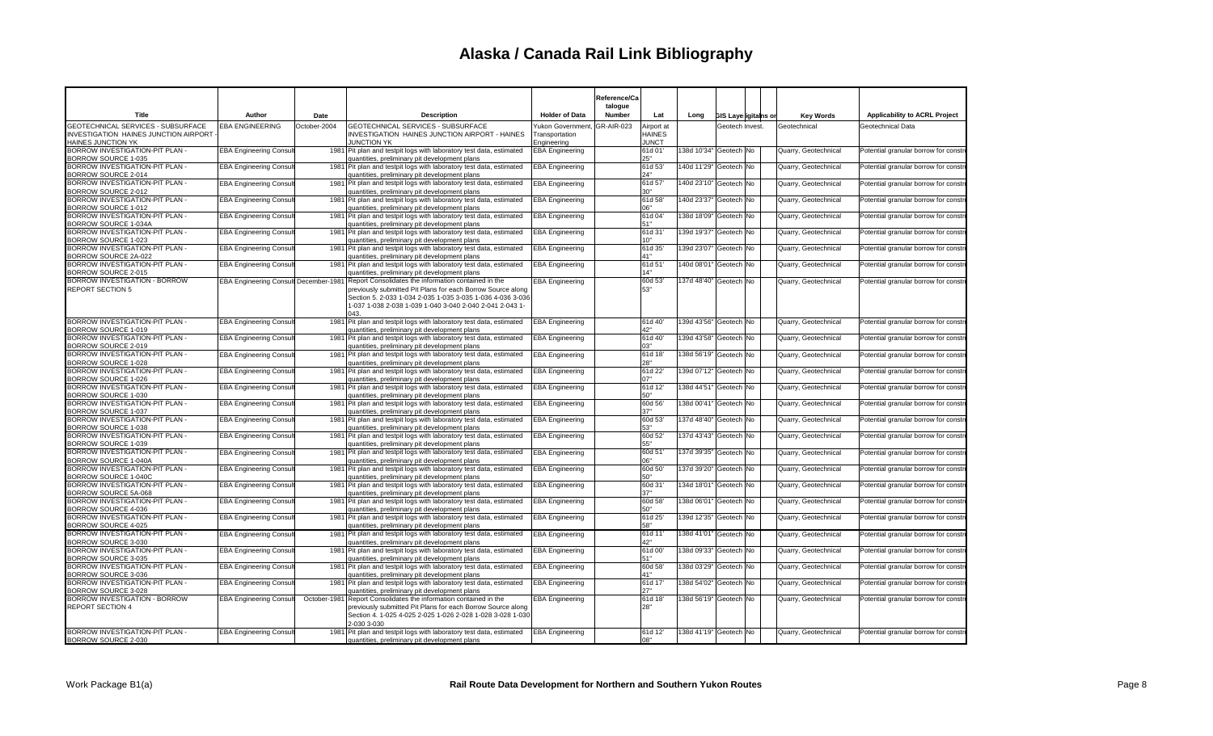# Alaska / Canada Rail Link Bibliography

| Title | Author | Date | Description | Holder of Data | Reference/Catalogue Number | Lat | Long | GIS Layer | Digital | Ions or | Key Words | Applicability to ACRL Project |
|---|---|---|---|---|---|---|---|---|---|---|---|---|
| GEOTECHNICAL SERVICES - SUBSURFACE INVESTIGATION HAINES JUNCTION AIRPORT - HAINES JUNCTION YK | EBA ENGINEERING | October-2004 | GEOTECHNICAL SERVICES - SUBSURFACE INVESTIGATION HAINES JUNCTION AIRPORT - HAINES JUNCTION YK | Yukon Government, Transportation Engineering | GR-AIR-023 | Airport at HAINES JUNCT | | Geotech Invest. | | | Geotechnical | Geotechnical Data |
| BORROW INVESTIGATION-PIT PLAN - BORROW SOURCE 1-035 | EBA Engineering Consult | 1981 | Pit plan and testpit logs with laboratory test data, estimated quantities, preliminary pit development plans | EBA Engineering | | 61d 01' 25" | 138d 10'34" | Geotech | No | | Quarry, Geotechnical | Potential granular borrow for constr |
| BORROW INVESTIGATION-PIT PLAN - BORROW SOURCE 2-014 | EBA Engineering Consult | 1981 | Pit plan and testpit logs with laboratory test data, estimated quantities, preliminary pit development plans | EBA Engineering | | 61d 53' 24" | 140d 11'29" | Geotech | No | | Quarry, Geotechnical | Potential granular borrow for constr |
| BORROW INVESTIGATION-PIT PLAN - BORROW SOURCE 2-012 | EBA Engineering Consult | 1981 | Pit plan and testpit logs with laboratory test data, estimated quantities, preliminary pit development plans | EBA Engineering | | 61d 57' 30" | 140d 23'10" | Geotech | No | | Quarry, Geotechnical | Potential granular borrow for constr |
| BORROW INVESTIGATION-PIT PLAN - BORROW SOURCE 1-012 | EBA Engineering Consult | 1981 | Pit plan and testpit logs with laboratory test data, estimated quantities, preliminary pit development plans | EBA Engineering | | 61d 58' 06" | 140d 23'37" | Geotech | No | | Quarry, Geotechnical | Potential granular borrow for constr |
| BORROW INVESTIGATION-PIT PLAN - BORROW SOURCE 1-034A | EBA Engineering Consult | 1981 | Pit plan and testpit logs with laboratory test data, estimated quantities, preliminary pit development plans | EBA Engineering | | 61d 04' 51" | 138d 18'09" | Geotech | No | | Quarry, Geotechnical | Potential granular borrow for constr |
| BORROW INVESTIGATION-PIT PLAN - BORROW SOURCE 1-023 | EBA Engineering Consult | 1981 | Pit plan and testpit logs with laboratory test data, estimated quantities, preliminary pit development plans | EBA Engineering | | 61d 31' 10" | 139d 19'37" | Geotech | No | | Quarry, Geotechnical | Potential granular borrow for constr |
| BORROW INVESTIGATION-PIT PLAN - BORROW SOURCE 2A-022 | EBA Engineering Consult | 1981 | Pit plan and testpit logs with laboratory test data, estimated quantities, preliminary pit development plans | EBA Engineering | | 61d 35' 41" | 139d 23'07" | Geotech | No | | Quarry, Geotechnical | Potential granular borrow for constr |
| BORROW INVESTIGATION-PIT PLAN - BORROW SOURCE 2-015 | EBA Engineering Consult | 1981 | Pit plan and testpit logs with laboratory test data, estimated quantities, preliminary pit development plans | EBA Engineering | | 61d 51' 14" | 140d 08'01" | Geotech | No | | Quarry, Geotechnical | Potential granular borrow for constr |
| BORROW INVESTIGATION - BORROW REPORT SECTION 5 | EBA Engineering Consult | December-1981 | Report Consolidates the information contained in the previously submitted Pit Plans for each Borrow Source along Section 5. 2-033 1-034 2-035 1-035 3-035 1-036 4-036 3-036 1-037 1-038 2-038 1-039 1-040 3-040 2-040 2-041 2-043 1-043. | EBA Engineering | | 60d 53' 53" | 137d 48'40" | Geotech | No | | Quarry, Geotechnical | Potential granular borrow for constr |
| BORROW INVESTIGATION-PIT PLAN - BORROW SOURCE 1-019 | EBA Engineering Consult | 1981 | Pit plan and testpit logs with laboratory test data, estimated quantities, preliminary pit development plans | EBA Engineering | | 61d 40' 42" | 139d 43'56" | Geotech | No | | Quarry, Geotechnical | Potential granular borrow for constr |
| BORROW INVESTIGATION-PIT PLAN - BORROW SOURCE 2-019 | EBA Engineering Consult | 1981 | Pit plan and testpit logs with laboratory test data, estimated quantities, preliminary pit development plans | EBA Engineering | | 61d 40' 03" | 139d 43'58" | Geotech | No | | Quarry, Geotechnical | Potential granular borrow for constr |
| BORROW INVESTIGATION-PIT PLAN - BORROW SOURCE 1-028 | EBA Engineering Consult | 1981 | Pit plan and testpit logs with laboratory test data, estimated quantities, preliminary pit development plans | EBA Engineering | | 61d 18' 28" | 138d 56'19" | Geotech | No | | Quarry, Geotechnical | Potential granular borrow for constr |
| BORROW INVESTIGATION-PIT PLAN - BORROW SOURCE 1-026 | EBA Engineering Consult | 1981 | Pit plan and testpit logs with laboratory test data, estimated quantities, preliminary pit development plans | EBA Engineering | | 61d 22' 07" | 139d 07'12" | Geotech | No | | Quarry, Geotechnical | Potential granular borrow for constr |
| BORROW INVESTIGATION-PIT PLAN - BORROW SOURCE 1-030 | EBA Engineering Consult | 1981 | Pit plan and testpit logs with laboratory test data, estimated quantities, preliminary pit development plans | EBA Engineering | | 61d 12' 50" | 138d 44'51" | Geotech | No | | Quarry, Geotechnical | Potential granular borrow for constr |
| BORROW INVESTIGATION-PIT PLAN - BORROW SOURCE 1-037 | EBA Engineering Consult | 1981 | Pit plan and testpit logs with laboratory test data, estimated quantities, preliminary pit development plans | EBA Engineering | | 60d 56' 37" | 138d 00'41" | Geotech | No | | Quarry, Geotechnical | Potential granular borrow for constr |
| BORROW INVESTIGATION-PIT PLAN - BORROW SOURCE 1-038 | EBA Engineering Consult | 1981 | Pit plan and testpit logs with laboratory test data, estimated quantities, preliminary pit development plans | EBA Engineering | | 60d 53' 53" | 137d 48'40" | Geotech | No | | Quarry, Geotechnical | Potential granular borrow for constr |
| BORROW INVESTIGATION-PIT PLAN - BORROW SOURCE 1-039 | EBA Engineering Consult | 1981 | Pit plan and testpit logs with laboratory test data, estimated quantities, preliminary pit development plans | EBA Engineering | | 60d 52' 55" | 137d 43'43" | Geotech | No | | Quarry, Geotechnical | Potential granular borrow for constr |
| BORROW INVESTIGATION-PIT PLAN - BORROW SOURCE 1-040A | EBA Engineering Consult | 1981 | Pit plan and testpit logs with laboratory test data, estimated quantities, preliminary pit development plans | EBA Engineering | | 60d 51' 06" | 137d 39'35" | Geotech | No | | Quarry, Geotechnical | Potential granular borrow for constr |
| BORROW INVESTIGATION-PIT PLAN - BORROW SOURCE 1-040C | EBA Engineering Consult | 1981 | Pit plan and testpit logs with laboratory test data, estimated quantities, preliminary pit development plans | EBA Engineering | | 60d 50' 50" | 137d 39'20" | Geotech | No | | Quarry, Geotechnical | Potential granular borrow for constr |
| BORROW INVESTIGATION-PIT PLAN - BORROW SOURCE 5A-068 | EBA Engineering Consult | 1981 | Pit plan and testpit logs with laboratory test data, estimated quantities, preliminary pit development plans | EBA Engineering | | 60d 31' 37" | 134d 18'01" | Geotech | No | | Quarry, Geotechnical | Potential granular borrow for constr |
| BORROW INVESTIGATION-PIT PLAN - BORROW SOURCE 4-036 | EBA Engineering Consult | 1981 | Pit plan and testpit logs with laboratory test data, estimated quantities, preliminary pit development plans | EBA Engineering | | 60d 58' 50" | 138d 06'01" | Geotech | No | | Quarry, Geotechnical | Potential granular borrow for constr |
| BORROW INVESTIGATION-PIT PLAN - BORROW SOURCE 4-025 | EBA Engineering Consult | 1981 | Pit plan and testpit logs with laboratory test data, estimated quantities, preliminary pit development plans | EBA Engineering | | 61d 25' 58" | 139d 12'35" | Geotech | No | | Quarry, Geotechnical | Potential granular borrow for constr |
| BORROW INVESTIGATION-PIT PLAN - BORROW SOURCE 3-030 | EBA Engineering Consult | 1981 | Pit plan and testpit logs with laboratory test data, estimated quantities, preliminary pit development plans | EBA Engineering | | 61d 11' 42" | 138d 41'01" | Geotech | No | | Quarry, Geotechnical | Potential granular borrow for constr |
| BORROW INVESTIGATION-PIT PLAN - BORROW SOURCE 3-035 | EBA Engineering Consult | 1981 | Pit plan and testpit logs with laboratory test data, estimated quantities, preliminary pit development plans | EBA Engineering | | 61d 00' 51" | 138d 09'33" | Geotech | No | | Quarry, Geotechnical | Potential granular borrow for constr |
| BORROW INVESTIGATION-PIT PLAN - BORROW SOURCE 3-036 | EBA Engineering Consult | 1981 | Pit plan and testpit logs with laboratory test data, estimated quantities, preliminary pit development plans | EBA Engineering | | 60d 58' 41" | 138d 03'29" | Geotech | No | | Quarry, Geotechnical | Potential granular borrow for constr |
| BORROW INVESTIGATION-PIT PLAN - BORROW SOURCE 3-028 | EBA Engineering Consult | 1981 | Pit plan and testpit logs with laboratory test data, estimated quantities, preliminary pit development plans | EBA Engineering | | 61d 17' 27" | 138d 54'02" | Geotech | No | | Quarry, Geotechnical | Potential granular borrow for constr |
| BORROW INVESTIGATION - BORROW REPORT SECTION 4 | EBA Engineering Consult | October-1981 | Report Consolidates the information contained in the previously submitted Pit Plans for each Borrow Source along Section 4. 1-025 4-025 2-025 1-026 2-028 1-028 3-028 1-030 2-030 3-030 | EBA Engineering | | 61d 18' 28" | 138d 56'19" | Geotech | No | | Quarry, Geotechnical | Potential granular borrow for constr |
| BORROW INVESTIGATION-PIT PLAN - BORROW SOURCE 2-030 | EBA Engineering Consult | 1981 | Pit plan and testpit logs with laboratory test data, estimated quantities, preliminary pit development plans | EBA Engineering | | 61d 12' 08" | 138d 41'19" | Geotech | No | | Quarry, Geotechnical | Potential granular borrow for constr |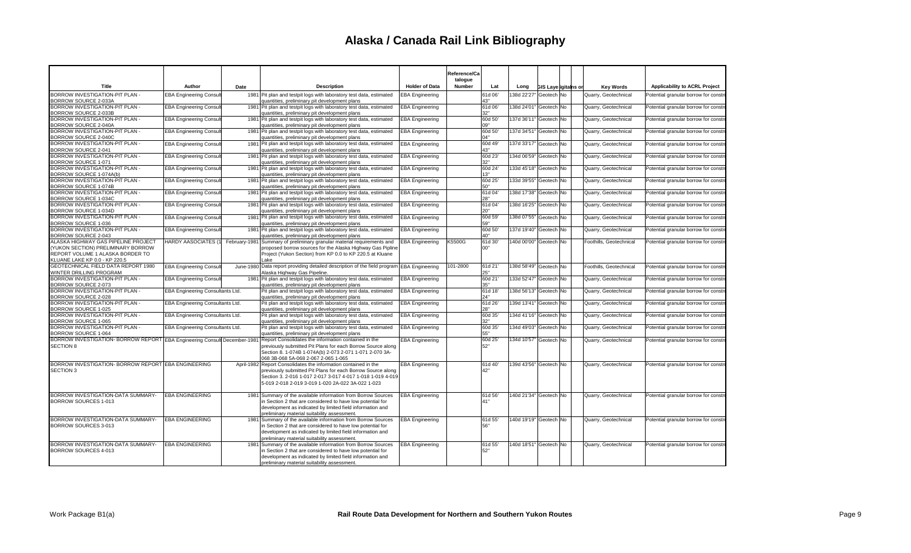# Alaska / Canada Rail Link Bibliography

| Title | Author | Date | Description | Holder of Data | Reference/Catalogue Number | Lat | Long | GIS Layer | Digital | Ins or | Key Words | Applicability to ACRL Project |
|---|---|---|---|---|---|---|---|---|---|---|---|---|
| BORROW INVESTIGATION-PIT PLAN - BORROW SOURCE 2-033A | EBA Engineering Consult | 1981 | Pit plan and testpit logs with laboratory test data, estimated quantities, preliminary pit development plans | EBA Engineering | | 61d 06' 43" | 138d 22'27" | Geotech | No | | Quarry, Geotechnical | Potential granular borrow for constr |
| BORROW INVESTIGATION-PIT PLAN - BORROW SOURCE 2-033B | EBA Engineering Consult | 1981 | Pit plan and testpit logs with laboratory test data, estimated quantities, preliminary pit development plans | EBA Engineering | | 61d 06' 32" | 138d 24'01" | Geotech | No | | Quarry, Geotechnical | Potential granular borrow for constr |
| BORROW INVESTIGATION-PIT PLAN - BORROW SOURCE 2-040A | EBA Engineering Consult | 1981 | Pit plan and testpit logs with laboratory test data, estimated quantities, preliminary pit development plans | EBA Engineering | | 60d 50' 09" | 137d 36'11" | Geotech | No | | Quarry, Geotechnical | Potential granular borrow for constr |
| BORROW INVESTIGATION-PIT PLAN - BORROW SOURCE 2-040C | EBA Engineering Consult | 1981 | Pit plan and testpit logs with laboratory test data, estimated quantities, preliminary pit development plans | EBA Engineering | | 60d 50' 04" | 137d 34'51" | Geotech | No | | Quarry, Geotechnical | Potential granular borrow for constr |
| BORROW INVESTIGATION-PIT PLAN - BORROW SOURCE 2-041 | EBA Engineering Consult | 1981 | Pit plan and testpit logs with laboratory test data, estimated quantities, preliminary pit development plans | EBA Engineering | | 60d 49' 43" | 137d 33'17" | Geotech | No | | Quarry, Geotechnical | Potential granular borrow for constr |
| BORROW INVESTIGATION-PIT PLAN - BORROW SOURCE 1-071 | EBA Engineering Consult | 1981 | Pit plan and testpit logs with laboratory test data, estimated quantities, preliminary pit development plans | EBA Engineering | | 60d 23' 32" | 134d 06'59" | Geotech | No | | Quarry, Geotechnical | Potential granular borrow for constr |
| BORROW INVESTIGATION-PIT PLAN - BORROW SOURCE 1-074A(b) | EBA Engineering Consult | 1981 | Pit plan and testpit logs with laboratory test data, estimated quantities, preliminary pit development plans | EBA Engineering | | 60d 24' 13" | 133d 45'18" | Geotech | No | | Quarry, Geotechnical | Potential granular borrow for constr |
| BORROW INVESTIGATION-PIT PLAN - BORROW SOURCE 1-074B | EBA Engineering Consult | 1981 | Pit plan and testpit logs with laboratory test data, estimated quantities, preliminary pit development plans | EBA Engineering | | 60d 25' 50" | 133d 39'55" | Geotech | No | | Quarry, Geotechnical | Potential granular borrow for constr |
| BORROW INVESTIGATION-PIT PLAN - BORROW SOURCE 1-034C | EBA Engineering Consult | 1981 | Pit plan and testpit logs with laboratory test data, estimated quantities, preliminary pit development plans | EBA Engineering | | 61d 04' 28" | 138d 17'38" | Geotech | No | | Quarry, Geotechnical | Potential granular borrow for constr |
| BORROW INVESTIGATION-PIT PLAN - BORROW SOURCE 1-034D | EBA Engineering Consult | 1981 | Pit plan and testpit logs with laboratory test data, estimated quantities, preliminary pit development plans | EBA Engineering | | 61d 04' 20" | 138d 16'25" | Geotech | No | | Quarry, Geotechnical | Potential granular borrow for constr |
| BORROW INVESTIGATION-PIT PLAN - BORROW SOURCE 1-036 | EBA Engineering Consult | 1981 | Pit plan and testpit logs with laboratory test data, estimated quantities, preliminary pit development plans | EBA Engineering | | 60d 59' 59" | 138d 07'55" | Geotech | No | | Quarry, Geotechnical | Potential granular borrow for constr |
| BORROW INVESTIGATION-PIT PLAN - BORROW SOURCE 2-043 | EBA Engineering Consult | 1981 | Pit plan and testpit logs with laboratory test data, estimated quantities, preliminary pit development plans | EBA Engineering | | 60d 50' 40" | 137d 19'40" | Geotech | No | | Quarry, Geotechnical | Potential granular borrow for constr |
| ALASKA HIGHWAY GAS PIPELINE PROJECT (YUKON SECTION) PRELIMINARY BORROW REPORT VOLUME 1 ALASKA BORDER TO KLUANE LAKE KP 0.0 - KP 220.5 | HARDY AASOCIATES (1 | February-1981 | Summary of preliminary granular material requirements and proposed borrow sources for the Alaska Highway Gas Pipline Project (Yukon Section) from KP 0.0 to KP 220.5 at Kluane Lake | EBA Engineering | K5500G | 61d 30' 00" | 140d 00'00" | Geotech | No | | Foothills, Geotechnical | Potential granular borrow for constr |
| GEOTECHNICAL FIELD DATA REPORT 1980 WINTER DRILLING PROGRAM | EBA Engineering Consult | June-1980 | Data report providing detailed description of the field program Alaska Highway Gas Pipeline. | EBA Engineering | 101-2800 | 61d 21' 25" | 138d 58'49" | Geotech | No | | Foothills, Geotechnical | Potential granular borrow for constr |
| BORROW INVESTIGATION-PIT PLAN - BORROW SOURCE 2-073 | EBA Engineering Consult | 1981 | Pit plan and testpit logs with laboratory test data, estimated quantities, preliminary pit development plans | EBA Engineering | | 60d 21' 35" | 133d 52'47" | Geotech | No | | Quarry, Geotechnical | Potential granular borrow for constr |
| BORROW INVESTIGATION-PIT PLAN - BORROW SOURCE 2-028 | EBA Engineering Consultants Ltd. | | Pit plan and testpit logs with laboratory test data, estimated quantities, preliminary pit development plans | EBA Engineering | | 61d 18' 24" | 138d 56'13" | Geotech | No | | Quarry, Geotechnical | Potential granular borrow for constr |
| BORROW INVESTIGATION-PIT PLAN - BORROW SOURCE 1-025 | EBA Engineering Consultants Ltd. | | Pit plan and testpit logs with laboratory test data, estimated quantities, preliminary pit development plans | EBA Engineering | | 61d 26' 28" | 139d 13'41" | Geotech | No | | Quarry, Geotechnical | Potential granular borrow for constr |
| BORROW INVESTIGATION-PIT PLAN - BORROW SOURCE 1-065 | EBA Engineering Consultants Ltd. | | Pit plan and testpit logs with laboratory test data, estimated quantities, preliminary pit development plans | EBA Engineering | | 60d 35' 32" | 134d 41'16" | Geotech | No | | Quarry, Geotechnical | Potential granular borrow for constr |
| BORROW INVESTIGATION-PIT PLAN - BORROW SOURCE 1-064 | EBA Engineering Consultants Ltd. | | Pit plan and testpit logs with laboratory test data, estimated quantities, preliminary pit development plans | EBA Engineering | | 60d 35' 55" | 134d 49'03" | Geotech | No | | Quarry, Geotechnical | Potential granular borrow for constr |
| BORROW INVESTIGATION- BORROW REPORT SECTION 8 | EBA Engineering Consult | December-1981 | Report Consolidates the information contained in the previously submitted Pit Plans for each Borrow Source along Section 8. 1-074B 1-074A(b) 2-073 2-071 1-071 2-070 3A-068 3B-068 5A-068 2-067 2-065 1-065 | EBA Engineering | | 60d 25' 52" | 134d 10'57" | Geotech | No | | Quarry, Geotechnical | Potential granular borrow for constr |
| BORROW INVESTIGATION- BORROW REPORT SECTION 3 | EBA ENGINEERING | April-1982 | Report Consolidates the information contained in the previously submitted Pit Plans for each Borrow Source along Section 3. 2-016 1-017 2-017 3-017 4-017 1-018 1-019 4-019 5-019 2-018 2-019 3-019 1-020 2A-022 3A-022 1-023 | EBA Engineering | | 61d 40' 42" | 139d 43'56" | Geotech | No | | Quarry, Geotechnical | Potential granular borrow for constr |
| BORROW INVESTIGATION-DATA SUMMARY-BORROW SOURCES 1-013 | EBA ENGINEERING | 1981 | Summary of the available information from Borrow Sources in Section 2 that are considered to have low potential for development as indicated by limited field information and preliminary material suitability assessment. | EBA Engineering | | 61d 56' 41" | 140d 21'34" | Geotech | No | | Quarry, Geotechnical | Potential granular borrow for constr |
| BORROW INVESTIGATION-DATA SUMMARY-BORROW SOURCES 3-013 | EBA ENGINEERING | 1981 | Summary of the available information from Borrow Sources in Section 2 that are considered to have low potential for development as indicated by limited field information and preliminary material suitability assessment. | EBA Engineering | | 61d 55' 56" | 140d 19'19" | Geotech | No | | Quarry, Geotechnical | Potential granular borrow for constr |
| BORROW INVESTIGATION-DATA SUMMARY-BORROW SOURCES 4-013 | EBA ENGINEERING | 1981 | Summary of the available information from Borrow Sources in Section 2 that are considered to have low potential for development as indicated by limited field information and preliminary material suitability assessment. | EBA Engineering | | 61d 55' 52" | 140d 18'51" | Geotech | No | | Quarry, Geotechnical | Potential granular borrow for constr |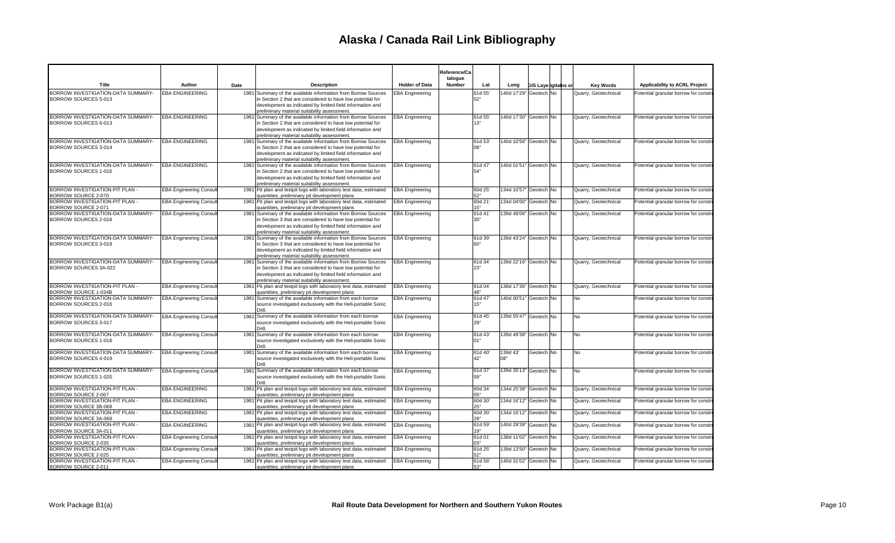# Alaska / Canada Rail Link Bibliography

| Title | Author | Date | Description | Holder of Data | Reference/Catalogue Number | Lat | Long | GIS Layer | Digital | Plans or | Key Words | Applicability to ACRL Project |
|---|---|---|---|---|---|---|---|---|---|---|---|---|
| BORROW INVESTIGATION-DATA SUMMARY-BORROW SOURCES 5-013 | EBA ENGINEERING | 1981 | Summary of the available information from Borrow Sources in Section 2 that are considered to have low potential for development as indicated by limited field information and preliminary material suitability assessment. | EBA Engineering | | 61d 55' 52" | 140d 17'29" | Geotech | No | | Quarry, Geotechnical | Potential granular borrow for constr |
| BORROW INVESTIGATION-DATA SUMMARY-BORROW SOURCES 6-013 | EBA ENGINEERING | 1981 | Summary of the available information from Borrow Sources in Section 2 that are considered to have low potential for development as indicated by limited field information and preliminary material suitability assessment. | EBA Engineering | | 61d 55' 13" | 140d 17'30" | Geotech | No | | Quarry, Geotechnical | Potential granular borrow for constr |
| BORROW INVESTIGATION-DATA SUMMARY-BORROW SOURCES 3-014 | EBA ENGINEERING | 1981 | Summary of the available information from Borrow Sources in Section 2 that are considered to have low potential for development as indicated by limited field information and preliminary material suitability assessment. | EBA Engineering | | 61d 53' 08" | 140d 10'56" | Geotech | No | | Quarry, Geotechnical | Potential granular borrow for constr |
| BORROW INVESTIGATION-DATA SUMMARY-BORROW SOURCES 1-016 | EBA ENGINEERING | 1981 | Summary of the available information from Borrow Sources in Section 2 that are considered to have low potential for development as indicated by limited field information and preliminary material suitability assessment. | EBA Engineering | | 61d 47' 54" | 140d 01'51" | Geotech | No | | Quarry, Geotechnical | Potential granular borrow for constr |
| BORROW INVESTIGATION-PIT PLAN - BORROW SOURCE 2-070 | EBA Engineering Consult | 1981 | Pit plan and testpit logs with laboratory test data, estimated quantities, preliminary pit development plans | EBA Engineering | | 60d 25' 52" | 134d 10'57" | Geotech | No | | Quarry, Geotechnical | Potential granular borrow for constr |
| BORROW INVESTIGATION-PIT PLAN - BORROW SOURCE 2-071 | EBA Engineering Consult | 1981 | Pit plan and testpit logs with laboratory test data, estimated quantities, preliminary pit development plans | EBA Engineering | | 60d 21' 15" | 134d 04'00" | Geotech | No | | Quarry, Geotechnical | Potential granular borrow for constr |
| BORROW INVESTIGATION-DATA SUMMARY-BORROW SOURCES 2-018 | EBA Engineering Consult | 1981 | Summary of the available information from Borrow Sources in Section 3 that are considered to have low potential for development as indicated by limited field information and preliminary material suitability assessment. | EBA Engineering | | 61d 41' 30" | 139d 48'06" | Geotech | No | | Quarry, Geotechnical | Potential granular borrow for constr |
| BORROW INVESTIGATION-DATA SUMMARY-BORROW SOURCES 3-019 | EBA Engineering Consult | 1981 | Summary of the available information from Borrow Sources in Section 3 that are considered to have low potential for development as indicated by limited field information and preliminary material suitability assessment. | EBA Engineering | | 61d 39' 60" | 139d 43'24" | Geotech | No | | Quarry, Geotechnical | Potential granular borrow for constr |
| BORROW INVESTIGATION-DATA SUMMARY-BORROW SOURCES 3A-022 | EBA Engineering Consult | 1981 | Summary of the available information from Borrow Sources in Section 3 that are considered to have low potential for development as indicated by limited field information and preliminary material suitability assessment. | EBA Engineering | | 61d 34' 23" | 139d 22'16" | Geotech | No | | Quarry, Geotechnical | Potential granular borrow for constr |
| BORROW INVESTIGATION-PIT PLAN - BORROW SOURCE 1-034B | EBA Engineering Consult | 1981 | Pit plan and testpit logs with laboratory test data, estimated quantities, preliminary pit development plans | EBA Engineering | | 61d 04' 48" | 138d 17'36" | Geotech | No | | Quarry, Geotechnical | Potential granular borrow for constr |
| BORROW INVESTIGATION-DATA SUMMARY-BORROW SOURCES 2-016 | EBA Engineering Consult | 1981 | Summary of the available information from each borrow source investigated exclusively with the Heli-portable Sonic Drill. | EBA Engineering | | 61d 47' 15" | 140d 00'51" | Geotech | No | | No | Potential granular borrow for constr |
| BORROW INVESTIGATION-DATA SUMMARY-BORROW SOURCES 3-017 | EBA Engineering Consult | 1981 | Summary of the available information from each borrow source investigated exclusively with the Heli-portable Sonic Drill. | EBA Engineering | | 61d 45' 29" | 139d 55'47" | Geotech | No | | No | Potential granular borrow for constr |
| BORROW INVESTIGATION-DATA SUMMARY-BORROW SOURCES 1-018 | EBA Engineering Consult | 1981 | Summary of the available information from each borrow source investigated exclusively with the Heli-portable Sonic Drill. | EBA Engineering | | 61d 43' 01" | 139d 49'38" | Geotech | No | | No | Potential granular borrow for constr |
| BORROW INVESTIGATION-DATA SUMMARY-BORROW SOURCES 4-019 | EBA Engineering Consult | 1981 | Summary of the available information from each borrow source investigated exclusively with the Heli-portable Sonic Drill. | EBA Engineering | | 61d 40' 42" | 139d 43' 08" | Geotech | No | | No | Potential granular borrow for constr |
| BORROW INVESTIGATION-DATA SUMMARY-BORROW SOURCES 1-020 | EBA Engineering Consult | 1981 | Summary of the available information from each borrow source investigated exclusively with the Heli-portable Sonic Drill. | EBA Engineering | | 61d 37' 59" | 139d 35'13" | Geotech | No | | No | Potential granular borrow for constr |
| BORROW INVESTIGATION-PIT PLAN - BORROW SOURCE 2-067 | EBA ENGINEERING | 1981 | Pit plan and testpit logs with laboratory test data, estimated quantities, preliminary pit development plans | EBA Engineering | | 60d 34' 05" | 134d 25'38" | Geotech | No | | Quarry, Geotechnical | Potential granular borrow for constr |
| BORROW INVESTIGATION-PIT PLAN - BORROW SOURCE 3B-068 | EBA ENGINEERING | 1981 | Pit plan and testpit logs with laboratory test data, estimated quantities, preliminary pit development plans | EBA Engineering | | 60d 30' 25" | 134d 16'12" | Geotech | No | | Quarry, Geotechnical | Potential granular borrow for constr |
| BORROW INVESTIGATION-PIT PLAN - BORROW SOURCE 3A-068 | EBA ENGINEERING | 1981 | Pit plan and testpit logs with laboratory test data, estimated quantities, preliminary pit development plans | EBA Engineering | | 60d 30' 29" | 134d 16'12" | Geotech | No | | Quarry, Geotechnical | Potential granular borrow for constr |
| BORROW INVESTIGATION-PIT PLAN - BORROW SOURCE 3A-011 | EBA ENGINEERING | 1981 | Pit plan and testpit logs with laboratory test data, estimated quantities, preliminary pit development plans | EBA Engineering | | 61d 59' 19" | 140d 29'39" | Geotech | No | | Quarry, Geotechnical | Potential granular borrow for constr |
| BORROW INVESTIGATION-PIT PLAN - BORROW SOURCE 2-035 | EBA Engineering Consult | 1981 | Pit plan and testpit logs with laboratory test data, estimated quantities, preliminary pit development plans | EBA Engineering | | 61d 01' 03" | 138d 11'02" | Geotech | No | | Quarry, Geotechnical | Potential granular borrow for constr |
| BORROW INVESTIGATION-PIT PLAN - BORROW SOURCE 2-025 | EBA Engineering Consult | 1981 | Pit plan and testpit logs with laboratory test data, estimated quantities, preliminary pit development plans | EBA Engineering | | 61d 25' 52" | 139d 13'50" | Geotech | No | | Quarry, Geotechnical | Potential granular borrow for constr |
| BORROW INVESTIGATION-PIT PLAN - BORROW SOURCE 2-011 | EBA Engineering Consult | 1981 | Pit plan and testpit logs with laboratory test data, estimated quantities, preliminary pit development plans | EBA Engineering | | 61d 58' 53" | 140d 31'02" | Geotech | No | | Quarry, Geotechnical | Potential granular borrow for constr |

Work Package B1(a) | Rail Route Data Development for Northern and Southern Yukon Routes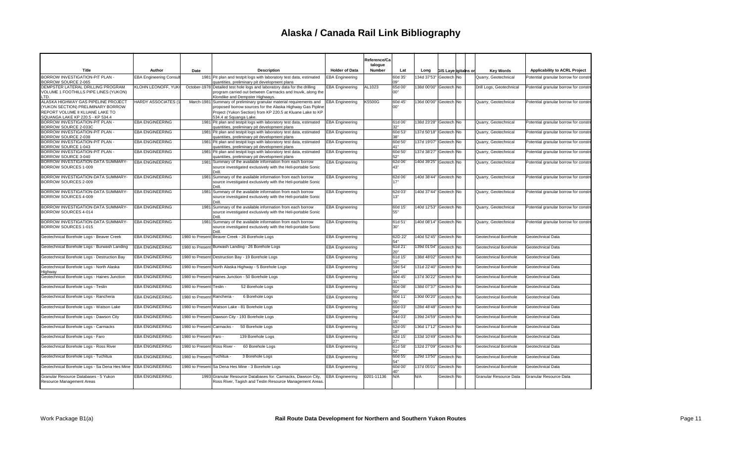# Alaska / Canada Rail Link Bibliography

| Title | Author | Date | Description | Holder of Data | Reference/Catalogue Number | Lat | Long | GIS Layer | Digital | Ins or | Key Words | Applicability to ACRL Project |
|---|---|---|---|---|---|---|---|---|---|---|---|---|
| BORROW INVESTIGATION-PIT PLAN - BORROW SOURCE 2-065 | EBA Engineering Consult | 1981 | Pit plan and testpit logs with laboratory test data, estimated quantities, preliminary pit development plans | EBA Engineering | | 60d 35' 09" | 134d 37'53" | Geotech | No | | Quarry, Geotechnical | Potential granular borrow for constr |
| DEMPSTER LATERAL DRILLING PROGRAM VOLUME 1 FOOTHILLS PIPE LINES (YUKON) LTD. | KLOHN LEONOFF, YUK | October-1978 | Detailed test hole logs and laboratory data for the drilling program carried out between Carmacks and Inuvik, along the Klondike and Dempster Highways. | EBA Engineering | AL1023 | 65d 00' 00" | 138d 00'00" | Geotech | No | | Drill Logs, Geotechnical | Potential granular borrow for constr |
| ALASKA HIGHWAY GAS PIPELINE PROJECT (YUKON SECTION) PRELIMINARY BORROW REPORT VOLUME II KLUANE LAKE TO SQUANGA LAKE KP 220.5 - KP 534.4 | HARDY ASSOCIATES (1 | March-1981 | Summary of preliminary granular material requirements and proposed borrow sources for the Alaska Highway Gas Pipline Project (Yukon Section) from KP 220.5 at Kluane Lake to KP 534.4 at Squanga Lake. | EBA Engineering | K5500G | 60d 45' 00" | 136d 00'00" | Geotech | No | | Quarry, Geotechnical | Potential granular borrow for constr |
| BORROW INVESTIGATION-PIT PLAN - BORROW SOURCE 2-033C | EBA ENGINEERING | 1981 | Pit plan and testpit logs with laboratory test data, estimated quantities, preliminary pit development plans | EBA Engineering | | 61d 06' 32" | 138d 23'28" | Geotech | No | | Quarry, Geotechnical | Potential granular borrow for constr |
| BORROW INVESTIGATION-PIT PLAN - BORROW SOURCE 2-038 | EBA ENGINEERING | 1981 | Pit plan and testpit logs with laboratory test data, estimated quantities, preliminary pit development plans | EBA Engineering | | 60d 53' 38" | 137d 50'18" | Geotech | No | | Quarry, Geotechnical | Potential granular borrow for constr |
| BORROW INVESTIGATION-PIT PLAN - BORROW SOURCE 1-043 | EBA ENGINEERING | 1981 | Pit plan and testpit logs with laboratory test data, estimated quantities, preliminary pit development plans | EBA Engineering | | 60d 50' 41" | 137d 19'07" | Geotech | No | | Quarry, Geotechnical | Potential granular borrow for constr |
| BORROW INVESTIGATION-PIT PLAN - BORROW SOURCE 3-040 | EBA ENGINEERING | 1981 | Pit plan and testpit logs with laboratory test data, estimated quantities, preliminary pit development plans | EBA Engineering | | 60d 50' 52" | 137d 38'27" | Geotech | No | | Quarry, Geotechnical | Potential granular borrow for constr |
| BORROW INVESTIGATION-DATA SUMMARY-BORROW SOURCES 1-009 | EBA ENGINEERING | 1981 | Summary of the available information from each borrow source investigated exclusively with the Heli-portable Sonic Drill. | EBA Engineering | | 62d 06' 43" | 140d 39'25" | Geotech | No | | Quarry, Geotechnical | Potential granular borrow for constr |
| BORROW INVESTIGATION-DATA SUMMARY-BORROW SOURCES 2-009 | EBA ENGINEERING | 1981 | Summary of the available information from each borrow source investigated exclusively with the Heli-portable Sonic Drill. | EBA Engineering | | 62d 06' 17" | 140d 38'44" | Geotech | No | | Quarry, Geotechnical | Potential granular borrow for constr |
| BORROW INVESTIGATION-DATA SUMMARY-BORROW SOURCES 4-009 | EBA ENGINEERING | 1981 | Summary of the available information from each borrow source investigated exclusively with the Heli-portable Sonic Drill. | EBA Engineering | | 62d 03' 13" | 140d 37'44" | Geotech | No | | Quarry, Geotechnical | Potential granular borrow for constr |
| BORROW INVESTIGATION-DATA SUMMARY-BORROW SOURCES 4-014 | EBA ENGINEERING | 1981 | Summary of the available information from each borrow source investigated exclusively with the Heli-portable Sonic Drill. | EBA Engineering | | 60d 15' 55" | 140d 12'53" | Geotech | No | | Quarry, Geotechnical | Potential granular borrow for constr |
| BORROW INVESTIGATION-DATA SUMMARY-BORROW SOURCES 1-015 | EBA ENGINEERING | 1981 | Summary of the available information from each borrow source investigated exclusively with the Heli-portable Sonic Drill. | EBA Engineering | | 61d 51' 30" | 140d 08'14" | Geotech | No | | Quarry, Geotechnical | Potential granular borrow for constr |
| Geotechnical Borehole Logs - Beaver Creek | EBA ENGINEERING | 1980 to Present | Beaver Creek - 26 Borehole Logs | EBA Engineering | | 62D 22' 54" | 140d 52'45" | Geotech | No | | Geotechnical Borehole | Geotechnical Data |
| Geotechnical Borehole Logs - Burwash Landing | EBA ENGINEERING | 1980 to Present | Burwash Landing - 26 Borehole Logs | EBA Engineering | | 61d 21' 20" | 139d 01'04" | Geotech | No | | Geotechnical Borehole | Geotechnical Data |
| Geotechnical Borehole Logs - Destruction Bay | EBA ENGINEERING | 1980 to Present | Destruction Bay - 19 Borehole Logs | EBA Engineering | | 61d 15' 12" | 138d 48'02" | Geotech | No | | Geotechnical Borehole | Geotechnical Data |
| Geotechnical Borehole Logs - North Alaska Highway | EBA ENGINEERING | 1980 to Present | North Alaska Highway - 5 Borehole Logs | EBA Engineering | | 59d 54' 14" | 131d 22'40" | Geotech | No | | Geotechnical Borehole | Geotechnical Data |
| Geotechnical Borehole Logs - Haines Junction | EBA ENGINEERING | 1980 to Present | Haines Junction - 50 Borehole Logs | EBA Engineering | | 60d 45' 31" | 137d 30'22" | Geotech | No | | Geotechnical Borehole | Geotechnical Data |
| Geotechnical Borehole Logs - Teslin | EBA ENGINEERING | 1980 to Present | Teslin - 52 Borehole Logs | EBA Engineering | | 60d 08' 50" | 138d 07'37" | Geotech | No | | Geotechnical Borehole | Geotechnical Data |
| Geotechnical Borehole Logs - Rancheria | EBA ENGINEERING | 1980 to Present | Rancheria - 6 Borehole Logs | EBA Engineering | | 60d 11' 55" | 130d 00'20" | Geotech | No | | Geotechnical Borehole | Geotechnical Data |
| Geotechnical Borehole Logs - Watson Lake | EBA ENGINEERING | 1980 to Present | Watson Lake - 81 Borehole Logs | EBA Engineering | | 60d 03' 29" | 128d 48'48" | Geotech | No | | Geotechnical Borehole | Geotechnical Data |
| Geotechnical Borehole Logs - Dawson City | EBA ENGINEERING | 1980 to Present | Dawson City - 193 Borehole Logs | EBA Engineering | | 64d 03' 15" | 139d 24'59" | Geotech | No | | Geotechnical Borehole | Geotechnical Data |
| Geotechnical Borehole Logs - Carmacks | EBA ENGINEERING | 1980 to Present | Carmacks - 50 Borehole Logs | EBA Engineering | | 62d 05' 18" | 136d 17'12" | Geotech | No | | Geotechnical Borehole | Geotechnical Data |
| Geotechnical Borehole Logs - Faro | EBA ENGINEERING | 1980 to Present | Faro - 139 Borehole Logs | EBA Engineering | | 62d 15' 27" | 133d 10'49" | Geotech | No | | Geotechnical Borehole | Geotechnical Data |
| Geotechnical Borehole Logs - Ross River | EBA ENGINEERING | 1980 to Present | Ross River - 60 Borehole Logs | EBA Engineering | | 61d 58' 52" | 132d 27'09" | Geotech | No | | Geotechnical Borehole | Geotechnical Data |
| Geotechnical Borehole Logs - Tuchitua | EBA ENGINEERING | 1980 to Present | Tuchitua - 3 Borehole Logs | EBA Engineering | | 60d 55' 54" | 129d 13'50" | Geotech | No | | Geotechnical Borehole | Geotechnical Data |
| Geotechnical Borehole Logs - Sa Dena Hes Mine | EBA ENGINEERING | 1980 to Present | Sa Dena Hes Mine - 3 Borehole Logs | EBA Engineering | | 60d 00' 40" | 137d 05'01" | Geotech | No | | Geotechnical Borehole | Geotechnical Data |
| Granular Resource Databases - 5 Yukon Resource Management Areas | EBA ENGINEERING | 1993 | Granular Resource Databases for: Carmacks, Dawson City, Ross River, Tagish and Teslin Resource Management Areas. | EBA Engineering | 0201-11136 | N/A | N/A | Geotech | No | | Granular Resource Data | Granular Resource Data |

Work Package B1(a) — Rail Route Data Development for Northern and Southern Yukon Routes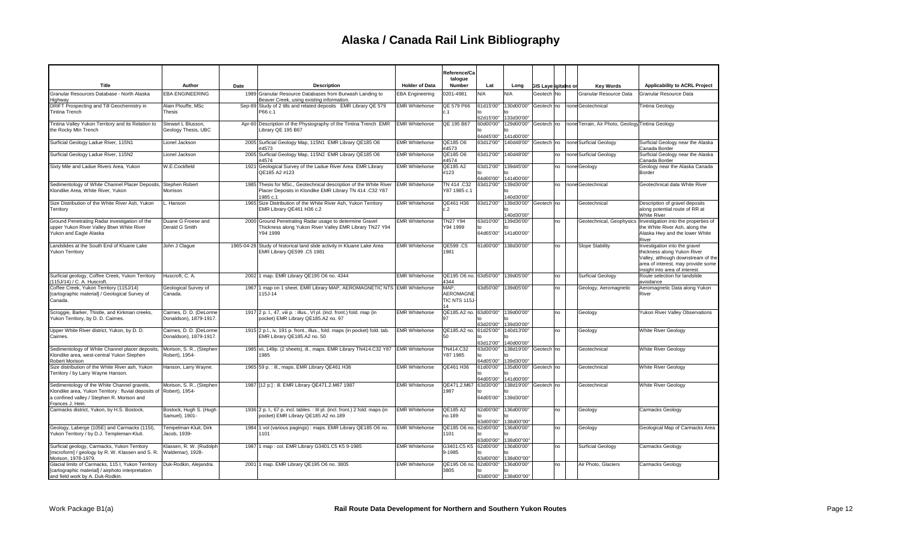# Alaska / Canada Rail Link Bibliography

| Title | Author | Date | Description | Holder of Data | Reference/Catalogue Number | Lat | Long | GIS Layer | Digital | Plans on | Key Words | Applicability to ACRL Project |
|---|---|---|---|---|---|---|---|---|---|---|---|---|
| Granular Resources Database - North Alaska Highway | EBA ENGINEERING | 1989 | Granular Resource Databases from Burwash Landing to Beaver Creek, using existing information. | EBA Engineering | 0201-4981 | N/A | N/A | Geotech | No | | Granular Resource Data | Granular Resource Data |
| DRIFT Prospecting and Till Geochemistry in Tintina Trench | Alain Plouffe, MSc Thesis | Sep-89 | Study of 2 tills and related deposits EMR Library QE 579 P66 c.1 | EMR Whitehorse | QE 579 P66 c.1 | 61d15'00" to 62d15'00" | 130d00'00" to 133d30'00" | Geotech | no | none | Geotechnical | Tintina Geology |
| Tintina Valley Yukon Territory and its Relation to the Rocky Mtn Trench | Stewart L Blusson, Geology Thesis, UBC | Apr-60 | Description of the Physiography of the Tintina Trench EMR Library QE 195 B67 | EMR Whitehorse | QE 195 B67 | 60d00'00" to 64d45'00" | 129d00'00" to 141d00'00" | Geotech | no | none | Terrain, Air Photo, Geology | Tintina Geology |
| Surficial Geology Ladue River, 115N1 | Lionel Jackson | 2005 | Surficial Geology Map, 115N1 EMR Library QE185 O6 #4573 | EMR Whitehorse | QE185 O6 #4573 | 63d12'00" | 140d48'00" | Geotech | no | none | Surficial Geology | Surficial Geology near the Alaska Canada Border |
| Surficial Geology Ladue River, 115N2 | Lionel Jackson | 2005 | Surficial Geology Map, 115N2 EMR Library QE185 O6 #4574 | EMR Whitehorse | QE185 O6 #4574 | 63d12'00" | 140d48'00" | | no | none | Surficial Geology | Surficial Geology near the Alaska Canada Border |
| Sixty Mile and Ladue Rivers Area, Yukon | W.E.Cockfield | 1921 | Geological Survey of the Ladue River Area EMR Library QE185 A2 #123 | EMR Whitehorse | QE185 A2 #123 | 63d12'00" to 64d00'00" | 139d45'00" to 141d00'00" | | no | none | Geology | Geology near the Alaska Canada Border |
| Sedimentology of White Channel Placer Deposits, Klondike Area, White River, Yukon | Stephen Robert Morrison | 1985 | Thesis for MSc., Geotechnical description of the White River Placer Deposits in Klondike EMR Library TN 414 .C32 Y87 1985 c.1 | EMR Whitehorse | TN 414 .C32 Y87 1985 c.1 | 63d12'00" | 139d30'00" to 140d30'00" | | no | none | Geotechnical | Geotechnical data White River |
| Size Distribution of the White River Ash, Yukon Territory | L. Hanson | 1965 | Size Distribution of the White River Ash, Yukon Territory EMR Library QE461 H36 c.2 | EMR Whitehorse | QE461 H36 c.2 | 63d12'00" | 139d30'00" to 140d30'00" | Geotech | no | | Geotechnical | Description of gravel deposits along potential route of RR at White River |
| Ground Penetrating Radar investigation of the upper Yukon River Valley Btwn White River Yukon and Eagle Alaska | Duane G Froese and Derald G Smith | 2000 | Ground Penetrating Radar usage to determine Gravel Thickness along Yukon River Valley EMR Library TN27 Y94 Y94 1999 | EMR Whitehorse | TN27 Y94 Y94 1999 | 63d10'00" to 64d65'00" | 139d36'00" to 141d00'00" | | no | | Geotechnical, Geophysics | Investigation into the properties of the White River Ash, along the Alaska Hwy and the lower White River |
| Landslides at the South End of Kluane Lake Yukon Territory | John J Clague | 1965-04-29 | Study of historical land slide activity in Kluane Lake Area EMR Library QE599 .C5 1981 | EMR Whitehorse | QE599 .C5 1981 | 61d00'00" | 138d30'00" | | no | | Slope Stability | Investigation into the gravel thickness along Yukon River Valley, although downstream of the area of interest, may provide some insight into area of interest. |
| Surficial geology, Coffee Creek, Yukon Territory (115J/14) / C. A. Huscroft. | Huscroft, C. A. | 2002 | 1 map. EMR Library QE195 O6 no. 4344 | EMR Whitehorse | QE195 O6 no. 4344 | 63d50'00" | 139d05'00" | | no | | Surficial Geology | Route selection for landslide avoidance |
| Coffee Creek, Yukon Territory (115J/14) [cartographic material] / Geological Survey of Canada. | Geological Survey of Canada. | 1967 | 1 map on 1 sheet. EMR Library MAP, AEROMAGNETIC NTS 115J-14 | EMR Whitehorse | MAP, AEROMAGNETIC NTS 115J-14 | 63d50'00" | 139d05'00" | | no | | Geology, Aeromagnetic | Aeromagnetic Data along Yukon River |
| Scroggie, Barker, Thistle, and Kirkman creeks, Yukon Territory, by D. D. Cairnes. | Cairnes, D. D. (DeLorme Donaldson), 1879-1917. | 1917 | 2 p. l., 47, viii p. : illus., VI pl. (incl. front.) fold. map (in pocket) EMR Library QE185.A2 no. 97 | EMR Whitehorse | QE185.A2 no. 97 | 63d00'00" to 63d20'00" | 139d00'00" to 139d30'00" | | no | | Geology | Yukon River Valley Observations |
| Upper White River district, Yukon, by D. D. Cairnes. | Cairnes, D. D. (DeLorme Donaldson), 1879-1917. | 1915 | 2 p.l., iv, 191 p. front., illus., fold. maps (in pocket) fold. tab. EMR Library QE185.A2 no. 50 | EMR Whitehorse | QE185.A2 no. 50 | 61d25'00" to 63d12'00" | 140d13'00" to 140d00'00" | | no | | Geology | White River Geology |
| Sedimentology of White Channel placer deposits, Klondike area, west-central Yukon Stephen Robert Morison | Morison, S. R., (Stephen Robert), 1954- | 1985 | xii, 149p. (2 sheets), ill., maps. EMR Library TN414.C32 Y87 1985 | EMR Whitehorse | TN414.C32 Y87 1985 | 63d30'00" to 64d05'00" | 138d19'00" to 139d30'00" | Geotech | no | | Geotechnical | White River Geology |
| Size distribution of the White River ash, Yukon Territory / by Larry Wayne Hanson. | Hanson, Larry Wayne. | 1965 | 59 p. : ill., maps. EMR Library QE461 H36 | EMR Whitehorse | QE461 H36 | 61d00'00" to 64d05'00" | 135d00'00" to 141d00'00" | Geotech | no | | Geotechnical | White River Geology |
| Sedimentology of the White Channel gravels, Klondike area, Yukon Territory : fluvial deposits of a confined valley / Stephen R. Morison and Frances J. Hein. | Morison, S. R., (Stephen Robert), 1954- | 1987 | [12 p.] : ill. EMR Library QE471.2.M67 1987 | EMR Whitehorse | QE471.2.M67 1987 | 63d30'00" to 64d05'00" | 138d19'00" to 139d30'00" | Geotech | no | | Geotechnical | White River Geology |
| Carmacks district, Yukon, by H.S. Bostock. | Bostock, Hugh S. (Hugh Samuel), 1901- | 1936 | 2 p. l., 67 p. incl. tables. : Ill pl. (incl. front.) 2 fold. maps (in pocket) EMR Library QE185 A2 no.189 | EMR Whitehorse | QE185 A2 no.189 | 62d00'00" to 63d00'00" | 136d00'00" to 138d00'00" | | no | | Geology | Carmacks Geology |
| Geology, Laberge (105E) and Carmacks (115I), Yukon Territory / by D.J. Templeman-Kluit. | Tempelman-Kluit, Dirk Jacob, 1939- | 1984 | 1 vol (various pagings) : maps. EMR Library QE185 O6 no. 1101 | EMR Whitehorse | QE185 O6 no. 1101 | 62d00'00" to 63d00'00" | 136d00'00" to 138d00'00" | | no | | Geology | Geological Map of Carmacks Area |
| Surficial geology, Carmacks, Yukon Territory [microform] / geology by R. W. Klassen and S. R. Morison, 1978-1979. | Klassen, R. W. (Rudolph Waldemar), 1928- | 1987 | 1 map : col. EMR Library G3401.C5 K5 9-1985 | EMR Whitehorse | G3401.C5 K5 9-1985 | 62d00'00" to 63d00'00" | 136d00'00" to 138d00'00" | | no | | Surficial Geology | Carmacks Geology |
| Glacial limits of Carmacks, 115 I, Yukon Territory [cartographic material] / airphoto interpretation and field work by A. Duk-Rodkin. | Duk-Rodkin, Alejandra. | 2001 | 1 map. EMR Library QE195 O6 no. 3805 | EMR Whitehorse | QE195 O6 no. 3805 | 62d00'00" to 63d00'00" | 136d00'00" to 138d00'00" | | no | | Air Photo, Glaciers | Carmacks Geology |

Work Package B1(a) — Rail Route Data Development for Northern and Southern Yukon Routes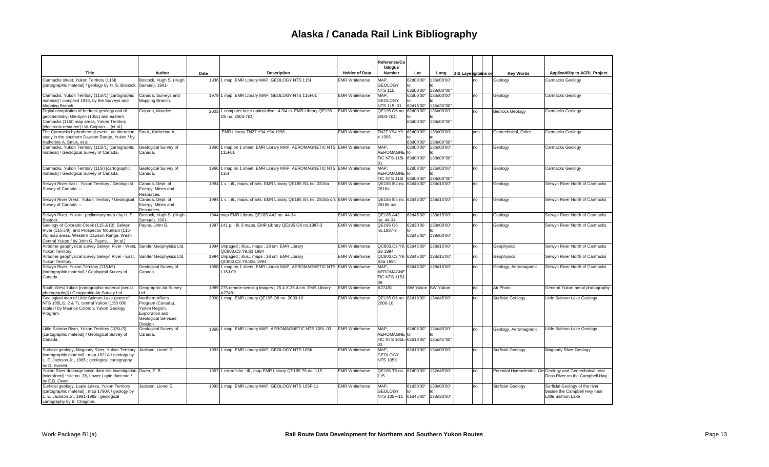# Alaska / Canada Rail Link Bibliography

| Title | Author | Date | Description | Holder of Data | Reference/Catalogue Number | Lat | Long | GIS Layer | Digital | Maps on | Key Words | Applicability to ACRL Project |
|---|---|---|---|---|---|---|---|---|---|---|---|---|
| Carmacks sheet, Yukon Territory (115I) [cartographic material] / geology by H. S. Bostock. | Bostock, Hugh S. (Hugh Samuel), 1901- | 1936 | 1 map. EMR Library MAP, GEOLOGY NTS 115I | EMR Whitehorse | MAP, GEOLOGY NTS 115I | 62d00'00" to 63d00'00" | 136d00'00" to 138d00'00" | | no | | Geology | Carmacks Geology |
| Carmacks, Yukon Territory (115I/1) [cartographic material] / compiled 1936, by the Surveys and Mapping Branch. | Canada. Surveys and Mapping Branch. | 1979 | 1 map. EMR Library MAP, GEOLOGY NTS 115I-01 | EMR Whitehorse | MAP, GEOLOGY NTS 115I-01 | 62d00'00" to 62d15'00" | 136d00'00" to 136d30'00" | | no | | Geology | Carmacks Geology |
| Digital compilation of bedrock geology and till geochemistry, Glenlyon (105L) and eastern Carmacks (115I) map areas, Yukon Territory [electronic resource] / M. Colpron ... [et al.]. | Colpron, Maurice. | 2003 | 1 computer laser optical disc ; 4 3/4 in. EMR Library QE195 O6 no. 2003-7(D) | EMR Whitehorse | QE195 O6 no. 2003-7(D) | 62d00'00" to 63d00'00" | 136d00'00" to 138d00'00" | | no | | Bedrock Geology | Carmacks Geology |
| The Carmacks hydrothermal event : an alteration study in the southern Dawson Range, Yukon / by Katherine A. Smuk, et al. | Smuk, Katherine A. | | EMR Library TN27.Y94.Y94 1996 | EMR Whitehorse | TN27.Y94.Y94 1996 | 62d00'00" to 63d00'00" | 136d00'00" to 138d00'00" | | yes | | Geotechnical, Other | Carmacks Geology |
| Carmacks, Yukon Territory (115I/1) [cartographic material] / Geological Survey of Canada. | Geological Survey of Canada. | 1966 | 1 map on 1 sheet. EMR Library MAP, AEROMAGNETIC NTS 115I-01 | EMR Whitehorse | MAP, AEROMAGNETIC NTS 115I-01 | 62d00'00" to 63d00'00" | 136d00'00" to 138d00'00" | | no | | Geology | Carmacks Geology |
| Carmacks, Yukon Territory (115I) [cartographic material] / Geological Survey of Canada. | Geological Survey of Canada. | 1966 | 1 map on 1 sheet. EMR Library MAP, AEROMAGNETIC NTS 115I | EMR Whitehorse | MAP, AEROMAGNETIC NTS 115I | 62d00'00" to 63d00'00" | 136d00'00" to 138d00'00" | | no | | Geology | Carmacks Geology |
| Selwyn River East : Yukon Territory / Geological Survey of Canada. -- | Canada. Dept. of Energy, Mines and Resources. | 1994 | 1 v. : ill., maps, charts. EMR Library QE185 I54 no. 2816a | EMR Whitehorse | QE185 I54 no. 2816a | 62d45'00" | 138d15'00" | | no | | Geology | Selwyn River North of Carmacks |
| Selwyn River West : Yukon Territory / Geological Survey of Canada. -- | Canada. Dept. of Energy, Mines and Resources. | 1994 | 1 v. : ill., maps, charts. EMR Library QE185 I54 no. 2816b o/s | EMR Whitehorse | QE185 I54 no. 2816b o/s | 62d45'00" | 138d15'00" | | no | | Geology | Selwyn River North of Carmacks |
| Selwyn River, Yukon : preliminary map / by H. S. Bostock. | Bostock, Hugh S. (Hugh Samuel), 1901- | 1944 | map EMR Library QE185.A42 no. 44-34 | EMR Whitehorse | QE185.A42 no. 44-34 | 62d45'00" | 138d15'00" | | no | | Geology | Selwyn River North of Carmacks |
| Geology of Colorado Creek (115-J/10), Selwyn River (115-J/9), and Prospector Mountain (115-I/5) map areas, Western Dawson Range, West-Central Yukon / by John G. Payne, ... [et al.] | Payne, John G. | 1987 | 141 p. : ill. 3 maps. EMR Library QE195 O6 no.1987-3 | EMR Whitehorse | QE195 O6 no.1987-3 | 62d30'00 to 62d45'00" | 138d00'00" to 139d00'00" | | no | | Geology | Selwyn River North of Carmacks |
| Airborne geophysical survey Selwyn River - West, Yukon Territory. | Sander Geophysics Ltd. | 1994 | Unpaged ; illus., maps ; 28 cm. EMR Library QC803.C3.Y9.S3 1994 | EMR Whitehorse | QC803.C3.Y9.S3 1994 | 62d45'00" | 138d15'00" | | no | | Geophysics | Selwyn River North of Carmacks |
| Airborne geophysical survey Selwyn River - East, Yukon Territory. | Sander Geophysics Ltd. | 1994 | Unpaged ; illus., maps ; 28 cm. EMR Library QC803.C3.Y9.S3a 1994 | EMR Whitehorse | QC803.C3.Y9.S3a 1994 | 62d45'00" | 138d15'00" | | no | | Geophysics | Selwyn River North of Carmacks |
| Selwyn River, Yukon Territory (115J/9) [cartographic material] / Geological Survey of Canada. | Geological Survey of Canada. | 1968 | 1 map on 1 sheet. EMR Library MAP, AEROMAGNETIC NTS 115J-09 | EMR Whitehorse | MAP, AEROMAGNETIC TIC NTS 115J-09 | 62d45'00" | 138d15'00" | | no | | Geology, Aeromagnetic | Selwyn River North of Carmacks |
| South West Yukon [cartographic material (aerial photography)] / Geographic Air Survey Ltd. | Geographic Air Survey Ltd. | 1989 | 275 remote-sensing images ; 25.4 X 25.4 cm. EMR Library A27481 | EMR Whitehorse | A27481 | SW Yukon | SW Yukon | | no | | Air Photo | General Yukon aerial photography |
| Geological map of Little Salmon Lake (parts of NTS 105L/1, 2 & 7), central Yukon (1:50 000 scale) / by Maurice Colpron, Yukon Geology Program. | Northern Affairs Program (Canada). Yukon Region. Exploration and Geological Services Division. | 2000 | 1 map. EMR Library QE195 O6 no. 2000-10 | EMR Whitehorse | QE195 O6 no. 2000-10 | 62d10'00" | 134d45'00" | | no | | Surficial Geology | Little Salmon Lake Geology |
| Little Salmon River, Yukon Territory (105L/3) [cartographic material] / Geological Survey of Canada. | Geological Survey of Canada. | 1966 | 1 map. EMR Library MAP, AEROMAGNETIC NTS 105L-03 | EMR Whitehorse | MAP, AEROMAGNETIC TIC NTS 105L-03 | 62d05'00" to 62d10'00" | 134d45'00" to 135d45'00" | | no | | Geology, Aeromagnetic | Little Salmon Lake Geology |
| Surficial geology, Magundy River, Yukon Territory [cartographic material] : map 1821A / geology by L. E. Jackson Jr., 1985 ; geological cartography by D. Everett. | Jackson, Lionel E. | 1993 | 1 map. EMR Library MAP, GEOLOGY NTS 105K | EMR Whitehorse | MAP, GEOLOGY NTS 105K | 62d10'00" | 134d00'00" | | no | | Surficial Geology | Magundy River Geology |
| Yukon River drainage basin dam site investigation [microform] : site no. 38, Lower Lapie dam site / by E.B. Owen. | Owen, E. B. | 1967 | 1 microfiche : ill., map EMR Library QE185 T6 no. 115 | EMR Whitehorse | QE185 T6 no. 115 | 62d00'00" | 132d45'00" | | no | | Potential Hydroelectric, Geology and Geotechnical | Geology and Geotechnical near Ross River on the Campbell Hwy |
| Surficial geology, Lapie Lakes, Yukon Territory [cartographic material] : map 1790A / geology by L. E. Jackson Jr., 1981-1982 ; geological cartography by B. Chagnon. | Jackson, Lionel E. | 1993 | 1 map. EMR Library MAP, GEOLOGY NTS 105F-11 | EMR Whitehorse | MAP, GEOLOGY NTS 105F-11 | 61d30'00" to 61d45'00" | 133d00'00" to 133d30'00" | | no | | Surficial Geology | Surficial Geology of the river beside the Campbell Hwy near Little Salmon Lake |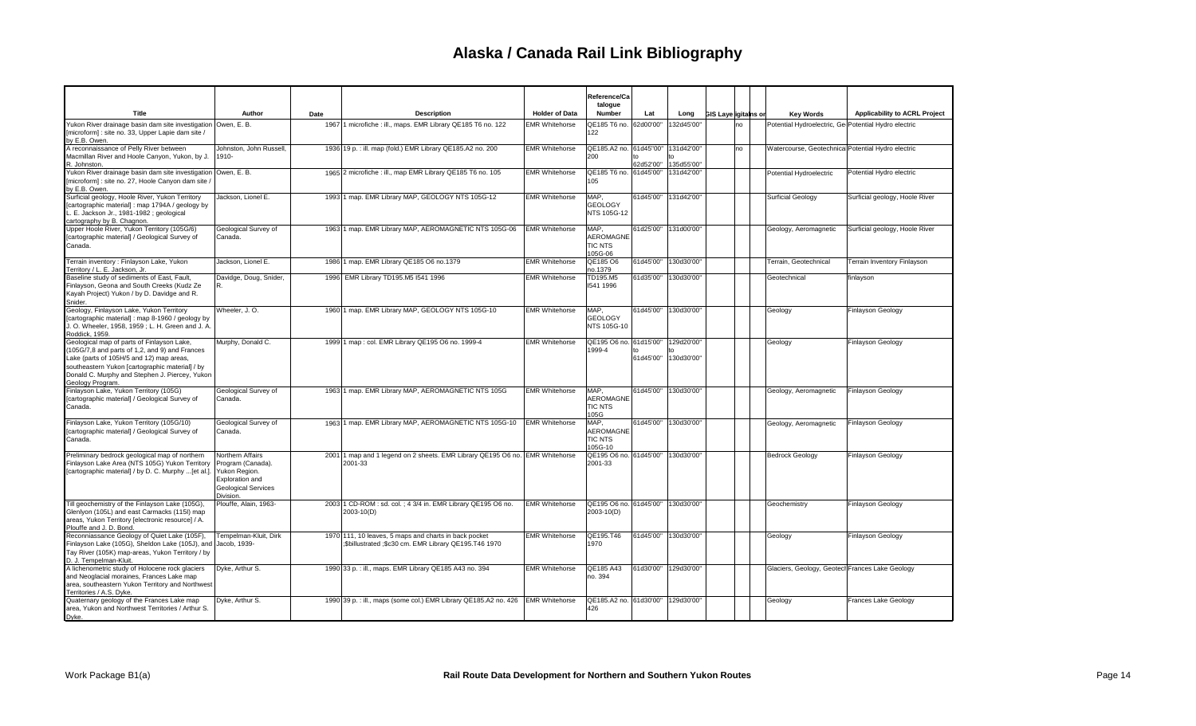# Alaska / Canada Rail Link Bibliography

| Title | Author | Date | Description | Holder of Data | Reference/Catalogue Number | Lat | Long | GIS Layer | Digital | Plans or | Key Words | Applicability to ACRL Project |
|---|---|---|---|---|---|---|---|---|---|---|---|---|
| Yukon River drainage basin dam site investigation [microform] : site no. 33, Upper Lapie dam site / by E.B. Owen. | Owen, E. B. | 1967 | 1 microfiche : ill., maps. EMR Library QE185 T6 no. 122 | EMR Whitehorse | QE185 T6 no. 122 | 62d00'00" | 132d45'00" | | no | | Potential Hydroelectric, Ge | Potential Hydro electric |
| A reconnaissance of Pelly River between Macmillan River and Hoole Canyon, Yukon, by J. R. Johnston. | Johnston, John Russell, 1910- | 1936 | 19 p. : ill. map (fold.) EMR Library QE185.A2 no. 200 | EMR Whitehorse | QE185.A2 no. 200 | 61d45'00" to 62d52'00" | 131d42'00" to 135d55'00" | | no | | Watercourse, Geotechnica | Potential Hydro electric |
| Yukon River drainage basin dam site investigation [microform] : site no. 27, Hoole Canyon dam site / by E.B. Owen. | Owen, E. B. | 1965 | 2 microfiche : ill., map EMR Library QE185 T6 no. 105 | EMR Whitehorse | QE185 T6 no. 105 | 61d45'00" | 131d42'00" | | | | Potential Hydroelectric | Potential Hydro electric |
| Surficial geology, Hoole River, Yukon Territory [cartographic material] : map 1794A / geology by L. E. Jackson Jr., 1981-1982 ; geological cartography by B. Chagnon. | Jackson, Lionel E. | 1993 | 1 map. EMR Library MAP, GEOLOGY NTS 105G-12 | EMR Whitehorse | MAP, GEOLOGY NTS 105G-12 | 61d45'00" | 131d42'00" | | | | Surficial Geology | Surficial geology, Hoole River |
| Upper Hoole River, Yukon Territory (105G/6) [cartographic material] / Geological Survey of Canada. | Geological Survey of Canada. | 1963 | 1 map. EMR Library MAP, AEROMAGNETIC NTS 105G-06 | EMR Whitehorse | MAP, AEROMAGNETIC NTS 105G-06 | 61d25'00" | 131d00'00" | | | | Geology, Aeromagnetic | Surficial geology, Hoole River |
| Terrain inventory : Finlayson Lake, Yukon Territory / L. E. Jackson, Jr. | Jackson, Lionel E. | 1986 | 1 map. EMR Library QE185 O6 no.1379 | EMR Whitehorse | QE185 O6 no.1379 | 61d45'00" | 130d30'00" | | | | Terrain, Geotechnical | Terrain Inventory Finlayson |
| Baseline study of sediments of East, Fault, Finlayson, Geona and South Creeks (Kudz Ze Kayah Project) Yukon / by D. Davidge and R. Snider. | Davidge, Doug, Snider, R. | 1996 | EMR Library TD195.M5 I541 1996 | EMR Whitehorse | TD195.M5 I541 1996 | 61d35'00" | 130d30'00" | | | | Geotechnical | finlayson |
| Geology, Finlayson Lake, Yukon Territory [cartographic material] : map 8-1960 / geology by J. O. Wheeler, 1958, 1959 ; L. H. Green and J. A. Roddick, 1959. | Wheeler, J. O. | 1960 | 1 map. EMR Library MAP, GEOLOGY NTS 105G-10 | EMR Whitehorse | MAP, GEOLOGY NTS 105G-10 | 61d45'00" | 130d30'00" | | | | Geology | Finlayson Geology |
| Geological map of parts of Finlayson Lake, (105G/7,8 and parts of 1,2, and 9) and Frances Lake (parts of 105H/5 and 12) map areas, southeastern Yukon [cartographic material] / by Donald C. Murphy and Stephen J. Piercey, Yukon Geology Program. | Murphy, Donald C. | 1999 | 1 map : col. EMR Library QE195 O6 no. 1999-4 | EMR Whitehorse | QE195 O6 no. 1999-4 | 61d15'00" to 61d45'00" | 129d20'00" to 130d30'00" | | | | Geology | Finlayson Geology |
| Finlayson Lake, Yukon Territory (105G) [cartographic material] / Geological Survey of Canada. | Geological Survey of Canada. | 1963 | 1 map. EMR Library MAP, AEROMAGNETIC NTS 105G | EMR Whitehorse | MAP, AEROMAGNETIC NTS 105G | 61d45'00" | 130d30'00" | | | | Geology, Aeromagnetic | Finlayson Geology |
| Finlayson Lake, Yukon Territory (105G/10) [cartographic material] / Geological Survey of Canada. | Geological Survey of Canada. | 1963 | 1 map. EMR Library MAP, AEROMAGNETIC NTS 105G-10 | EMR Whitehorse | MAP, AEROMAGNETIC NTS 105G-10 | 61d45'00" | 130d30'00" | | | | Geology, Aeromagnetic | Finlayson Geology |
| Preliminary bedrock geological map of northern Finlayson Lake Area (NTS 105G) Yukon Territory [cartographic material] / by D. C. Murphy ...[et al.]. | Northern Affairs Program (Canada). Yukon Region. Exploration and Geological Services Division. | 2001 | 1 map and 1 legend on 2 sheets. EMR Library QE195 O6 no. 2001-33 | EMR Whitehorse | QE195 O6 no. 2001-33 | 61d45'00" | 130d30'00" | | | | Bedrock Geology | Finlayson Geology |
| Till geochemistry of the Finlayson Lake (105G), Glenlyon (105L) and east Carmacks (115I) map areas, Yukon Territory [electronic resource] / A. Plouffe and J. D. Bond. | Plouffe, Alain, 1963- | 2003 | 1 CD-ROM : sd. col. ; 4 3/4 in. EMR Library QE195 O6 no. 2003-10(D) | EMR Whitehorse | QE195 O6 no. 2003-10(D) | 61d45'00" | 130d30'00" | | | | Geochemistry | Finlayson Geology |
| Reconnaissance Geology of Quiet Lake (105F), Finlayson Lake (105G), Sheldon Lake (105J), and Tay River (105K) map-areas, Yukon Territory / by D. J. Tempelman-Kluit. | Tempelman-Kluit, Dirk Jacob, 1939- | 1970 | 111, 10 leaves, 5 maps and charts in back pocket ;$billustrated ;$c30 cm. EMR Library QE195.T46 1970 | EMR Whitehorse | QE195.T46 1970 | 61d45'00" | 130d30'00" | | | | Geology | Finlayson Geology |
| A lichenometric study of Holocene rock glaciers and Neoglacial moraines, Frances Lake map area, southeastern Yukon Territory and Northwest Territories / A.S. Dyke. | Dyke, Arthur S. | 1990 | 33 p. : ill., maps. EMR Library QE185 A43 no. 394 | EMR Whitehorse | QE185 A43 no. 394 | 61d30'00" | 129d30'00" | | | | Glaciers, Geology, Geotech | Frances Lake Geology |
| Quaternary geology of the Frances Lake map area, Yukon and Northwest Territories / Arthur S. Dyke. | Dyke, Arthur S. | 1990 | 39 p. : ill., maps (some col.) EMR Library QE185.A2 no. 426 | EMR Whitehorse | QE185.A2 no. 426 | 61d30'00" | 129d30'00" | | | | Geology | Frances Lake Geology |

Work Package B1(a) — Rail Route Data Development for Northern and Southern Yukon Routes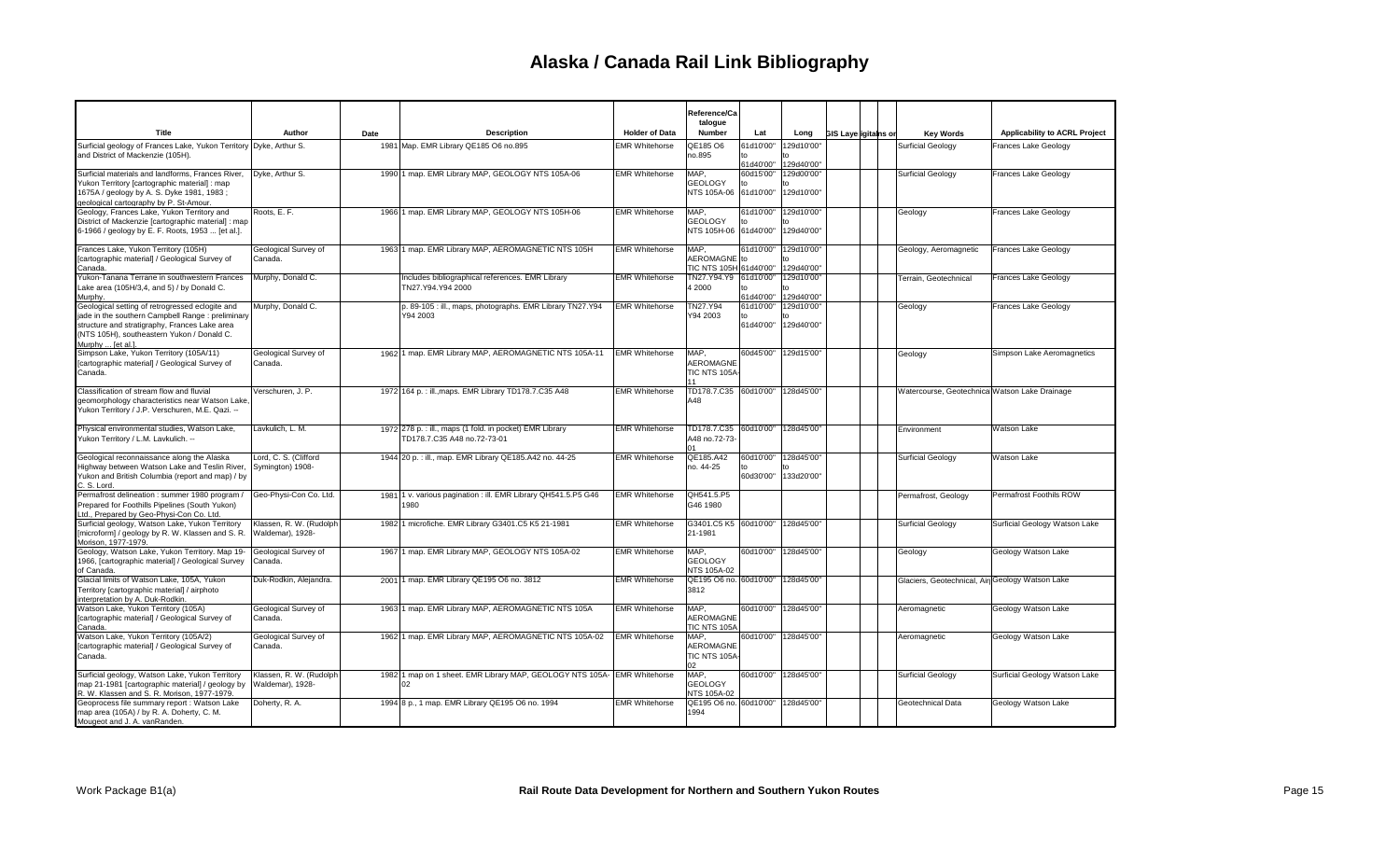# Alaska / Canada Rail Link Bibliography

| Title | Author | Date | Description | Holder of Data | Reference/Catalogue Number | Lat | Long | GIS Layer | Digital | Plans or | Key Words | Applicability to ACRL Project |
|---|---|---|---|---|---|---|---|---|---|---|---|---|
| Surficial geology of Frances Lake, Yukon Territory and District of Mackenzie (105H). | Dyke, Arthur S. | 1981 | Map. EMR Library QE185 O6 no.895 | EMR Whitehorse | QE185 O6 no.895 | 61d10'00" to 61d40'00" | 129d10'00" to 129d40'00" | | | | Surficial Geology | Frances Lake Geology |
| Surficial materials and landforms, Frances River, Yukon Territory [cartographic material] : map 1675A / geology by A. S. Dyke 1981, 1983 ; geological cartography by P. St-Amour. | Dyke, Arthur S. | 1990 | 1 map. EMR Library MAP, GEOLOGY NTS 105A-06 | EMR Whitehorse | MAP, GEOLOGY NTS 105A-06 | 60d15'00" to 61d10'00" | 129d00'00" to 129d10'00" | | | | Surficial Geology | Frances Lake Geology |
| Geology, Frances Lake, Yukon Territory and District of Mackenzie [cartographic material] : map 6-1966 / geology by E. F. Roots, 1953 ... [et al.]. | Roots, E. F. | 1966 | 1 map. EMR Library MAP, GEOLOGY NTS 105H-06 | EMR Whitehorse | MAP, GEOLOGY NTS 105H-06 | 61d10'00" to 61d40'00" | 129d10'00" to 129d40'00" | | | | Geology | Frances Lake Geology |
| Frances Lake, Yukon Territory (105H) [cartographic material] / Geological Survey of Canada. | Geological Survey of Canada. | 1963 | 1 map. EMR Library MAP, AEROMAGNETIC NTS 105H | EMR Whitehorse | MAP, AEROMAGNETIC NTS 105H | 61d10'00" to 61d40'00" | 129d10'00" to 129d40'00" | | | | Geology, Aeromagnetic | Frances Lake Geology |
| Yukon-Tanana Terrane in southwestern Frances Lake area (105H/3,4, and 5) / by Donald C. Murphy. | Murphy, Donald C. | | Includes bibliographical references. EMR Library TN27.Y94.Y94 2000 | EMR Whitehorse | TN27.Y94.Y94 2000 | 61d10'00" to 61d40'00" | 129d10'00" to 129d40'00" | | | | Terrain, Geotechnical | Frances Lake Geology |
| Geological setting of retrogressed eclogite and jade in the southern Campbell Range : preliminary structure and stratigraphy, Frances Lake area (NTS 105H), southeastern Yukon / Donald C. Murphy ... [et al.]. | Murphy, Donald C. | | p. 89-105 : ill., maps, photographs. EMR Library TN27.Y94 Y94 2003 | EMR Whitehorse | TN27.Y94 Y94 2003 | 61d10'00" to 61d40'00" | 129d10'00" to 129d40'00" | | | | Geology | Frances Lake Geology |
| Simpson Lake, Yukon Territory (105A/11) [cartographic material] / Geological Survey of Canada. | Geological Survey of Canada. | 1962 | 1 map. EMR Library MAP, AEROMAGNETIC NTS 105A-11 | EMR Whitehorse | MAP, AEROMAGNETIC NTS 105A-11 | 60d45'00" | 129d15'00" | | | | Geology | Simpson Lake Aeromagnetics |
| Classification of stream flow and fluvial geomorphology characteristics near Watson Lake, Yukon Territory / J.P. Verschuren, M.E. Qazi. -- | Verschuren, J. P. | 1972 | 164 p. : ill.,maps. EMR Library TD178.7.C35 A48 | EMR Whitehorse | TD178.7.C35 A48 | 60d10'00" | 128d45'00" | | | | Watercourse, Geotechnical | Watson Lake Drainage |
| Physical environmental studies, Watson Lake, Yukon Territory / L.M. Lavkulich. -- | Lavkulich, L. M. | 1972 | 278 p. : ill., maps (1 fold. in pocket) EMR Library TD178.7.C35 A48 no.72-73-01 | EMR Whitehorse | TD178.7.C35 A48 no.72-73-01 | 60d10'00" | 128d45'00" | | | | Environment | Watson Lake |
| Geological reconnaissance along the Alaska Highway between Watson Lake and Teslin River, Yukon and British Columbia (report and map) / by C. S. Lord. | Lord, C. S. (Clifford Symington) 1908- | 1944 | 20 p. : ill., map. EMR Library QE185.A42 no. 44-25 | EMR Whitehorse | QE185.A42 no. 44-25 | 60d10'00" to 60d30'00" | 128d45'00" to 133d20'00" | | | | Surficial Geology | Watson Lake |
| Permafrost delineation : summer 1980 program / Prepared for Foothills Pipelines (South Yukon) Ltd., Prepared by Geo-Physi-Con Co. Ltd. | Geo-Physi-Con Co. Ltd. | 1981 | 1 v. various pagination : ill. EMR Library QH541.5.P5 G46 1980 | EMR Whitehorse | QH541.5.P5 G46 1980 | | | | | | Permafrost, Geology | Permafrost Foothills ROW |
| Surficial geology, Watson Lake, Yukon Territory [microform] / geology by R. W. Klassen and S. R. Morison, 1977-1979. | Klassen, R. W. (Rudolph Waldemar), 1928- | 1982 | 1 microfiche. EMR Library G3401.C5 K5 21-1981 | EMR Whitehorse | G3401.C5 K5 21-1981 | 60d10'00" | 128d45'00" | | | | Surficial Geology | Surficial Geology Watson Lake |
| Geology, Watson Lake, Yukon Territory. Map 19-1966, [cartographic material] / Geological Survey of Canada. | Geological Survey of Canada. | 1967 | 1 map. EMR Library MAP, GEOLOGY NTS 105A-02 | EMR Whitehorse | MAP, GEOLOGY NTS 105A-02 | 60d10'00" | 128d45'00" | | | | Geology | Geology Watson Lake |
| Glacial limits of Watson Lake, 105A, Yukon Territory [cartographic material] / airphoto interpretation by A. Duk-Rodkin. | Duk-Rodkin, Alejandra. | 2001 | 1 map. EMR Library QE195 O6 no. 3812 | EMR Whitehorse | QE195 O6 no. 3812 | 60d10'00" | 128d45'00" | | | | Glaciers, Geotechnical, Air | Geology Watson Lake |
| Watson Lake, Yukon Territory (105A) [cartographic material] / Geological Survey of Canada. | Geological Survey of Canada. | 1963 | 1 map. EMR Library MAP, AEROMAGNETIC NTS 105A | EMR Whitehorse | MAP, AEROMAGNETIC NTS 105A | 60d10'00" | 128d45'00" | | | | Aeromagnetic | Geology Watson Lake |
| Watson Lake, Yukon Territory (105A/2) [cartographic material] / Geological Survey of Canada. | Geological Survey of Canada. | 1962 | 1 map. EMR Library MAP, AEROMAGNETIC NTS 105A-02 | EMR Whitehorse | MAP, AEROMAGNETIC NTS 105A-02 | 60d10'00" | 128d45'00" | | | | Aeromagnetic | Geology Watson Lake |
| Surficial geology, Watson Lake, Yukon Territory map 21-1981 [cartographic material] / geology by R. W. Klassen and S. R. Morison, 1977-1979. | Klassen, R. W. (Rudolph Waldemar), 1928- | 1982 | 1 map on 1 sheet. EMR Library MAP, GEOLOGY NTS 105A-02 | EMR Whitehorse | MAP, GEOLOGY NTS 105A-02 | 60d10'00" | 128d45'00" | | | | Surficial Geology | Surficial Geology Watson Lake |
| Geoprocess file summary report : Watson Lake map area (105A) / by R. A. Doherty, C. M. Mougeot and J. A. vanRanden. | Doherty, R. A. | 1994 | 8 p., 1 map. EMR Library QE195 O6 no. 1994 | EMR Whitehorse | QE195 O6 no. 1994 | 60d10'00" | 128d45'00" | | | | Geotechnical Data | Geology Watson Lake |

Work Package B1(a) Rail Route Data Development for Northern and Southern Yukon Routes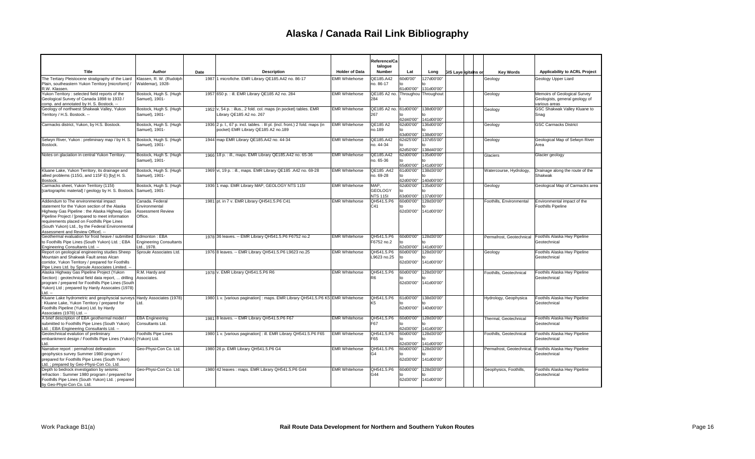# Alaska / Canada Rail Link Bibliography

| Title | Author | Date | Description | Holder of Data | Reference/Catalogue Number | Lat | Long | GIS Layer | Digital | Plans or | Key Words | Applicability to ACRL Project |
|---|---|---|---|---|---|---|---|---|---|---|---|---|
| The Tertiary Pleistocene stratigraphy of the Liard Plain, southeastern Yukon Territory [microform] / R.W. Klassen. | Klassen, R. W. (Rudolph Waldemar), 1928- | 1987 | 1 microfiche. EMR Library QE185.A42 no. 86-17 | EMR Whitehorse | QE185.A42 no. 86-17 | 60d0'00" to 61d00'00" | 127d00'00" to 131d00'00" | | | | Geology | Geology Upper Liard |
| Yukon Territory : selected field reports of the Geological Survey of Canada 1898 to 1933 / comp. and annotated by H. S. Bostock. -- | Bostock, Hugh S. (Hugh Samuel), 1901- | 1957 | 650 p. : ill. EMR Library QE185 A2 no. 284 | EMR Whitehorse | QE185 A2 no. 284 | Throughout | Throughout | | | | Geology | Memoirs of Geological Survey Geologists, general geology of various areas |
| Geology of northwest Shakwak Valley, Yukon Territory / H.S. Bostock. -- | Bostock, Hugh S. (Hugh Samuel), 1901- | 1952 | v, 54 p. : illus., 2 fold. col. maps (in pocket) tables. EMR Library QE185 A2 no. 267 | EMR Whitehorse | QE185 A2 no. 267 | 61d00'00" to 62d40'00" | 138d00'00" to 141d00'00" | | | | Geology | GSC Shakwak Valley Kluane to Snag |
| Carmacks district, Yukon, by H.S. Bostock. | Bostock, Hugh S. (Hugh Samuel), 1901- | 1936 | 2 p. l., 67 p. incl. tables. : Ill pl. (incl. front.) 2 fold. maps (in pocket) EMR Library QE185 A2 no.189 | EMR Whitehorse | QE185 A2 no.189 | 62d00'00" to 63d00'00" | 136d00'00" to 138d00'00" | | | | Geology | GSC Carmacks District |
| Selwyn River, Yukon : preliminary map / by H. S. Bostock. | Bostock, Hugh S. (Hugh Samuel), 1901- | 1944 | map EMR Library QE185.A42 no. 44-34 | EMR Whitehorse | QE185.A42 no. 44-34 | 62d25'00" to 62d50'00" | 137d55'00" to 138d40'00" | | | | Geology | Geological Map of Selwyn River Area |
| Notes on glaciation in central Yukon Territory. | Bostock, Hugh S. (Hugh Samuel), 1901- | 1966 | 18 p. : ill., maps. EMR Library QE185.A42 no. 65-36 | EMR Whitehorse | QE185.A42 no. 65-36 | 62d00'00" to 65d00'00" | 135d00'00" to 141d00'00" | | | | Glaciers | Glacier geology |
| Kluane Lake, Yukon Territory, its drainage and allied problems (115G, and 115F E) [by] H. S. Bostock. | Bostock, Hugh S. (Hugh Samuel), 1901- | 1969 | vi, 19 p. : ill., maps. EMR Library QE185 .A42 no. 69-28 | EMR Whitehorse | QE185 .A42 no. 69-28 | 61d00'00" to 62d00'00" | 138d30'00" to 140d00'00" | | | | Watercourse, Hydrology, | Drainage along the route of the Shakwak |
| Carmacks sheet, Yukon Territory (115I) [cartographic material] / geology by H. S. Bostock. | Bostock, Hugh S. (Hugh Samuel), 1901- | 1936 | 1 map. EMR Library MAP, GEOLOGY NTS 115I | EMR Whitehorse | MAP, GEOLOGY NTS 115I | 62d00'00" to 63d00'00" | 135d00'00" to 137d00'00" | | | | Geology | Geological Map of Carmacks area |
| Addendum to The environmental impact statement for the Yukon section of the Alaska Highway Gas Pipeline : the Alaska Highway Gas Pipeline Project / [prepared to meet information requirements placed on Foothills Pipe Lines (South Yukon) Ltd., by the Federal Environmental Assessment and Review Office]. -- | Canada. Federal Environmental Assessment Review Office. | 1981 | pt. in 7 v. EMR Library QH541.5.P6 C41 | EMR Whitehorse | QH541.5.P6 C41 | 60d00'00" to 62d30'00" | 128d30'00" to 141d00'00" | | | | Foothills, Environmental | Environmental impact of the Foothills Pipeline |
| Geothermal evaluation for frost heave / submitted to Foothills Pipe Lines (South Yukon) Ltd. ; EBA Engineering Consultants Ltd. -- | Edmonton : EBA Engineering Consultants Ltd., 1978. | 1978 | 36 leaves. -- EMR Library QH541.5.P6 F6752 no.2 | EMR Whitehorse | QH541.5.P6 F6752 no.2 | 60d00'00" to 62d30'00" | 128d30'00" to 141d00'00" | | | | Permafrost, Geotechnical | Foothills Alaska Hwy Pipeline Geotechnical |
| Report on geological engineering studies Sheep Mountain and Shakwak Fault areas Alcan corridor, Yukon Territory / prepared for Foothills Pipe Lines Ltd. by Sproule Associates Limited. -- | Sproule Associates Ltd. | 1976 | 8 leaves. -- EMR Library QH541.5.P6 L9623 no.25 | EMR Whitehorse | QH541.5.P6 L9623 no.25 | 60d00'00" to 62d30'00" | 128d30'00" to 141d00'00" | | | | Geology | Foothills Alaska Hwy Pipeline Geotechnical |
| Alaska Highway Gas Pipeline Project (Yukon Section) : geotechnical field data report, ... drilling program / prepared for Foothills Pipe Lines (South Yukon) Ltd ; prepared by Hardy Assocates (1978) Ltd. -- | R.M. Hardy and Associates. | 1978 | v. EMR Library QH541.5.P6 R6 | EMR Whitehorse | QH541.5.P6 R6 | 60d00'00" to 62d30'00" | 128d30'00" to 141d00'00" | | | | Foothills, Geotechnical | Foothills Alaska Hwy Pipeline Geotechnical |
| Kluane Lake hydrometric and geophysical surveys : Kluane Lake, Yukon Territory / prepared for Foothills Pipeline (Yukon) Ltd. by Hardy Associates (1978) Ltd. -- | Hardy Associates (1978) Ltd. | 1980 | 1 v. [various pagination] : maps. EMR Library QH541.5.P6 K5 | EMR Whitehorse | QH541.5.P6 K5 | 61d00'00" to 62d00'00" | 138d30'00" to 140d00'00" | | | | Hydrology, Geophysica | Foothills Alaska Hwy Pipeline Geotechnical |
| A brief description of EBA geothermal model / submitted to Foothills Pipe Lines (South Yukon) Ltd. ; EBA Engineering Consultants Ltd. -- | EBA Engineering Consultants Ltd. | 1981 | 8 leaves. -- EMR Library QH541.5.P6 F67 | EMR Whitehorse | QH541.5.P6 F67 | 60d00'00" to 62d30'00" | 128d30'00" to 141d00'00" | | | | Thermal, Geotechnical | Foothills Alaska Hwy Pipeline Geotechnical |
| Geotechnical evalution of preliminary embankment design / Foothills Pipe Lines (Yukon) Ltd. | Foothills Pipe Lines (Yukon) Ltd. | 1980 | 1 v. [various pagination] : ill. EMR Library QH541.5.P6 F65 | EMR Whitehorse | QH541.5.P6 F65 | 60d00'00" to 62d30'00" | 128d30'00" to 141d00'00" | | | | Foothills, Geotechnical | Foothills Alaska Hwy Pipeline Geotechnical |
| Narrative report : permafrost delineation geophysics survey Summer 1980 program / prepared for Foothills Pipe Lines (South Yukon) Ltd. ; prepared by Geo-Physi-Con Co. Ltd. | Geo-Physi-Con Co. Ltd. | 1980 | 26 p. EMR Library QH541.5.P6 G4 | EMR Whitehorse | QH541.5.P6 G4 | 60d00'00" to 62d30'00" | 128d30'00" to 141d00'00" | | | | Permafrost, Geotechnical, | Foothills Alaska Hwy Pipeline Geotechnical |
| Depth to bedrock investigation by seismic refraction : Summer 1980 program / prepared for Foothills Pipe Lines (South Yukon) Ltd. ; prepared by Geo-Physi-Con Co. Ltd. | Geo-Physi-Con Co. Ltd. | 1980 | 42 leaves : maps. EMR Library QH541.5.P6 G44 | EMR Whitehorse | QH541.5.P6 G44 | 60d00'00" to 62d30'00" | 128d30'00" to 141d00'00" | | | | Geophysics, Foothills, | Foothills Alaska Hwy Pipeline Geotechnical |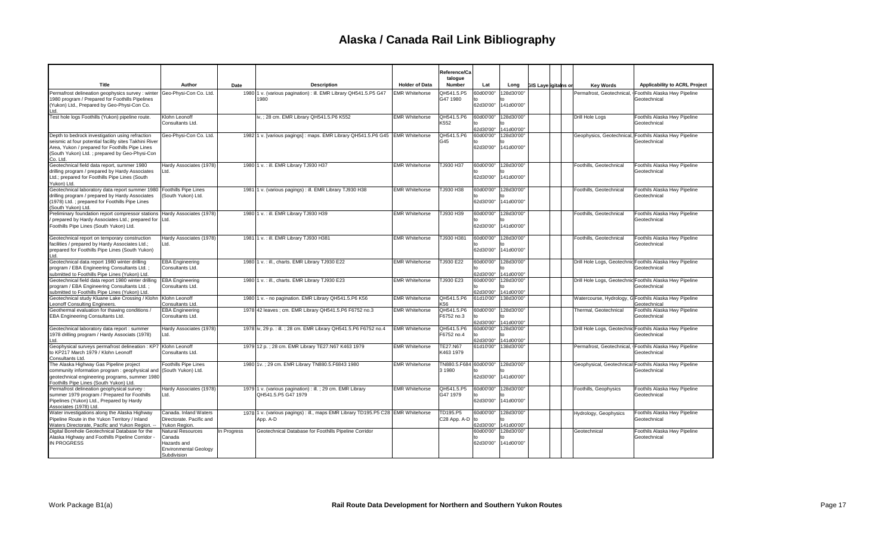# Alaska / Canada Rail Link Bibliography

| Title | Author | Date | Description | Holder of Data | Reference/Catalogue Number | Lat | Long | GIS Layer | Digital | Plans or | Key Words | Applicability to ACRL Project |
|---|---|---|---|---|---|---|---|---|---|---|---|---|
| Permafrost delineation geophysics survey : winter 1980 program / Prepared for Foothills Pipelines (Yukon) Ltd., Prepared by Geo-Physi-Con Co. Ltd. | Geo-Physi-Con Co. Ltd. | 1980 | 1 v. (various pagination) : ill. EMR Library QH541.5.P5 G47 1980 | EMR Whitehorse | QH541.5.P5 G47 1980 | 60d00'00" to 62d30'00" | 128d30'00" to 141d00'00" | | | | Permafrost, Geotechnical, | Foothills Alaska Hwy Pipeline Geotechnical |
| Test hole logs Foothills (Yukon) pipeline route. | Klohn Leonoff Consultants Ltd. | | iv, ; 28 cm. EMR Library QH541.5.P6 K552 | EMR Whitehorse | QH541.5.P6 K552 | 60d00'00" to 62d30'00" | 128d30'00" to 141d00'00" | | | | Drill Hole Logs | Foothills Alaska Hwy Pipeline Geotechnical |
| Depth to bedrock investigation using refraction seismic at four potential facility sites Takhini River Area, Yukon / prepared for Foothills Pipe Lines (South Yukon) Ltd. ; prepared by Geo-Physi-Con Co. Ltd. | Geo-Physi-Con Co. Ltd. | 1982 | 1 v. [various pagings] : maps. EMR Library QH541.5.P6 G45 | EMR Whitehorse | QH541.5.P6 G45 | 60d00'00" to 62d30'00" | 128d30'00" to 141d00'00" | | | | Geophysics, Geotechnical, | Foothills Alaska Hwy Pipeline Geotechnical |
| Geotechnical field data report, summer 1980 drilling program / prepared by Hardy Associates Ltd.; prepared for Foothills Pipe Lines (South Yukon) Ltd. | Hardy Associates (1978) Ltd. | 1980 | 1 v. : ill. EMR Library TJ930 H37 | EMR Whitehorse | TJ930 H37 | 60d00'00" to 62d30'00" | 128d30'00" to 141d00'00" | | | | Foothills, Geotechnical | Foothills Alaska Hwy Pipeline Geotechnical |
| Geotechnical laboratory data report summer 1980 drilling program / prepared by Hardy Associates (1978) Ltd. ; prepared for Foothills Pipe Lines (South Yukon) Ltd. | Foothills Pipe Lines (South Yukon) Ltd. | 1981 | 1 v. (various pagings) : ill. EMR Library TJ930 H38 | EMR Whitehorse | TJ930 H38 | 60d00'00" to 62d30'00" | 128d30'00" to 141d00'00" | | | | Foothills, Geotechnical | Foothills Alaska Hwy Pipeline Geotechnical |
| Preliminary foundation report compressor stations / prepared by Hardy Associates Ltd.; prepared for Foothills Pipe Lines (South Yukon) Ltd. | Hardy Associates (1978) Ltd. | 1980 | 1 v. : ill. EMR Library TJ930 H39 | EMR Whitehorse | TJ930 H39 | 60d00'00" to 62d30'00" | 128d30'00" to 141d00'00" | | | | Foothills, Geotechnical | Foothills Alaska Hwy Pipeline Geotechnical |
| Geotechnical report on temporary construction facilities / prepared by Hardy Associates Ltd.; prepared for Foothills Pipe Lines (South Yukon) Ltd. | Hardy Associates (1978) Ltd. | 1981 | 1 v. : ill. EMR Library TJ930 H381 | EMR Whitehorse | TJ930 H381 | 60d00'00" to 62d30'00" | 128d30'00" to 141d00'00" | | | | Foothills, Geotechnical | Foothills Alaska Hwy Pipeline Geotechnical |
| Geotechnical data report 1980 winter drilling program / EBA Engineering Consultants Ltd. ; submitted to Foothills Pipe Lines (Yukon) Ltd. | EBA Engineering Consultants Ltd. | 1980 | 1 v. : ill., charts. EMR Library TJ930 E22 | EMR Whitehorse | TJ930 E22 | 60d00'00" to 62d30'00" | 128d30'00" to 141d00'00" | | | | Drill Hole Logs, Geotechnic | Foothills Alaska Hwy Pipeline Geotechnical |
| Geotechnical field data report 1980 winter drilling program / EBA Engineering Consultants Ltd. ; submitted to Foothills Pipe Lines (Yukon) Ltd. | EBA Engineering Consultants Ltd. | 1980 | 1 v. : ill., charts. EMR Library TJ930 E23 | EMR Whitehorse | TJ930 E23 | 60d00'00" to 62d30'00" | 128d30'00" to 141d00'00" | | | | Drill Hole Logs, Geotechnic | Foothills Alaska Hwy Pipeline Geotechnical |
| Geotechnical study Kluane Lake Crossing / Klohn Leonoff Consulting Engineers. | Klohn Leonoff Consultants Ltd. | 1980 | 1 v. - no pagination. EMR Library QH541.5.P6 K56 | EMR Whitehorse | QH541.5.P6 K56 | 61d10'00" | 138d30'00" | | | | Watercourse, Hydrology, G | Foothills Alaska Hwy Pipeline Geotechnical |
| Geothermal evaluation for thawing conditions / EBA Engineering Consultants Ltd. | EBA Engineering Consultants Ltd. | 1978 | 42 leaves ; cm. EMR Library QH541.5.P6 F6752 no.3 | EMR Whitehorse | QH541.5.P6 F6752 no.3 | 60d00'00" to 62d30'00" | 128d30'00" to 141d00'00" | | | | Thermal, Geotechnical | Foothills Alaska Hwy Pipeline Geotechnical |
| Geotechnical laboratory data report : summer 1978 drilling program / Hardy Associats (1978) Ltd. | Hardy Associates (1978) Ltd. | 1978 | iv, 29 p. : ill. ; 28 cm. EMR Library QH541.5.P6 F6752 no.4 | EMR Whitehorse | QH541.5.P6 F6752 no.4 | 60d00'00" to 62d30'00" | 128d30'00" to 141d00'00" | | | | Drill Hole Logs, Geotechnic | Foothills Alaska Hwy Pipeline Geotechnical |
| Geophysical surveys permafrost delineation : KP7 to KP217 March 1979 / Klohn Leonoff Consultants Ltd. | Klohn Leonoff Consultants Ltd. | 1979 | 12 p. ; 28 cm. EMR Library TE27.N67 K463 1979 | EMR Whitehorse | TE27.N67 K463 1979 | 61d10'00" | 138d30'00" | | | | Permafrost, Geotechnical, | Foothills Alaska Hwy Pipeline Geotechnical |
| The Alaska Highway Gas Pipeline project community information program : geophysical and geotechnical engineering programs, summer 1980 Foothills Pipe Lines (South Yukon) Ltd. | Foothills Pipe Lines (South Yukon) Ltd. | 1980 | 1v. ; 29 cm. EMR Library TN880.5.F6843 1980 | EMR Whitehorse | TN880.5.F6843 1980 | 60d00'00" to 62d30'00" | 128d30'00" to 141d00'00" | | | | Geophysical, Geotechnical | Foothills Alaska Hwy Pipeline Geotechnical |
| Permafrost delineation geophysical survey : summer 1979 program / Prepared for Foothills Pipelines (Yukon) Ltd., Prepared by Hardy Associates (1978) Ltd. | Hardy Associates (1978) Ltd. | 1979 | 1 v. (various pagination) : ill. ; 29 cm. EMR Library QH541.5.P5 G47 1979 | EMR Whitehorse | QH541.5.P5 G47 1979 | 60d00'00" to 62d30'00" | 128d30'00" to 141d00'00" | | | | Foothills, Geophysics | Foothills Alaska Hwy Pipeline Geotechnical |
| Water investigations along the Alaska Highway Pipeline Route in the Yukon Territory / Inland Waters Directorate, Pacific and Yukon Region. -- | Canada. Inland Waters Directorate. Pacific and Yukon Region. | 1978 | 1 v. (various pagings) : ill., maps EMR Library TD195.P5 C28 App. A-D | EMR Whitehorse | TD195.P5 C28 App. A-D | 60d00'00" to 62d30'00" | 128d30'00" to 141d00'00" | | | | Hydrology, Geophysics | Foothills Alaska Hwy Pipeline Geotechnical |
| Digital Borehole Geotechnical Database for the Alaska Highway and Foothills Pipeline Corridor - IN PROGRESS | Natural Resources Canada Hazards and Environmental Geology Subdivision | In Progress | Geotechnical Database for Foothills Pipeline Corridor | | | 60d00'00" to 62d30'00" | 128d30'00" to 141d00'00" | | | | Geotechnical | Foothills Alaska Hwy Pipeline Geotechnical |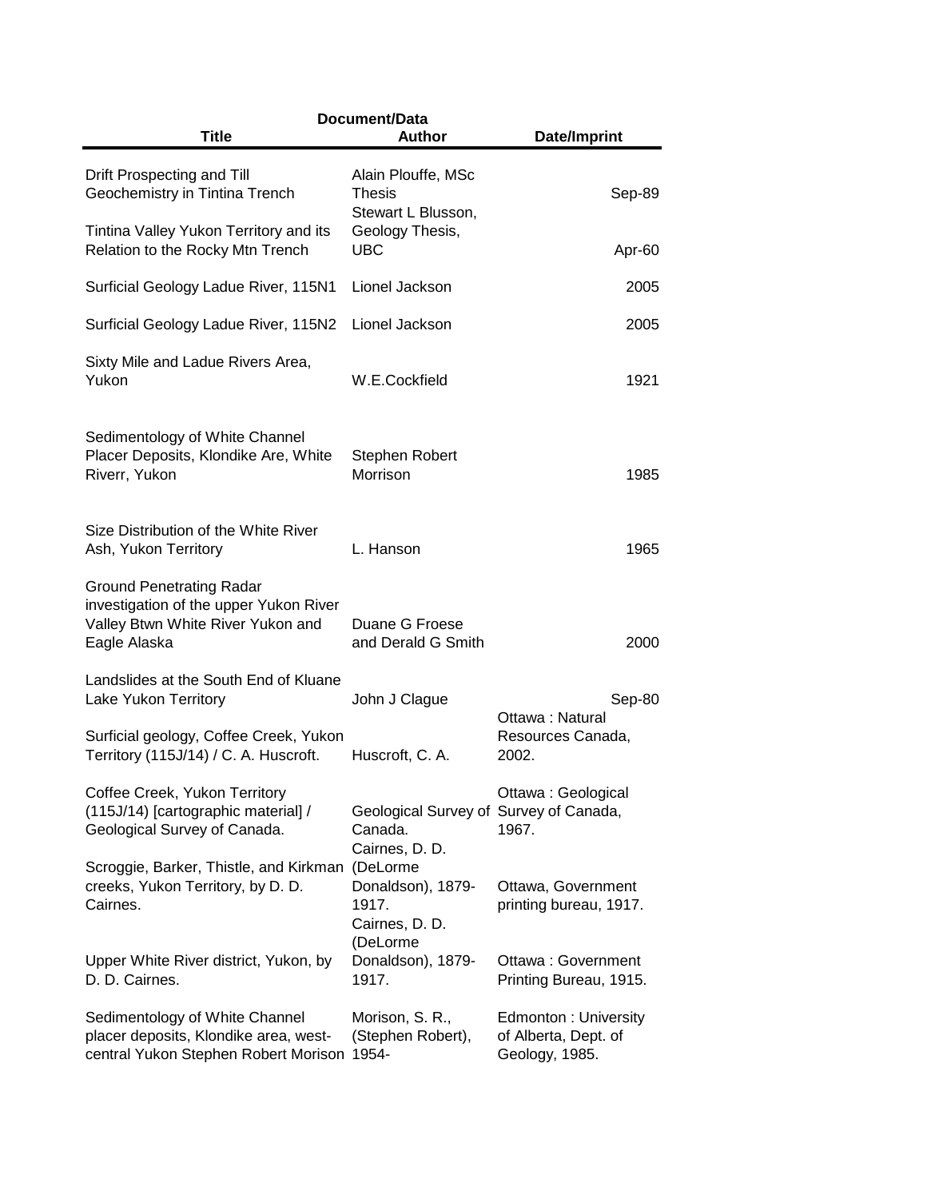| Title | Document/Data Author | Date/Imprint |
|---|---|---|
| Drift Prospecting and Till Geochemistry in Tintina Trench | Alain Plouffe, MSc Thesis | Sep-89 |
| Tintina Valley Yukon Territory and its Relation to the Rocky Mtn Trench | Stewart L Blusson, Geology Thesis, UBC | Apr-60 |
| Surficial Geology Ladue River, 115N1 | Lionel Jackson | 2005 |
| Surficial Geology Ladue River, 115N2 | Lionel Jackson | 2005 |
| Sixty Mile and Ladue Rivers Area, Yukon | W.E.Cockfield | 1921 |
| Sedimentology of White Channel Placer Deposits, Klondike Are, White Riverr, Yukon | Stephen Robert Morrison | 1985 |
| Size Distribution of the White River Ash, Yukon Territory | L. Hanson | 1965 |
| Ground Penetrating Radar investigation of the upper Yukon River Valley Btwn White River Yukon and Eagle Alaska | Duane G Froese and Derald G Smith | 2000 |
| Landslides at the South End of Kluane Lake Yukon Territory | John J Clague | Sep-80 |
| Surficial geology, Coffee Creek, Yukon Territory (115J/14) / C. A. Huscroft. | Huscroft, C. A. | Ottawa : Natural Resources Canada, 2002. |
| Coffee Creek, Yukon Territory (115J/14) [cartographic material] / Geological Survey of Canada. | Geological Survey of Canada. | Ottawa : Geological Survey of Canada, 1967. |
| Scroggie, Barker, Thistle, and Kirkman creeks, Yukon Territory, by D. D. Cairnes. | Cairnes, D. D. (DeLorme Donaldson), 1879-1917. | Ottawa, Government printing bureau, 1917. |
| Upper White River district, Yukon, by D. D. Cairnes. | Cairnes, D. D. (DeLorme Donaldson), 1879-1917. | Ottawa : Government Printing Bureau, 1915. |
| Sedimentology of White Channel placer deposits, Klondike area, west-central Yukon Stephen Robert Morison | Morison, S. R., (Stephen Robert), 1954- | Edmonton : University of Alberta, Dept. of Geology, 1985. |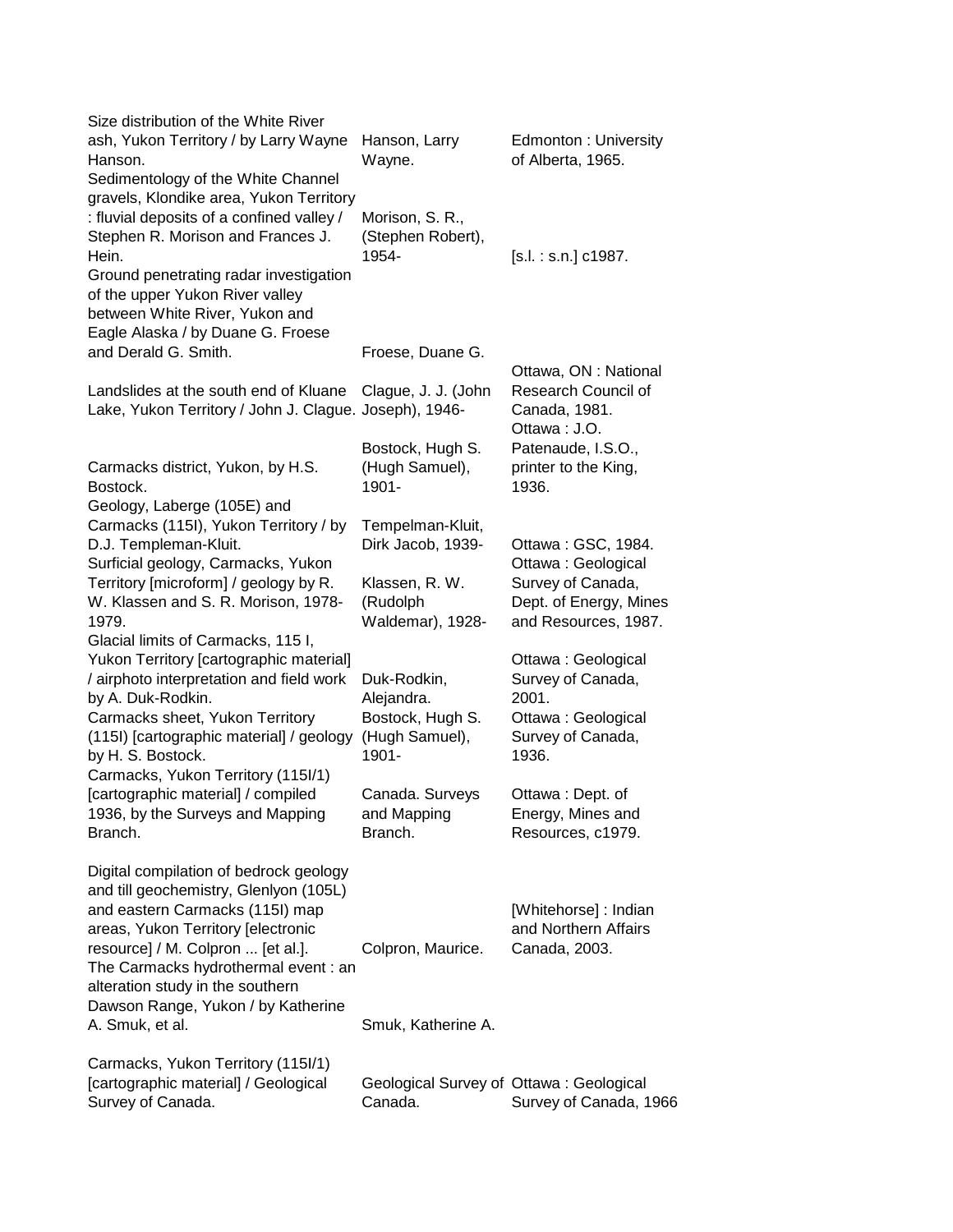| | | |
|---|---|---|
| Size distribution of the White River ash, Yukon Territory / by Larry Wayne Hanson. | Hanson, Larry Wayne. | Edmonton : University of Alberta, 1965. |
| Sedimentology of the White Channel gravels, Klondike area, Yukon Territory : fluvial deposits of a confined valley / Stephen R. Morison and Frances J. Hein. | Morison, S. R., (Stephen Robert), 1954- | [s.l. : s.n.] c1987. |
| Ground penetrating radar investigation of the upper Yukon River valley between White River, Yukon and Eagle Alaska / by Duane G. Froese and Derald G. Smith. | Froese, Duane G. | |
| Landslides at the south end of Kluane Lake, Yukon Territory / John J. Clague. | Clague, J. J. (John Joseph), 1946- | Ottawa, ON : National Research Council of Canada, 1981. |
| Carmacks district, Yukon, by H.S. Bostock. | Bostock, Hugh S. (Hugh Samuel), 1901- | Ottawa : J.O. Patenaude, I.S.O., printer to the King, 1936. |
| Geology, Laberge (105E) and Carmacks (115I), Yukon Territory / by D.J. Templeman-Kluit. | Tempelman-Kluit, Dirk Jacob, 1939- | Ottawa : GSC, 1984. |
| Surficial geology, Carmacks, Yukon Territory [microform] / geology by R. W. Klassen and S. R. Morison, 1978-1979. | Klassen, R. W. (Rudolph Waldemar), 1928- | Ottawa : Geological Survey of Canada, Dept. of Energy, Mines and Resources, 1987. |
| Glacial limits of Carmacks, 115 I, Yukon Territory [cartographic material] / airphoto interpretation and field work by A. Duk-Rodkin. | Duk-Rodkin, Alejandra. | Ottawa : Geological Survey of Canada, 2001. |
| Carmacks sheet, Yukon Territory (115I) [cartographic material] / geology by H. S. Bostock. | Bostock, Hugh S. (Hugh Samuel), 1901- | Ottawa : Geological Survey of Canada, 1936. |
| Carmacks, Yukon Territory (115I/1) [cartographic material] / compiled 1936, by the Surveys and Mapping Branch. | Canada. Surveys and Mapping Branch. | Ottawa : Dept. of Energy, Mines and Resources, c1979. |
| Digital compilation of bedrock geology and till geochemistry, Glenlyon (105L) and eastern Carmacks (115I) map areas, Yukon Territory [electronic resource] / M. Colpron ... [et al.]. | Colpron, Maurice. | [Whitehorse] : Indian and Northern Affairs Canada, 2003. |
| The Carmacks hydrothermal event : an alteration study in the southern Dawson Range, Yukon / by Katherine A. Smuk, et al. | Smuk, Katherine A. | |
| Carmacks, Yukon Territory (115I/1) [cartographic material] / Geological Survey of Canada. | Geological Survey of Canada. | Ottawa : Geological Survey of Canada, 1966 |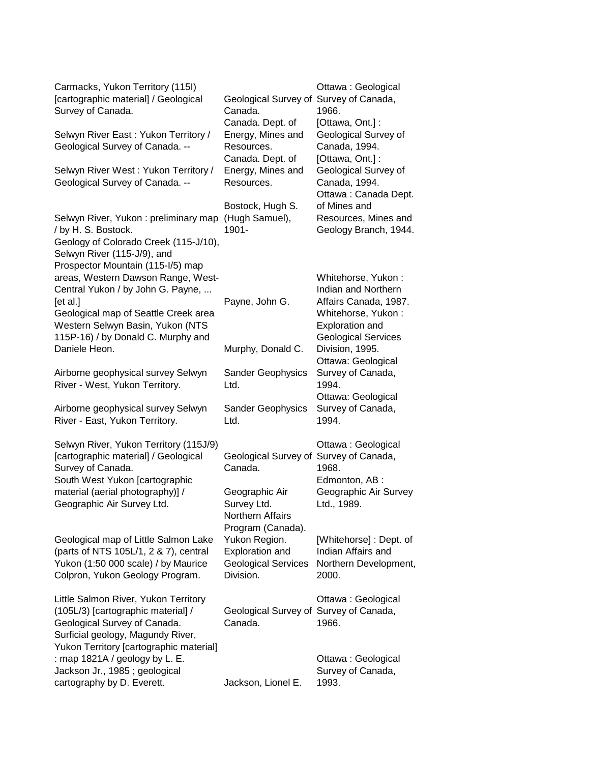| | | |
|---|---|---|
| Carmacks, Yukon Territory (115I) [cartographic material] / Geological Survey of Canada. | Geological Survey of Canada. | Ottawa : Geological Survey of Canada, 1966. |
| Selwyn River East : Yukon Territory / Geological Survey of Canada. -- | Canada. Dept. of Energy, Mines and Resources. | [Ottawa, Ont.] : Geological Survey of Canada, 1994. |
| Selwyn River West : Yukon Territory / Geological Survey of Canada. -- | Canada. Dept. of Energy, Mines and Resources. | [Ottawa, Ont.] : Geological Survey of Canada, 1994. |
| Selwyn River, Yukon : preliminary map / by H. S. Bostock. | Bostock, Hugh S. (Hugh Samuel), 1901- | Ottawa : Canada Dept. of Mines and Resources, Mines and Geology Branch, 1944. |
| Geology of Colorado Creek (115-J/10), Selwyn River (115-J/9), and Prospector Mountain (115-I/5) map areas, Western Dawson Range, West-Central Yukon / by John G. Payne, ... [et al.] | Payne, John G. | Whitehorse, Yukon : Indian and Northern Affairs Canada, 1987. |
| Geological map of Seattle Creek area Western Selwyn Basin, Yukon (NTS 115P-16) / by Donald C. Murphy and Daniele Heon. | Murphy, Donald C. | Whitehorse, Yukon : Exploration and Geological Services Division, 1995. |
| Airborne geophysical survey Selwyn River - West, Yukon Territory. | Sander Geophysics Ltd. | Ottawa: Geological Survey of Canada, 1994. |
| Airborne geophysical survey Selwyn River - East, Yukon Territory. | Sander Geophysics Ltd. | Ottawa: Geological Survey of Canada, 1994. |
| Selwyn River, Yukon Territory (115J/9) [cartographic material] / Geological Survey of Canada. | Geological Survey of Canada. | Ottawa : Geological Survey of Canada, 1968. |
| South West Yukon [cartographic material (aerial photography)] / Geographic Air Survey Ltd. | Geographic Air Survey Ltd. | Edmonton, AB : Geographic Air Survey Ltd., 1989. |
| Geological map of Little Salmon Lake (parts of NTS 105L/1, 2 & 7), central Yukon (1:50 000 scale) / by Maurice Colpron, Yukon Geology Program. | Northern Affairs Program (Canada). Yukon Region. Exploration and Geological Services Division. | [Whitehorse] : Dept. of Indian Affairs and Northern Development, 2000. |
| Little Salmon River, Yukon Territory (105L/3) [cartographic material] / Geological Survey of Canada. | Geological Survey of Canada. | Ottawa : Geological Survey of Canada, 1966. |
| Surficial geology, Magundy River, Yukon Territory [cartographic material] : map 1821A / geology by L. E. Jackson Jr., 1985 ; geological cartography by D. Everett. | Jackson, Lionel E. | Ottawa : Geological Survey of Canada, 1993. |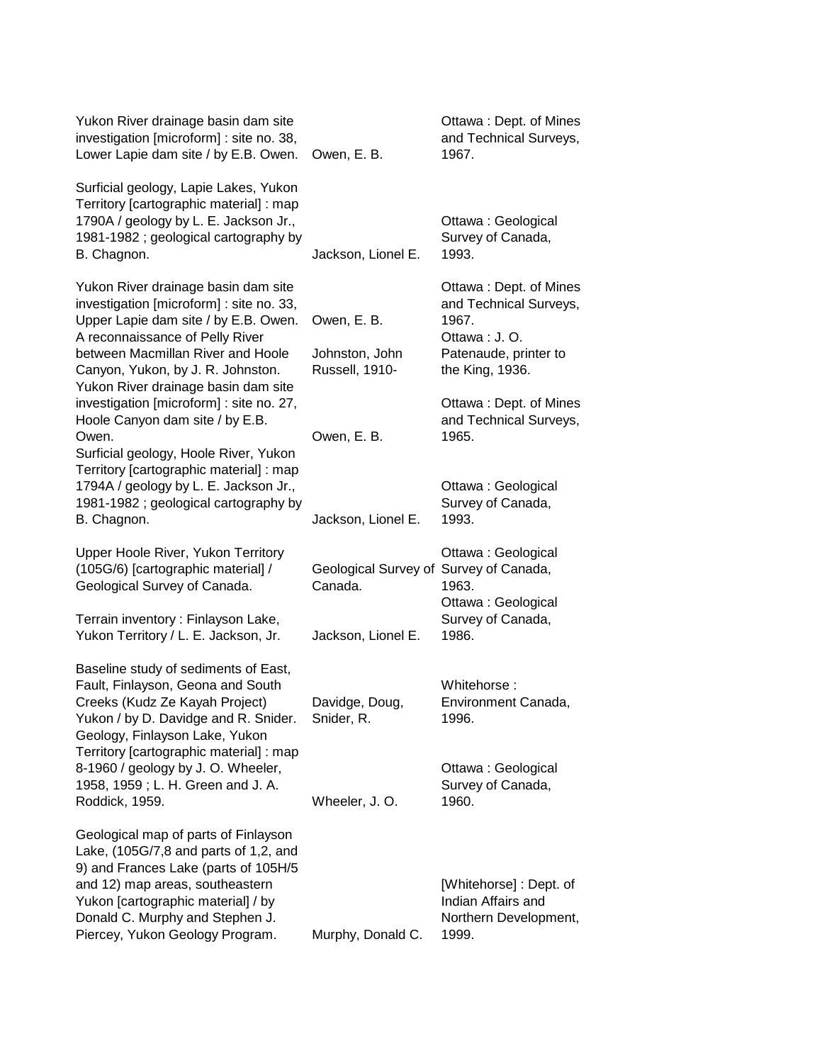| Title | Author | Publisher |
|---|---|---|
| Yukon River drainage basin dam site investigation [microform] : site no. 38, Lower Lapie dam site / by E.B. Owen. | Owen, E. B. | Ottawa : Dept. of Mines and Technical Surveys, 1967. |
| Surficial geology, Lapie Lakes, Yukon Territory [cartographic material] : map 1790A / geology by L. E. Jackson Jr., 1981-1982 ; geological cartography by B. Chagnon. | Jackson, Lionel E. | Ottawa : Geological Survey of Canada, 1993. |
| Yukon River drainage basin dam site investigation [microform] : site no. 33, Upper Lapie dam site / by E.B. Owen. | Owen, E. B. | Ottawa : Dept. of Mines and Technical Surveys, 1967. |
| A reconnaissance of Pelly River between Macmillan River and Hoole Canyon, Yukon, by J. R. Johnston. | Johnston, John Russell, 1910- | Ottawa : J. O. Patenaude, printer to the King, 1936. |
| Yukon River drainage basin dam site investigation [microform] : site no. 27, Hoole Canyon dam site / by E.B. Owen. | Owen, E. B. | Ottawa : Dept. of Mines and Technical Surveys, 1965. |
| Surficial geology, Hoole River, Yukon Territory [cartographic material] : map 1794A / geology by L. E. Jackson Jr., 1981-1982 ; geological cartography by B. Chagnon. | Jackson, Lionel E. | Ottawa : Geological Survey of Canada, 1993. |
| Upper Hoole River, Yukon Territory (105G/6) [cartographic material] / Geological Survey of Canada. | Geological Survey of Canada. | Ottawa : Geological Survey of Canada, 1963. |
| Terrain inventory : Finlayson Lake, Yukon Territory / L. E. Jackson, Jr. | Jackson, Lionel E. | Ottawa : Geological Survey of Canada, 1986. |
| Baseline study of sediments of East, Fault, Finlayson, Geona and South Creeks (Kudz Ze Kayah Project) Yukon / by D. Davidge and R. Snider. | Davidge, Doug, Snider, R. | Whitehorse : Environment Canada, 1996. |
| Geology, Finlayson Lake, Yukon Territory [cartographic material] : map 8-1960 / geology by J. O. Wheeler, 1958, 1959 ; L. H. Green and J. A. Roddick, 1959. | Wheeler, J. O. | Ottawa : Geological Survey of Canada, 1960. |
| Geological map of parts of Finlayson Lake, (105G/7,8 and parts of 1,2, and 9) and Frances Lake (parts of 105H/5 and 12) map areas, southeastern Yukon [cartographic material] / by Donald C. Murphy and Stephen J. Piercey, Yukon Geology Program. | Murphy, Donald C. | [Whitehorse] : Dept. of Indian Affairs and Northern Development, 1999. |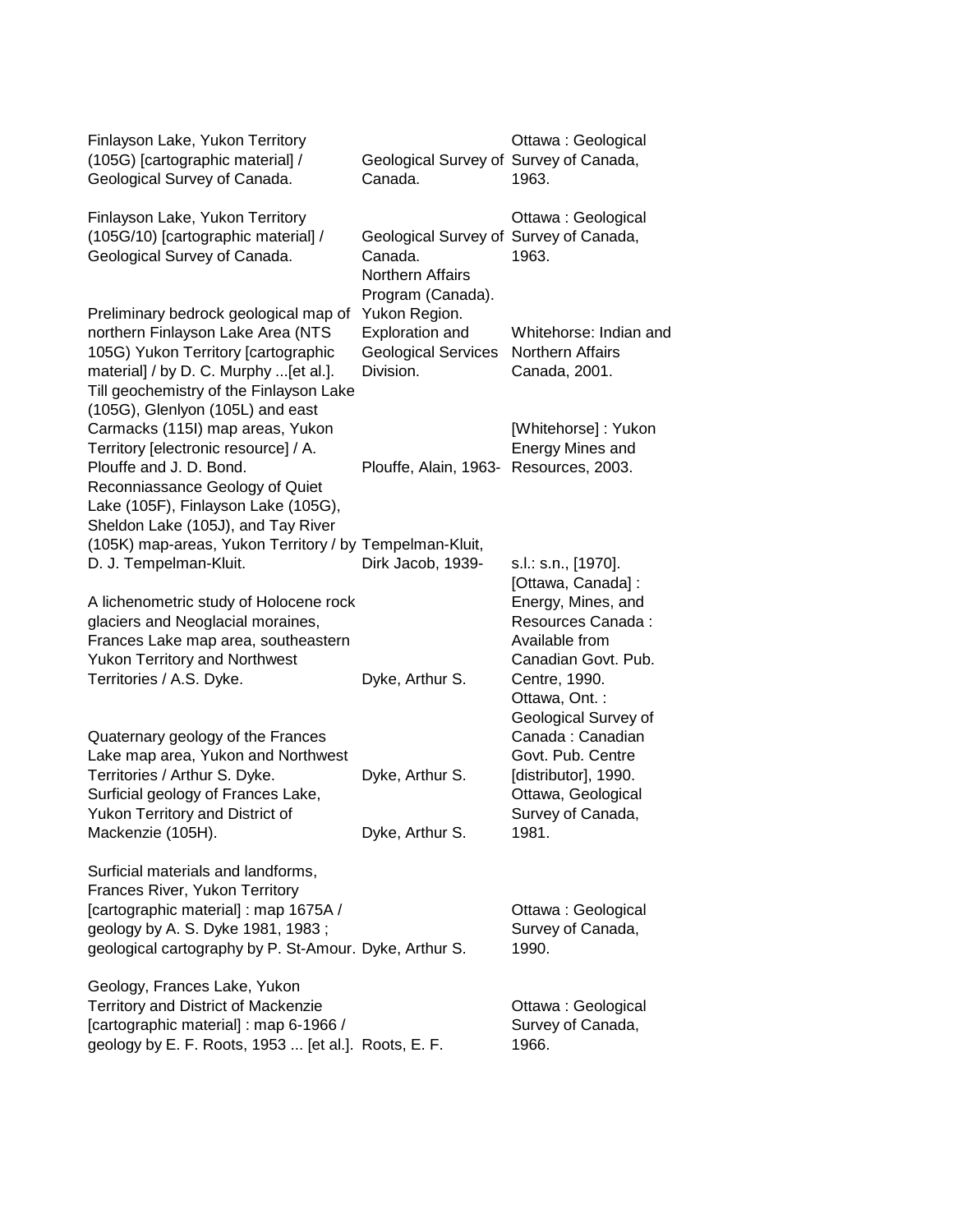| | | |
|---|---|---|
| Finlayson Lake, Yukon Territory (105G) [cartographic material] / Geological Survey of Canada. | Geological Survey of Canada. | Ottawa : Geological Survey of Canada, 1963. |
| Finlayson Lake, Yukon Territory (105G/10) [cartographic material] / Geological Survey of Canada. | Geological Survey of Canada. | Ottawa : Geological Survey of Canada, 1963. |
| Preliminary bedrock geological map of northern Finlayson Lake Area (NTS 105G) Yukon Territory [cartographic material] / by D. C. Murphy ...[et al.]. | Northern Affairs Program (Canada). Yukon Region. Exploration and Geological Services Division. | Whitehorse: Indian and Northern Affairs Canada, 2001. |
| Till geochemistry of the Finlayson Lake (105G), Glenlyon (105L) and east Carmacks (115I) map areas, Yukon Territory [electronic resource] / A. Plouffe and J. D. Bond. | Plouffe, Alain, 1963- | [Whitehorse] : Yukon Energy Mines and Resources, 2003. |
| Reconniassance Geology of Quiet Lake (105F), Finlayson Lake (105G), Sheldon Lake (105J), and Tay River (105K) map-areas, Yukon Territory / by D. J. Tempelman-Kluit. | Tempelman-Kluit, Dirk Jacob, 1939- | s.l.: s.n., [1970]. |
| A lichenometric study of Holocene rock glaciers and Neoglacial moraines, Frances Lake map area, southeastern Yukon Territory and Northwest Territories / A.S. Dyke. | Dyke, Arthur S. | [Ottawa, Canada] : Energy, Mines, and Resources Canada : Available from Canadian Govt. Pub. Centre, 1990. |
| Quaternary geology of the Frances Lake map area, Yukon and Northwest Territories / Arthur S. Dyke. | Dyke, Arthur S. | Ottawa, Ont. : Geological Survey of Canada : Canadian Govt. Pub. Centre [distributor], 1990. |
| Surficial geology of Frances Lake, Yukon Territory and District of Mackenzie (105H). | Dyke, Arthur S. | Ottawa, Geological Survey of Canada, 1981. |
| Surficial materials and landforms, Frances River, Yukon Territory [cartographic material] : map 1675A / geology by A. S. Dyke 1981, 1983 ; geological cartography by P. St-Amour. | Dyke, Arthur S. | Ottawa : Geological Survey of Canada, 1990. |
| Geology, Frances Lake, Yukon Territory and District of Mackenzie [cartographic material] : map 6-1966 / geology by E. F. Roots, 1953 ... [et al.]. | Roots, E. F. | Ottawa : Geological Survey of Canada, 1966. |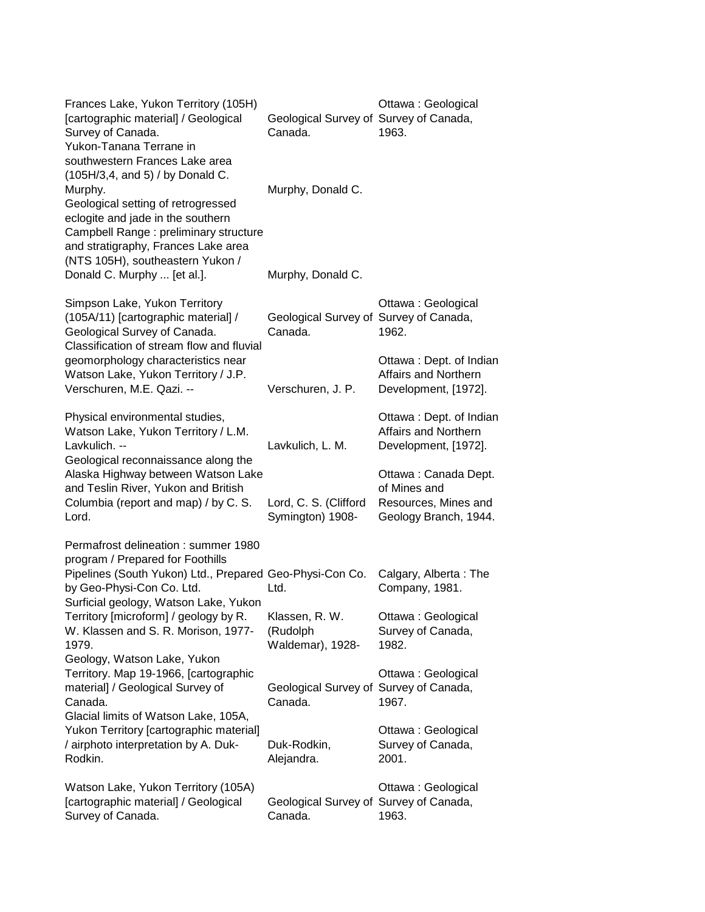| Title | Author | Publication |
| --- | --- | --- |
| Frances Lake, Yukon Territory (105H) [cartographic material] / Geological Survey of Canada. | Geological Survey of Canada. | Ottawa : Geological Survey of Canada, 1963. |
| Yukon-Tanana Terrane in southwestern Frances Lake area (105H/3,4, and 5) / by Donald C. Murphy. | Murphy, Donald C. | |
| Geological setting of retrogressed eclogite and jade in the southern Campbell Range : preliminary structure and stratigraphy, Frances Lake area (NTS 105H), southeastern Yukon / Donald C. Murphy ... [et al.]. | Murphy, Donald C. | |
| Simpson Lake, Yukon Territory (105A/11) [cartographic material] / Geological Survey of Canada. | Geological Survey of Canada. | Ottawa : Geological Survey of Canada, 1962. |
| Classification of stream flow and fluvial geomorphology characteristics near Watson Lake, Yukon Territory / J.P. Verschuren, M.E. Qazi. -- | Verschuren, J. P. | Ottawa : Dept. of Indian Affairs and Northern Development, [1972]. |
| Physical environmental studies, Watson Lake, Yukon Territory / L.M. Lavkulich. -- | Lavkulich, L. M. | Ottawa : Dept. of Indian Affairs and Northern Development, [1972]. |
| Geological reconnaissance along the Alaska Highway between Watson Lake and Teslin River, Yukon and British Columbia (report and map) / by C. S. Lord. | Lord, C. S. (Clifford Symington) 1908- | Ottawa : Canada Dept. of Mines and Resources, Mines and Geology Branch, 1944. |
| Permafrost delineation : summer 1980 program / Prepared for Foothills Pipelines (South Yukon) Ltd., Prepared by Geo-Physi-Con Co. Ltd. | Geo-Physi-Con Co. Ltd. | Calgary, Alberta : The Company, 1981. |
| Surficial geology, Watson Lake, Yukon Territory [microform] / geology by R. W. Klassen and S. R. Morison, 1977-1979. | Klassen, R. W. (Rudolph Waldemar), 1928- | Ottawa : Geological Survey of Canada, 1982. |
| Geology, Watson Lake, Yukon Territory. Map 19-1966, [cartographic material] / Geological Survey of Canada. | Geological Survey of Canada. | Ottawa : Geological Survey of Canada, 1967. |
| Glacial limits of Watson Lake, 105A, Yukon Territory [cartographic material] / airphoto interpretation by A. Duk-Rodkin. | Duk-Rodkin, Alejandra. | Ottawa : Geological Survey of Canada, 2001. |
| Watson Lake, Yukon Territory (105A) [cartographic material] / Geological Survey of Canada. | Geological Survey of Canada. | Ottawa : Geological Survey of Canada, 1963. |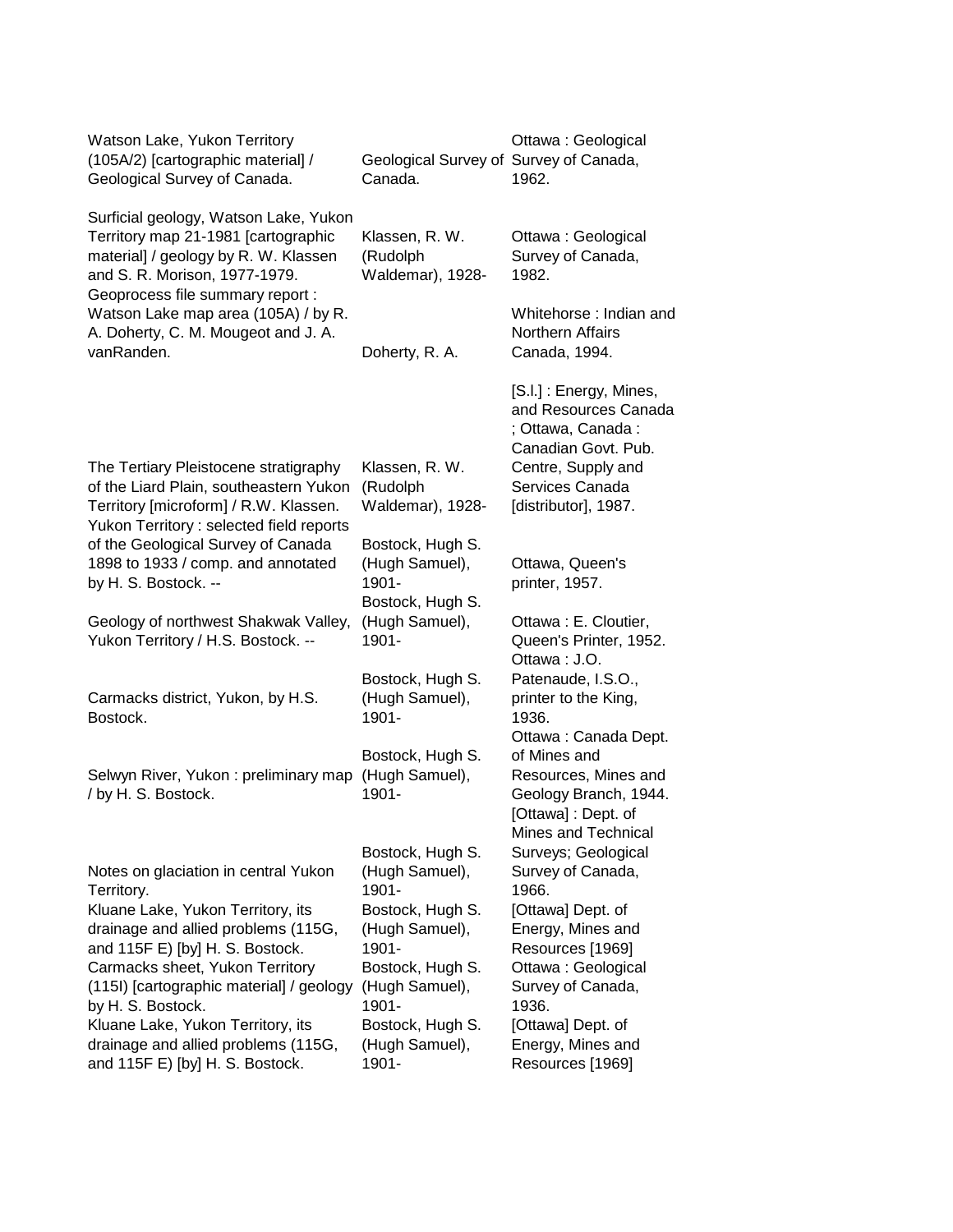| | | |
|---|---|---|
| Watson Lake, Yukon Territory (105A/2) [cartographic material] / Geological Survey of Canada. | Geological Survey of Canada. | Ottawa : Geological Survey of Canada, 1962. |
| Surficial geology, Watson Lake, Yukon Territory map 21-1981 [cartographic material] / geology by R. W. Klassen and S. R. Morison, 1977-1979. | Klassen, R. W. (Rudolph Waldemar), 1928- | Ottawa : Geological Survey of Canada, 1982. |
| Geoprocess file summary report : Watson Lake map area (105A) / by R. A. Doherty, C. M. Mougeot and J. A. vanRanden. | Doherty, R. A. | Whitehorse : Indian and Northern Affairs Canada, 1994. |
| The Tertiary Pleistocene stratigraphy of the Liard Plain, southeastern Yukon Territory [microform] / R.W. Klassen. | Klassen, R. W. (Rudolph Waldemar), 1928- | [S.l.] : Energy, Mines, and Resources Canada ; Ottawa, Canada : Canadian Govt. Pub. Centre, Supply and Services Canada [distributor], 1987. |
| Yukon Territory : selected field reports of the Geological Survey of Canada 1898 to 1933 / comp. and annotated by H. S. Bostock. -- | Bostock, Hugh S. (Hugh Samuel), 1901- | Ottawa, Queen's printer, 1957. |
| Geology of northwest Shakwak Valley, Yukon Territory / H.S. Bostock. -- | Bostock, Hugh S. (Hugh Samuel), 1901- | Ottawa : E. Cloutier, Queen's Printer, 1952. |
| Carmacks district, Yukon, by H.S. Bostock. | Bostock, Hugh S. (Hugh Samuel), 1901- | Ottawa : J.O. Patenaude, I.S.O., printer to the King, 1936. |
| Selwyn River, Yukon : preliminary map / by H. S. Bostock. | Bostock, Hugh S. (Hugh Samuel), 1901- | Ottawa : Canada Dept. of Mines and Resources, Mines and Geology Branch, 1944. |
| Notes on glaciation in central Yukon Territory. | Bostock, Hugh S. (Hugh Samuel), 1901- | [Ottawa] : Dept. of Mines and Technical Surveys; Geological Survey of Canada, 1966. |
| Kluane Lake, Yukon Territory, its drainage and allied problems (115G, and 115F E) [by] H. S. Bostock. | Bostock, Hugh S. (Hugh Samuel), 1901- | [Ottawa] Dept. of Energy, Mines and Resources [1969] |
| Carmacks sheet, Yukon Territory (115I) [cartographic material] / geology by H. S. Bostock. | Bostock, Hugh S. (Hugh Samuel), 1901- | Ottawa : Geological Survey of Canada, 1936. |
| Kluane Lake, Yukon Territory, its drainage and allied problems (115G, and 115F E) [by] H. S. Bostock. | Bostock, Hugh S. (Hugh Samuel), 1901- | [Ottawa] Dept. of Energy, Mines and Resources [1969] |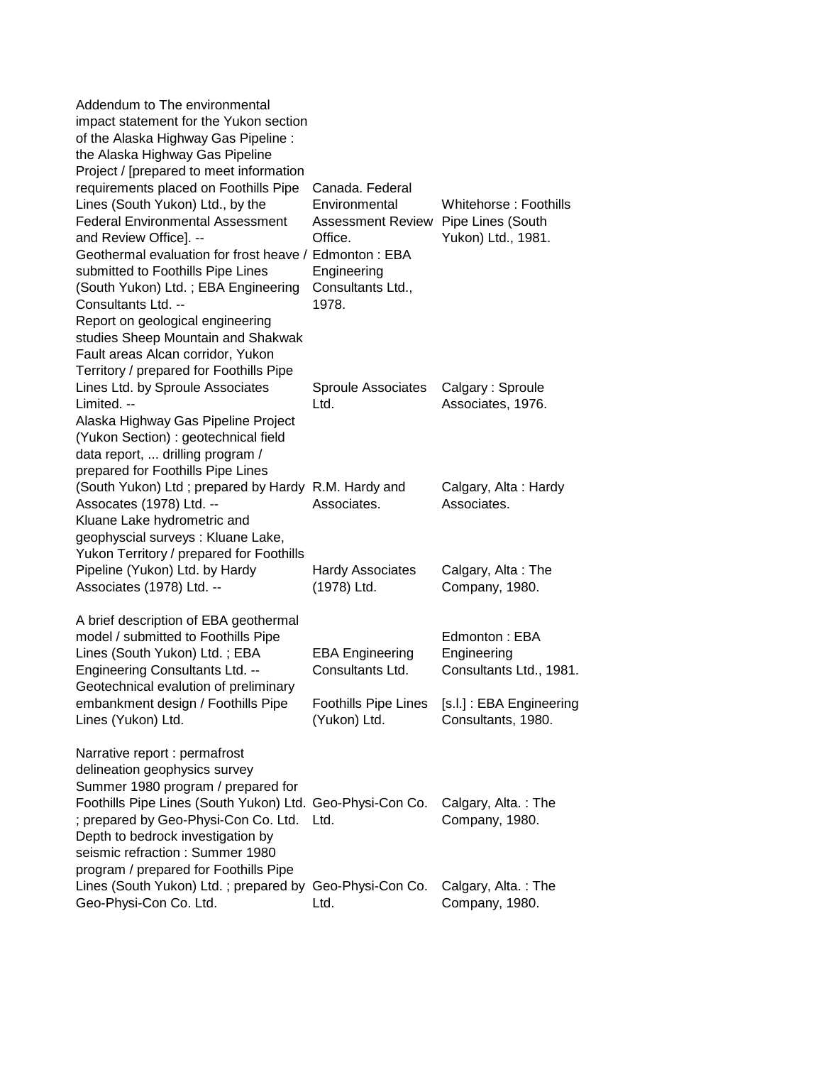| | | |
|---|---|---|
| Addendum to The environmental impact statement for the Yukon section of the Alaska Highway Gas Pipeline : the Alaska Highway Gas Pipeline Project / [prepared to meet information requirements placed on Foothills Pipe Lines (South Yukon) Ltd., by the Federal Environmental Assessment and Review Office]. -- | Canada. Federal Environmental Assessment Review Office. | Whitehorse : Foothills Pipe Lines (South Yukon) Ltd., 1981. |
| Geothermal evaluation for frost heave / submitted to Foothills Pipe Lines (South Yukon) Ltd. ; EBA Engineering Consultants Ltd. -- | Edmonton : EBA Engineering Consultants Ltd., 1978. | |
| Report on geological engineering studies Sheep Mountain and Shakwak Fault areas Alcan corridor, Yukon Territory / prepared for Foothills Pipe Lines Ltd. by Sproule Associates Limited. -- | Sproule Associates Ltd. | Calgary : Sproule Associates, 1976. |
| Alaska Highway Gas Pipeline Project (Yukon Section) : geotechnical field data report, ... drilling program / prepared for Foothills Pipe Lines (South Yukon) Ltd ; prepared by Hardy Assocates (1978) Ltd. -- | R.M. Hardy and Associates. | Calgary, Alta : Hardy Associates. |
| Kluane Lake hydrometric and geophyscial surveys : Kluane Lake, Yukon Territory / prepared for Foothills Pipeline (Yukon) Ltd. by Hardy Associates (1978) Ltd. -- | Hardy Associates (1978) Ltd. | Calgary, Alta : The Company, 1980. |
| A brief description of EBA geothermal model / submitted to Foothills Pipe Lines (South Yukon) Ltd. ; EBA Engineering Consultants Ltd. -- | EBA Engineering Consultants Ltd. | Edmonton : EBA Engineering Consultants Ltd., 1981. |
| Geotechnical evalution of preliminary embankment design / Foothills Pipe Lines (Yukon) Ltd. | Foothills Pipe Lines (Yukon) Ltd. | [s.l.] : EBA Engineering Consultants, 1980. |
| Narrative report : permafrost delineation geophysics survey Summer 1980 program / prepared for Foothills Pipe Lines (South Yukon) Ltd. ; prepared by Geo-Physi-Con Co. Ltd. | Geo-Physi-Con Co. Ltd. | Calgary, Alta. : The Company, 1980. |
| Depth to bedrock investigation by seismic refraction : Summer 1980 program / prepared for Foothills Pipe Lines (South Yukon) Ltd. ; prepared by Geo-Physi-Con Co. Ltd. | Geo-Physi-Con Co. Ltd. | Calgary, Alta. : The Company, 1980. |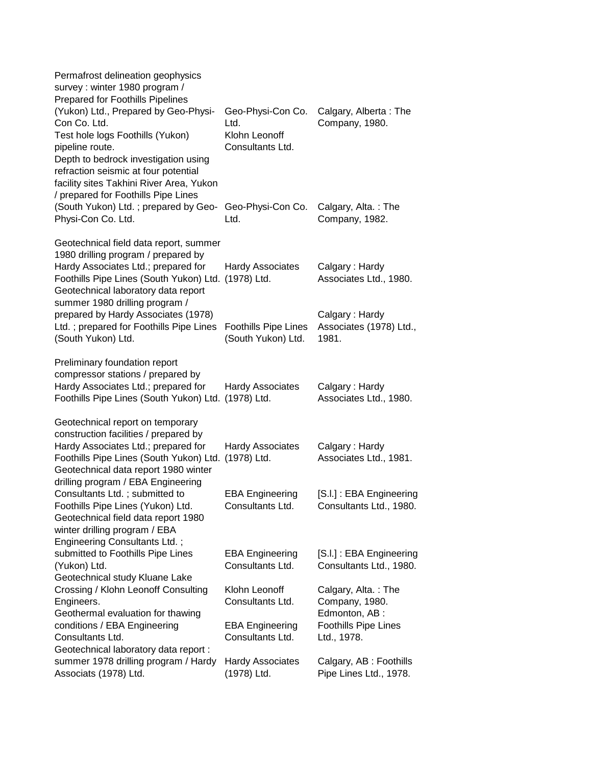| | | |
|---|---|---|
| Permafrost delineation geophysics survey : winter 1980 program / Prepared for Foothills Pipelines (Yukon) Ltd., Prepared by Geo-Physi-Con Co. Ltd. | Geo-Physi-Con Co. Ltd. | Calgary, Alberta : The Company, 1980. |
| Test hole logs Foothills (Yukon) pipeline route. | Klohn Leonoff Consultants Ltd. | |
| Depth to bedrock investigation using refraction seismic at four potential facility sites Takhini River Area, Yukon / prepared for Foothills Pipe Lines (South Yukon) Ltd. ; prepared by Geo-Physi-Con Co. Ltd. | Geo-Physi-Con Co. Ltd. | Calgary, Alta. : The Company, 1982. |
| Geotechnical field data report, summer 1980 drilling program / prepared by Hardy Associates Ltd.; prepared for Foothills Pipe Lines (South Yukon) Ltd. | Hardy Associates (1978) Ltd. | Calgary : Hardy Associates Ltd., 1980. |
| Geotechnical laboratory data report summer 1980 drilling program / prepared by Hardy Associates (1978) Ltd. ; prepared for Foothills Pipe Lines (South Yukon) Ltd. | Foothills Pipe Lines (South Yukon) Ltd. | Calgary : Hardy Associates (1978) Ltd., 1981. |
| Preliminary foundation report compressor stations / prepared by Hardy Associates Ltd.; prepared for Foothills Pipe Lines (South Yukon) Ltd. | Hardy Associates (1978) Ltd. | Calgary : Hardy Associates Ltd., 1980. |
| Geotechnical report on temporary construction facilities / prepared by Hardy Associates Ltd.; prepared for Foothills Pipe Lines (South Yukon) Ltd. | Hardy Associates (1978) Ltd. | Calgary : Hardy Associates Ltd., 1981. |
| Geotechnical data report 1980 winter drilling program / EBA Engineering Consultants Ltd. ; submitted to Foothills Pipe Lines (Yukon) Ltd. | EBA Engineering Consultants Ltd. | [S.l.] : EBA Engineering Consultants Ltd., 1980. |
| Geotechnical field data report 1980 winter drilling program / EBA Engineering Consultants Ltd. ; submitted to Foothills Pipe Lines (Yukon) Ltd. | EBA Engineering Consultants Ltd. | [S.l.] : EBA Engineering Consultants Ltd., 1980. |
| Geotechnical study Kluane Lake Crossing / Klohn Leonoff Consulting Engineers. | Klohn Leonoff Consultants Ltd. | Calgary, Alta. : The Company, 1980. |
| Geothermal evaluation for thawing conditions / EBA Engineering Consultants Ltd. | EBA Engineering Consultants Ltd. | Edmonton, AB : Foothills Pipe Lines Ltd., 1978. |
| Geotechnical laboratory data report : summer 1978 drilling program / Hardy Associats (1978) Ltd. | Hardy Associates (1978) Ltd. | Calgary, AB : Foothills Pipe Lines Ltd., 1978. |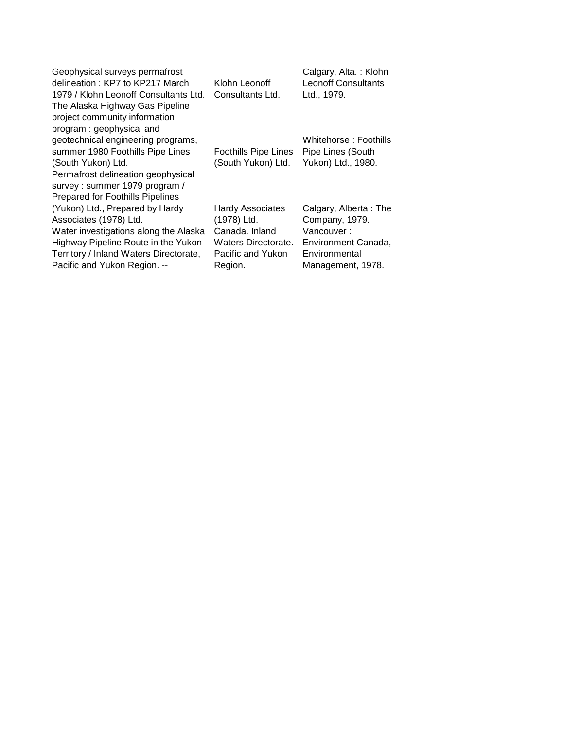| | | |
|---|---|---|
| Geophysical surveys permafrost delineation : KP7 to KP217 March 1979 / Klohn Leonoff Consultants Ltd. | Klohn Leonoff Consultants Ltd. | Calgary, Alta. : Klohn Leonoff Consultants Ltd., 1979. |
| The Alaska Highway Gas Pipeline project community information program : geophysical and geotechnical engineering programs, summer 1980 Foothills Pipe Lines (South Yukon) Ltd. | Foothills Pipe Lines (South Yukon) Ltd. | Whitehorse : Foothills Pipe Lines (South Yukon) Ltd., 1980. |
| Permafrost delineation geophysical survey : summer 1979 program / Prepared for Foothills Pipelines (Yukon) Ltd., Prepared by Hardy Associates (1978) Ltd. | Hardy Associates (1978) Ltd. | Calgary, Alberta : The Company, 1979. |
| Water investigations along the Alaska Highway Pipeline Route in the Yukon Territory / Inland Waters Directorate, Pacific and Yukon Region. -- | Canada. Inland Waters Directorate. Pacific and Yukon Region. | Vancouver : Environment Canada, Environmental Management, 1978. |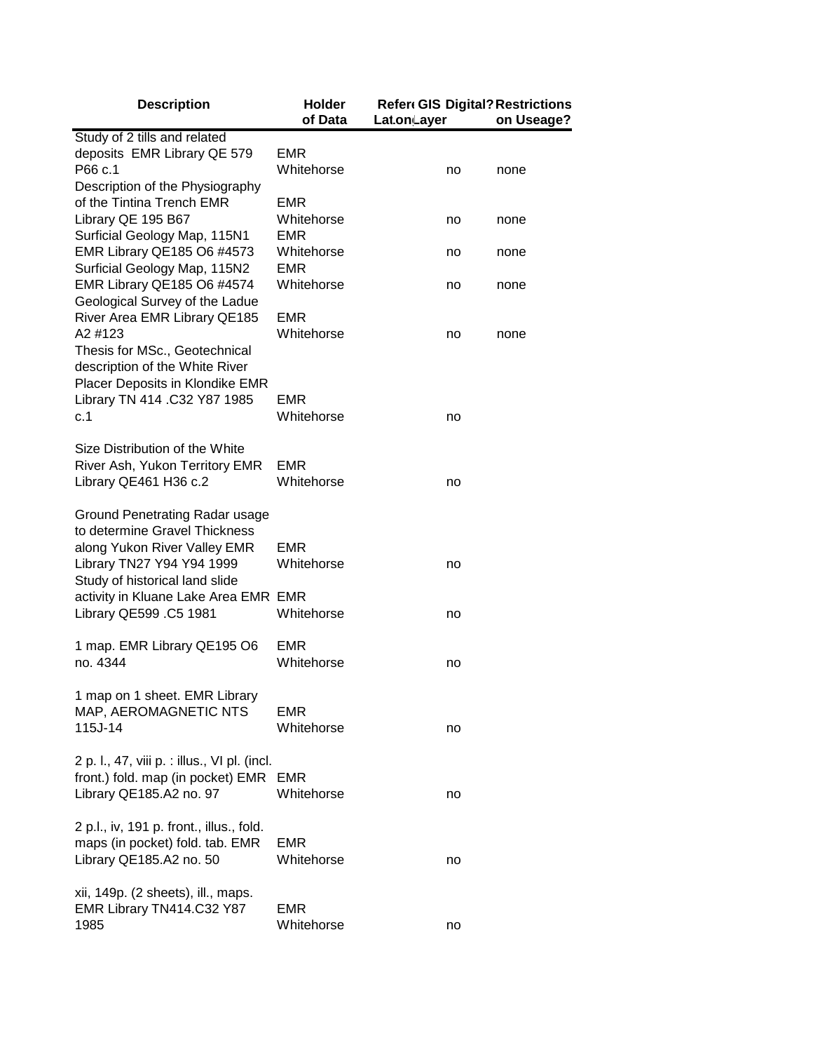| Description | Holder of Data | Reference Lat.on | GIS Layer | Digital? | Restrictions on Useage? |
|---|---|---|---|---|---|
| Study of 2 tills and related deposits EMR Library QE 579 P66 c.1 | EMR Whitehorse | | | no | none |
| Description of the Physiography of the Tintina Trench EMR Library QE 195 B67 | EMR Whitehorse | | | no | none |
| Surficial Geology Map, 115N1 EMR Library QE185 O6 #4573 | EMR Whitehorse | | | no | none |
| Surficial Geology Map, 115N2 EMR Library QE185 O6 #4574 | EMR Whitehorse | | | no | none |
| Geological Survey of the Ladue River Area EMR Library QE185 A2 #123 | EMR Whitehorse | | | no | none |
| Thesis for MSc., Geotechnical description of the White River Placer Deposits in Klondike EMR Library TN 414 .C32 Y87 1985 c.1 | EMR Whitehorse | | | no | |
| Size Distribution of the White River Ash, Yukon Territory EMR Library QE461 H36 c.2 | EMR Whitehorse | | | no | |
| Ground Penetrating Radar usage to determine Gravel Thickness along Yukon River Valley EMR Library TN27 Y94 Y94 1999 | EMR Whitehorse | | | no | |
| Study of historical land slide activity in Kluane Lake Area EMR Library QE599 .C5 1981 | EMR Whitehorse | | | no | |
| 1 map. EMR Library QE195 O6 no. 4344 | EMR Whitehorse | | | no | |
| 1 map on 1 sheet. EMR Library MAP, AEROMAGNETIC NTS 115J-14 | EMR Whitehorse | | | no | |
| 2 p. l., 47, viii p. : illus., VI pl. (incl. front.) fold. map (in pocket) EMR Library QE185.A2 no. 97 | EMR Whitehorse | | | no | |
| 2 p.l., iv, 191 p. front., illus., fold. maps (in pocket) fold. tab. EMR Library QE185.A2 no. 50 | EMR Whitehorse | | | no | |
| xii, 149p. (2 sheets), ill., maps. EMR Library TN414.C32 Y87 1985 | EMR Whitehorse | | | no | |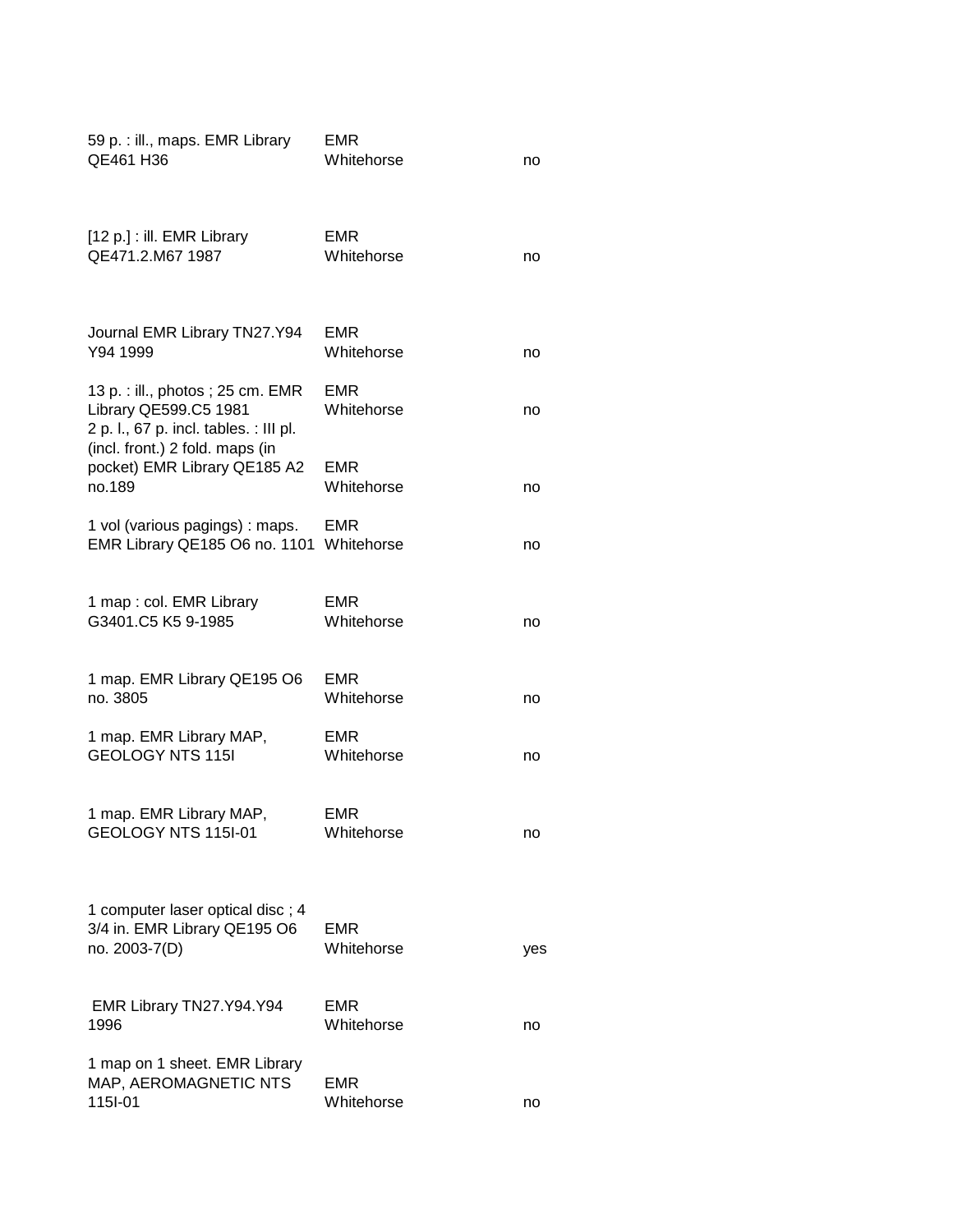| | | |
|---|---|---|
| 59 p. : ill., maps. EMR Library QE461 H36 | EMR Whitehorse | no |
| [12 p.] : ill. EMR Library QE471.2.M67 1987 | EMR Whitehorse | no |
| Journal EMR Library TN27.Y94 Y94 1999 | EMR Whitehorse | no |
| 13 p. : ill., photos ; 25 cm. EMR Library QE599.C5 1981 | EMR Whitehorse | no |
| 2 p. l., 67 p. incl. tables. : III pl. (incl. front.) 2 fold. maps (in pocket) EMR Library QE185 A2 no.189 | EMR Whitehorse | no |
| 1 vol (various pagings) : maps. EMR Library QE185 O6 no. 1101 | EMR Whitehorse | no |
| 1 map : col. EMR Library G3401.C5 K5 9-1985 | EMR Whitehorse | no |
| 1 map. EMR Library QE195 O6 no. 3805 | EMR Whitehorse | no |
| 1 map. EMR Library MAP, GEOLOGY NTS 115I | EMR Whitehorse | no |
| 1 map. EMR Library MAP, GEOLOGY NTS 115I-01 | EMR Whitehorse | no |
| 1 computer laser optical disc ; 4 3/4 in. EMR Library QE195 O6 no. 2003-7(D) | EMR Whitehorse | yes |
| EMR Library TN27.Y94.Y94 1996 | EMR Whitehorse | no |
| 1 map on 1 sheet. EMR Library MAP, AEROMAGNETIC NTS 115I-01 | EMR Whitehorse | no |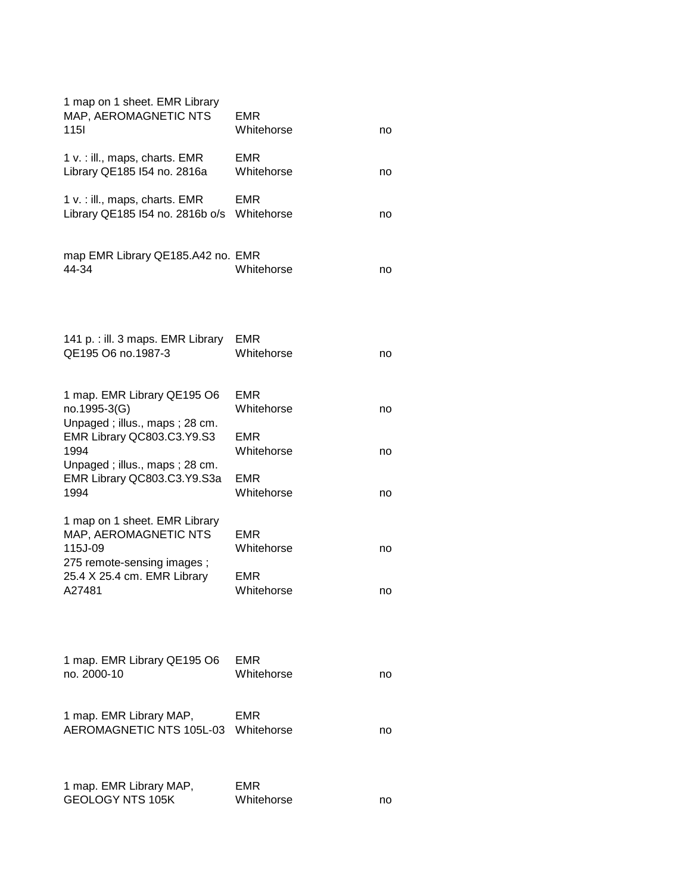| | | |
|---|---|---|
| 1 map on 1 sheet. EMR Library MAP, AEROMAGNETIC NTS 115I | EMR Whitehorse | no |
| 1 v. : ill., maps, charts. EMR Library QE185 I54 no. 2816a | EMR Whitehorse | no |
| 1 v. : ill., maps, charts. EMR Library QE185 I54 no. 2816b o/s | EMR Whitehorse | no |
| map EMR Library QE185.A42 no. 44-34 | EMR Whitehorse | no |
| 141 p. : ill. 3 maps. EMR Library QE195 O6 no.1987-3 | EMR Whitehorse | no |
| 1 map. EMR Library QE195 O6 no.1995-3(G) | EMR Whitehorse | no |
| Unpaged ; illus., maps ; 28 cm. EMR Library QC803.C3.Y9.S3 1994 | EMR Whitehorse | no |
| Unpaged ; illus., maps ; 28 cm. EMR Library QC803.C3.Y9.S3a 1994 | EMR Whitehorse | no |
| 1 map on 1 sheet. EMR Library MAP, AEROMAGNETIC NTS 115J-09 | EMR Whitehorse | no |
| 275 remote-sensing images ; 25.4 X 25.4 cm. EMR Library A27481 | EMR Whitehorse | no |
| 1 map. EMR Library QE195 O6 no. 2000-10 | EMR Whitehorse | no |
| 1 map. EMR Library MAP, AEROMAGNETIC NTS 105L-03 | EMR Whitehorse | no |
| 1 map. EMR Library MAP, GEOLOGY NTS 105K | EMR Whitehorse | no |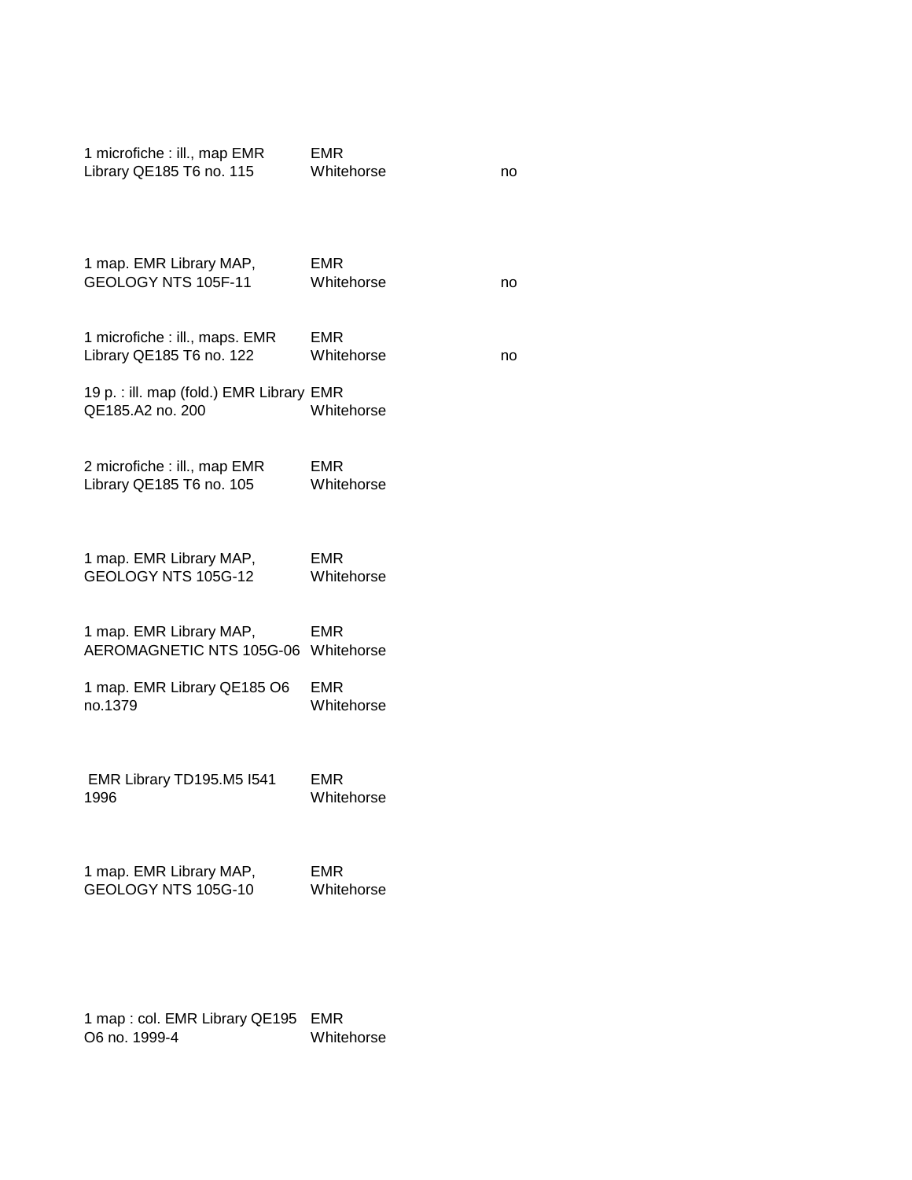| | | |
|---|---|---|
| 1 microfiche : ill., map EMR Library QE185 T6 no. 115 | EMR Whitehorse | no |
| 1 map. EMR Library MAP, GEOLOGY NTS 105F-11 | EMR Whitehorse | no |
| 1 microfiche : ill., maps. EMR Library QE185 T6 no. 122 | EMR Whitehorse | no |
| 19 p. : ill. map (fold.) EMR Library QE185.A2 no. 200 | EMR Whitehorse | |
| 2 microfiche : ill., map EMR Library QE185 T6 no. 105 | EMR Whitehorse | |
| 1 map. EMR Library MAP, GEOLOGY NTS 105G-12 | EMR Whitehorse | |
| 1 map. EMR Library MAP, AEROMAGNETIC NTS 105G-06 | EMR Whitehorse | |
| 1 map. EMR Library QE185 O6 no.1379 | EMR Whitehorse | |
| EMR Library TD195.M5 I541 1996 | EMR Whitehorse | |
| 1 map. EMR Library MAP, GEOLOGY NTS 105G-10 | EMR Whitehorse | |
| 1 map : col. EMR Library QE195 O6 no. 1999-4 | EMR Whitehorse | |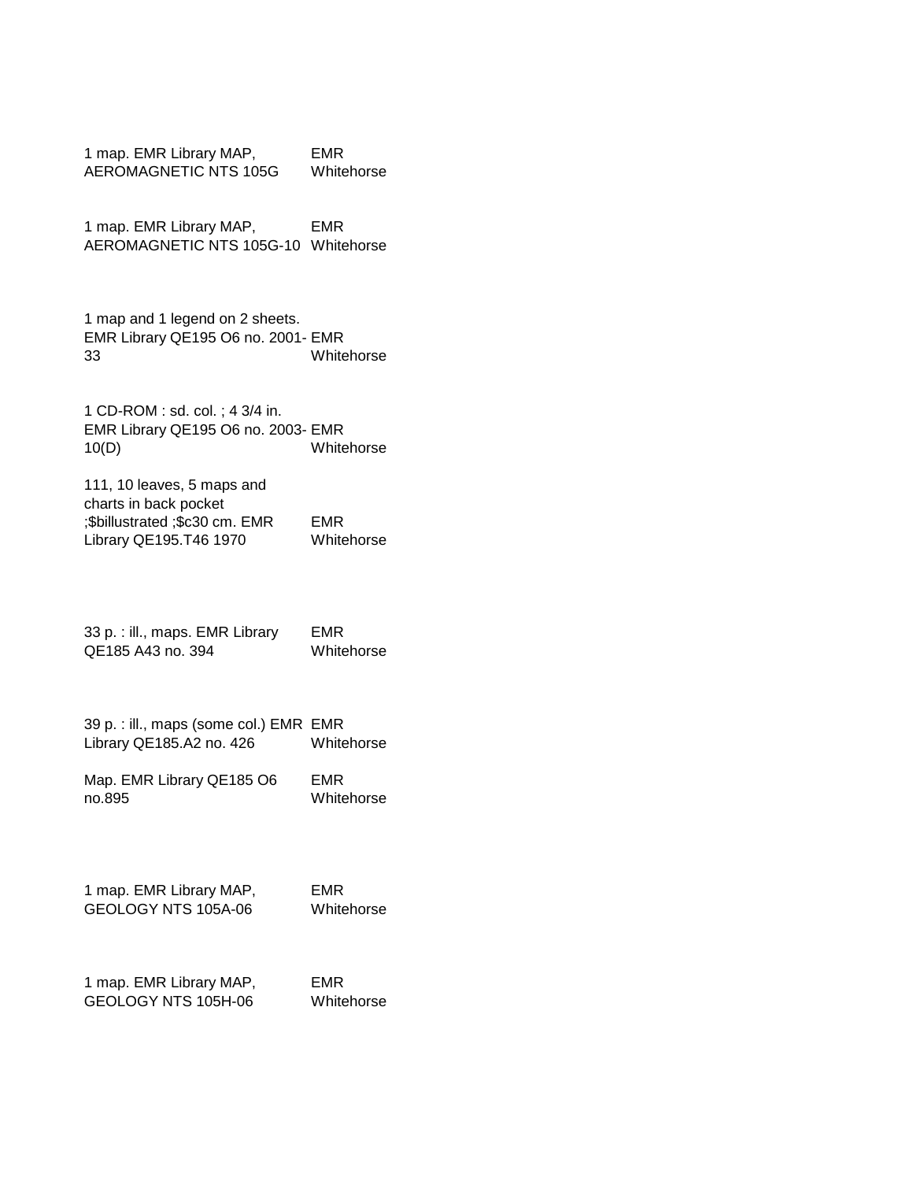| | |
|---|---|
| 1 map. EMR Library MAP, AEROMAGNETIC NTS 105G | EMR Whitehorse |
| 1 map. EMR Library MAP, AEROMAGNETIC NTS 105G-10 | EMR Whitehorse |
| 1 map and 1 legend on 2 sheets. EMR Library QE195 O6 no. 2001-33 | EMR Whitehorse |
| 1 CD-ROM : sd. col. ; 4 3/4 in. EMR Library QE195 O6 no. 2003-10(D) | EMR Whitehorse |
| 111, 10 leaves, 5 maps and charts in back pocket ;$billustrated ;$c30 cm. EMR Library QE195.T46 1970 | EMR Whitehorse |
| 33 p. : ill., maps. EMR Library QE185 A43 no. 394 | EMR Whitehorse |
| 39 p. : ill., maps (some col.) EMR Library QE185.A2 no. 426 | EMR Whitehorse |
| Map. EMR Library QE185 O6 no.895 | EMR Whitehorse |
| 1 map. EMR Library MAP, GEOLOGY NTS 105A-06 | EMR Whitehorse |
| 1 map. EMR Library MAP, GEOLOGY NTS 105H-06 | EMR Whitehorse |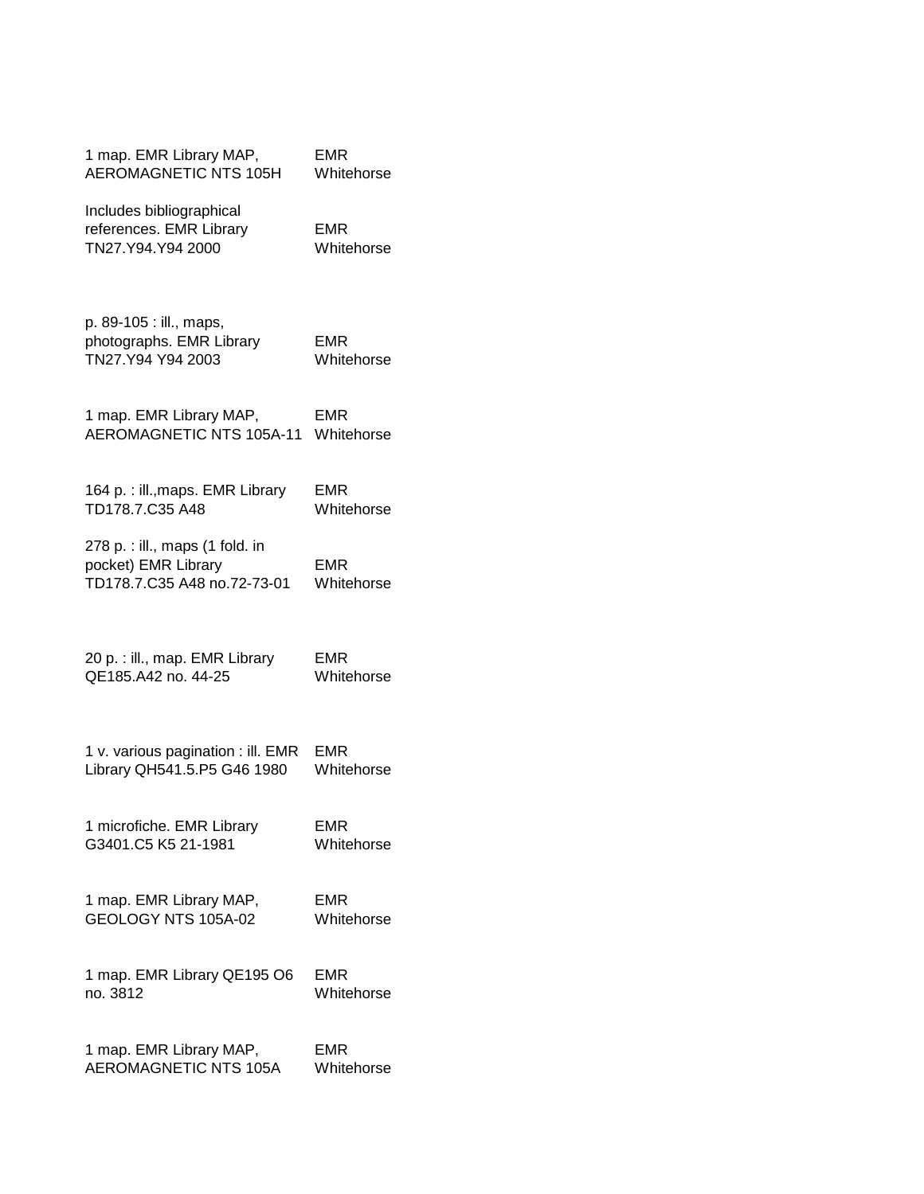| | |
|---|---|
| 1 map. EMR Library MAP, AEROMAGNETIC NTS 105H | EMR Whitehorse |
| Includes bibliographical references. EMR Library TN27.Y94.Y94 2000 | EMR Whitehorse |
| p. 89-105 : ill., maps, photographs. EMR Library TN27.Y94 Y94 2003 | EMR Whitehorse |
| 1 map. EMR Library MAP, AEROMAGNETIC NTS 105A-11 | EMR Whitehorse |
| 164 p. : ill.,maps. EMR Library TD178.7.C35 A48 | EMR Whitehorse |
| 278 p. : ill., maps (1 fold. in pocket) EMR Library TD178.7.C35 A48 no.72-73-01 | EMR Whitehorse |
| 20 p. : ill., map. EMR Library QE185.A42 no. 44-25 | EMR Whitehorse |
| 1 v. various pagination : ill. EMR Library QH541.5.P5 G46 1980 | EMR Whitehorse |
| 1 microfiche. EMR Library G3401.C5 K5 21-1981 | EMR Whitehorse |
| 1 map. EMR Library MAP, GEOLOGY NTS 105A-02 | EMR Whitehorse |
| 1 map. EMR Library QE195 O6 no. 3812 | EMR Whitehorse |
| 1 map. EMR Library MAP, AEROMAGNETIC NTS 105A | EMR Whitehorse |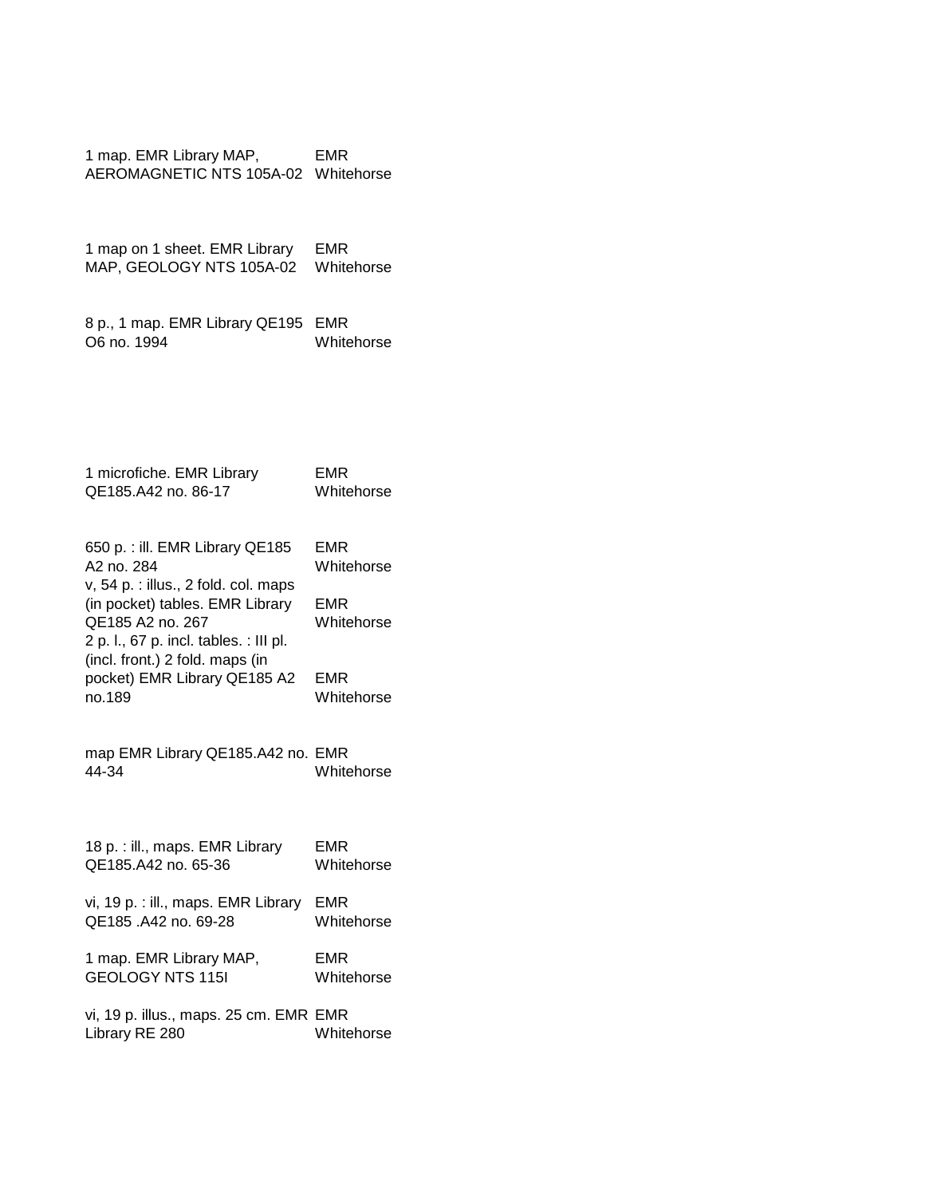| | |
|---|---|
| 1 map. EMR Library MAP, AEROMAGNETIC NTS 105A-02 | EMR Whitehorse |
| 1 map on 1 sheet. EMR Library MAP, GEOLOGY NTS 105A-02 | EMR Whitehorse |
| 8 p., 1 map. EMR Library QE195 O6 no. 1994 | EMR Whitehorse |
| 1 microfiche. EMR Library QE185.A42 no. 86-17 | EMR Whitehorse |
| 650 p. : ill. EMR Library QE185 A2 no. 284 | EMR Whitehorse |
| v, 54 p. : illus., 2 fold. col. maps (in pocket) tables. EMR Library QE185 A2 no. 267 | EMR Whitehorse |
| 2 p. l., 67 p. incl. tables. : III pl. (incl. front.) 2 fold. maps (in pocket) EMR Library QE185 A2 no.189 | EMR Whitehorse |
| map EMR Library QE185.A42 no. 44-34 | EMR Whitehorse |
| 18 p. : ill., maps. EMR Library QE185.A42 no. 65-36 | EMR Whitehorse |
| vi, 19 p. : ill., maps. EMR Library QE185 .A42 no. 69-28 | EMR Whitehorse |
| 1 map. EMR Library MAP, GEOLOGY NTS 115I | EMR Whitehorse |
| vi, 19 p. illus., maps. 25 cm. EMR Library RE 280 | EMR Whitehorse |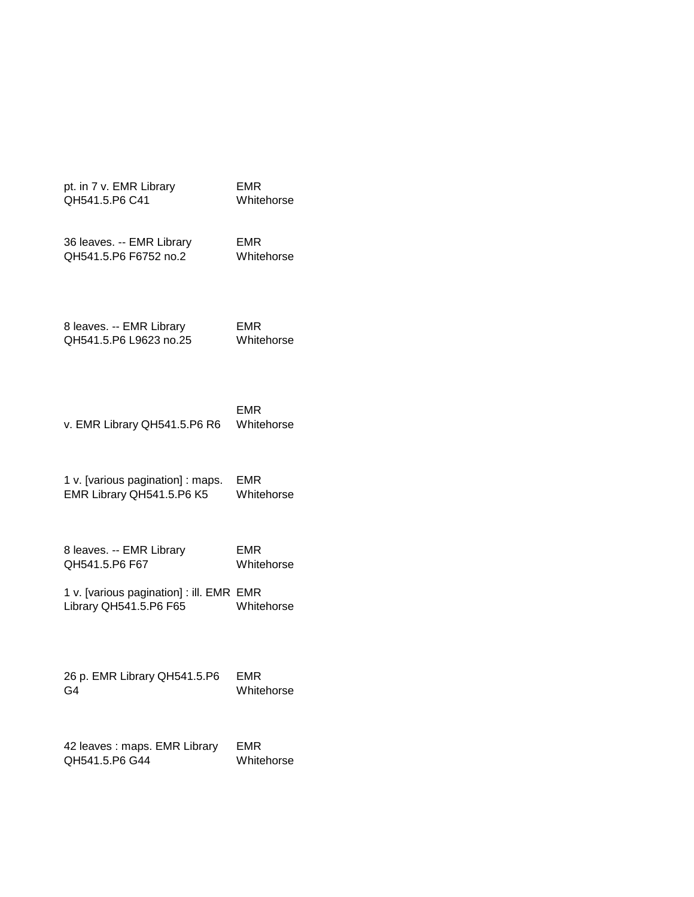| | |
|---|---|
| pt. in 7 v. EMR Library QH541.5.P6 C41 | EMR Whitehorse |
| 36 leaves. -- EMR Library QH541.5.P6 F6752 no.2 | EMR Whitehorse |
| 8 leaves. -- EMR Library QH541.5.P6 L9623 no.25 | EMR Whitehorse |
| v. EMR Library QH541.5.P6 R6 | EMR Whitehorse |
| 1 v. [various pagination] : maps. EMR Library QH541.5.P6 K5 | EMR Whitehorse |
| 8 leaves. -- EMR Library QH541.5.P6 F67 | EMR Whitehorse |
| 1 v. [various pagination] : ill. EMR Library QH541.5.P6 F65 | EMR Whitehorse |
| 26 p. EMR Library QH541.5.P6 G4 | EMR Whitehorse |
| 42 leaves : maps. EMR Library QH541.5.P6 G44 | EMR Whitehorse |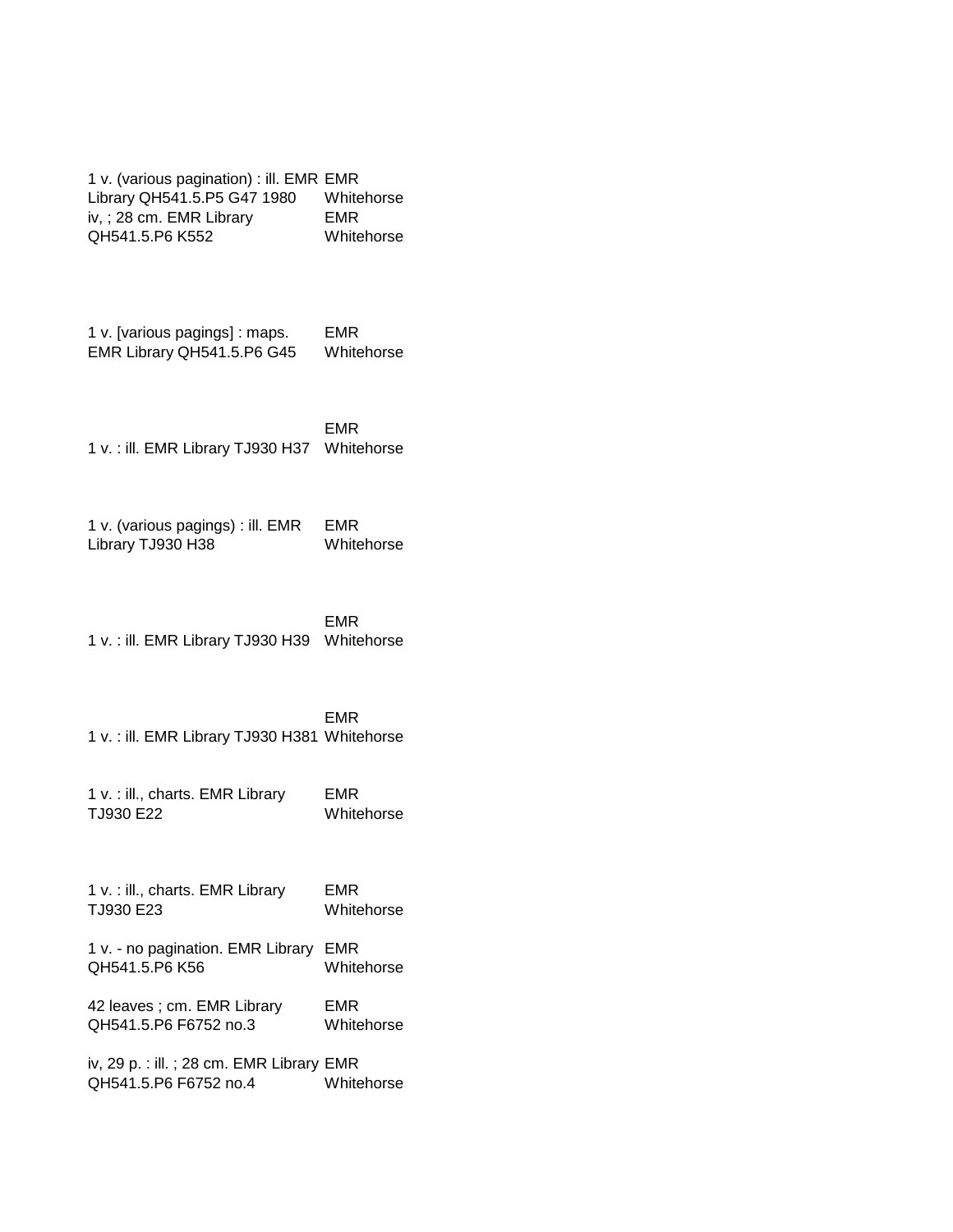| | |
|---|---|
| 1 v. (various pagination) : ill. EMR Library QH541.5.P5 G47 1980 | EMR Whitehorse |
| iv, ; 28 cm. EMR Library QH541.5.P6 K552 | EMR Whitehorse |
| 1 v. [various pagings] : maps. EMR Library QH541.5.P6 G45 | EMR Whitehorse |
| 1 v. : ill. EMR Library TJ930 H37 | EMR Whitehorse |
| 1 v. (various pagings) : ill. EMR Library TJ930 H38 | EMR Whitehorse |
| 1 v. : ill. EMR Library TJ930 H39 | EMR Whitehorse |
| 1 v. : ill. EMR Library TJ930 H381 | EMR Whitehorse |
| 1 v. : ill., charts. EMR Library TJ930 E22 | EMR Whitehorse |
| 1 v. : ill., charts. EMR Library TJ930 E23 | EMR Whitehorse |
| 1 v. - no pagination. EMR Library QH541.5.P6 K56 | EMR Whitehorse |
| 42 leaves ; cm. EMR Library QH541.5.P6 F6752 no.3 | EMR Whitehorse |
| iv, 29 p. : ill. ; 28 cm. EMR Library QH541.5.P6 F6752 no.4 | EMR Whitehorse |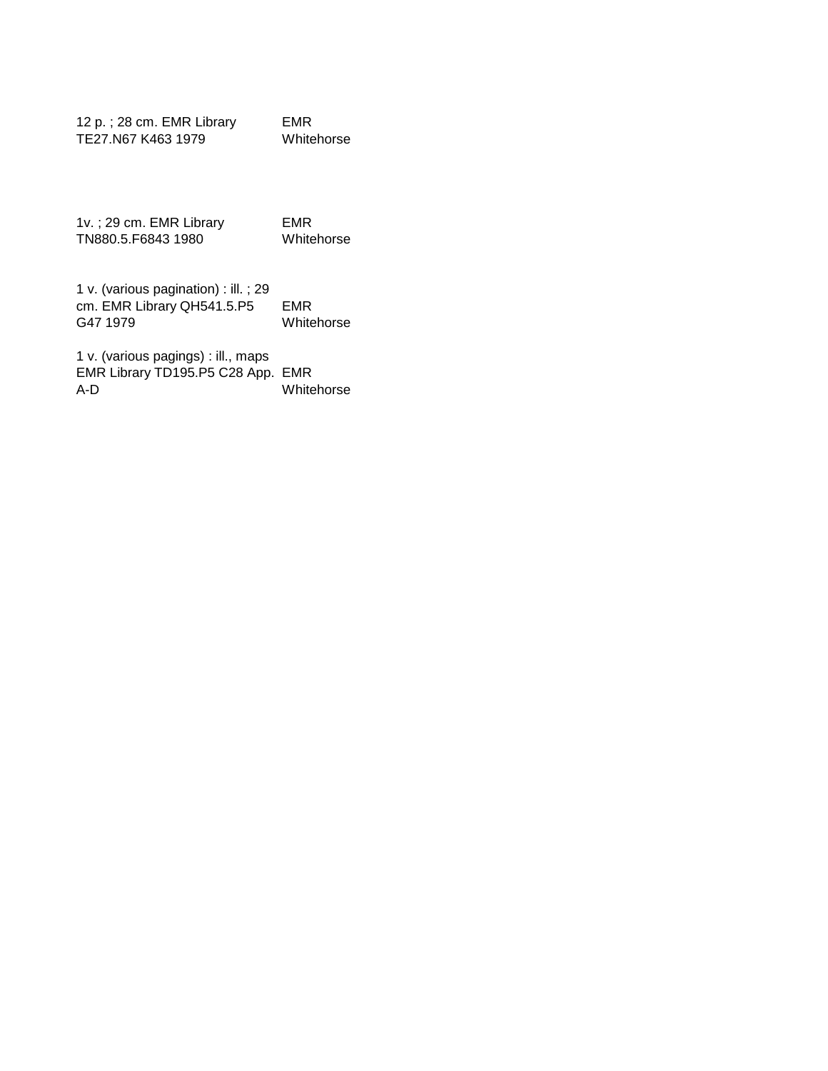| | |
|---|---|
| 12 p. ; 28 cm. EMR Library TE27.N67 K463 1979 | EMR Whitehorse |
| 1v. ; 29 cm. EMR Library TN880.5.F6843 1980 | EMR Whitehorse |
| 1 v. (various pagination) : ill. ; 29 cm. EMR Library QH541.5.P5 G47 1979 | EMR Whitehorse |
| 1 v. (various pagings) : ill., maps EMR Library TD195.P5 C28 App. A-D | EMR Whitehorse |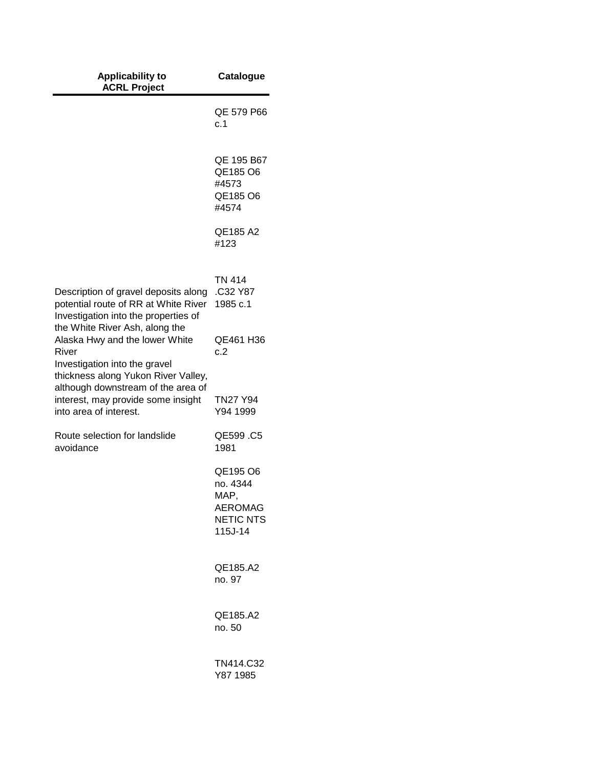| Applicability to ACRL Project | Catalogue |
|---|---|
| | QE 579 P66 c.1 |
| | QE 195 B67 QE185 O6 #4573 QE185 O6 #4574 |
| | QE185 A2 #123 |
| Description of gravel deposits along potential route of RR at White River | TN 414 .C32 Y87 1985 c.1 |
| Investigation into the properties of the White River Ash, along the Alaska Hwy and the lower White River | QE461 H36 c.2 |
| Investigation into the gravel thickness along Yukon River Valley, although downstream of the area of interest, may provide some insight into area of interest. | TN27 Y94 Y94 1999 |
| Route selection for landslide avoidance | QE599 .C5 1981 |
| | QE195 O6 no. 4344 MAP, AEROMAG NETIC NTS 115J-14 |
| | QE185.A2 no. 97 |
| | QE185.A2 no. 50 |
| | TN414.C32 Y87 1985 |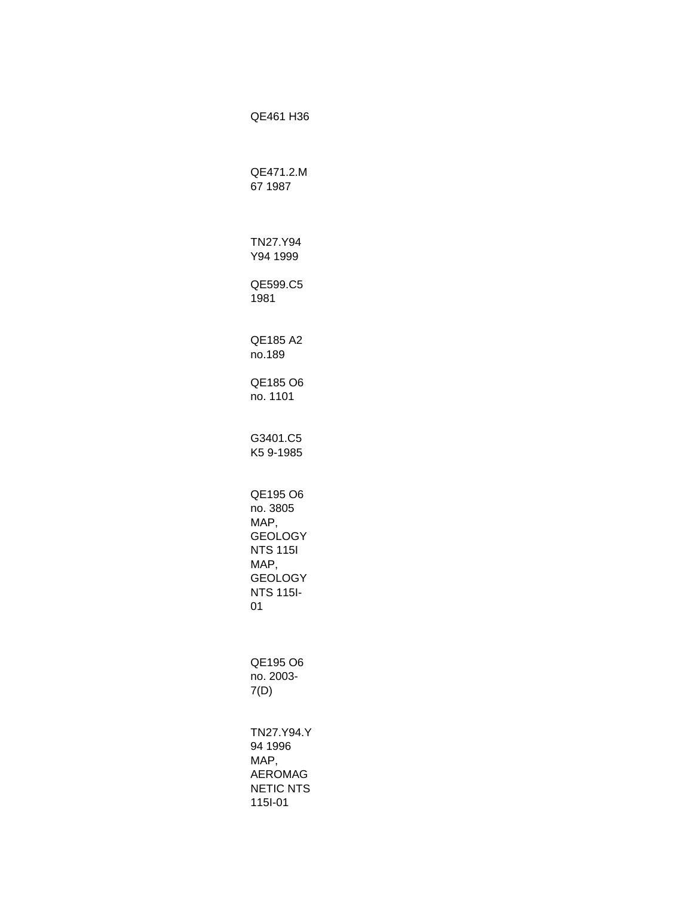QE461 H36

QE471.2.M
67 1987

TN27.Y94
Y94 1999

QE599.C5
1981

QE185 A2
no.189

QE185 O6
no. 1101

G3401.C5
K5 9-1985

QE195 O6
no. 3805
MAP,
GEOLOGY
NTS 115I
MAP,
GEOLOGY
NTS 115I-
01

QE195 O6
no. 2003-
7(D)

TN27.Y94.Y
94 1996
MAP,
AEROMAG
NETIC NTS
115I-01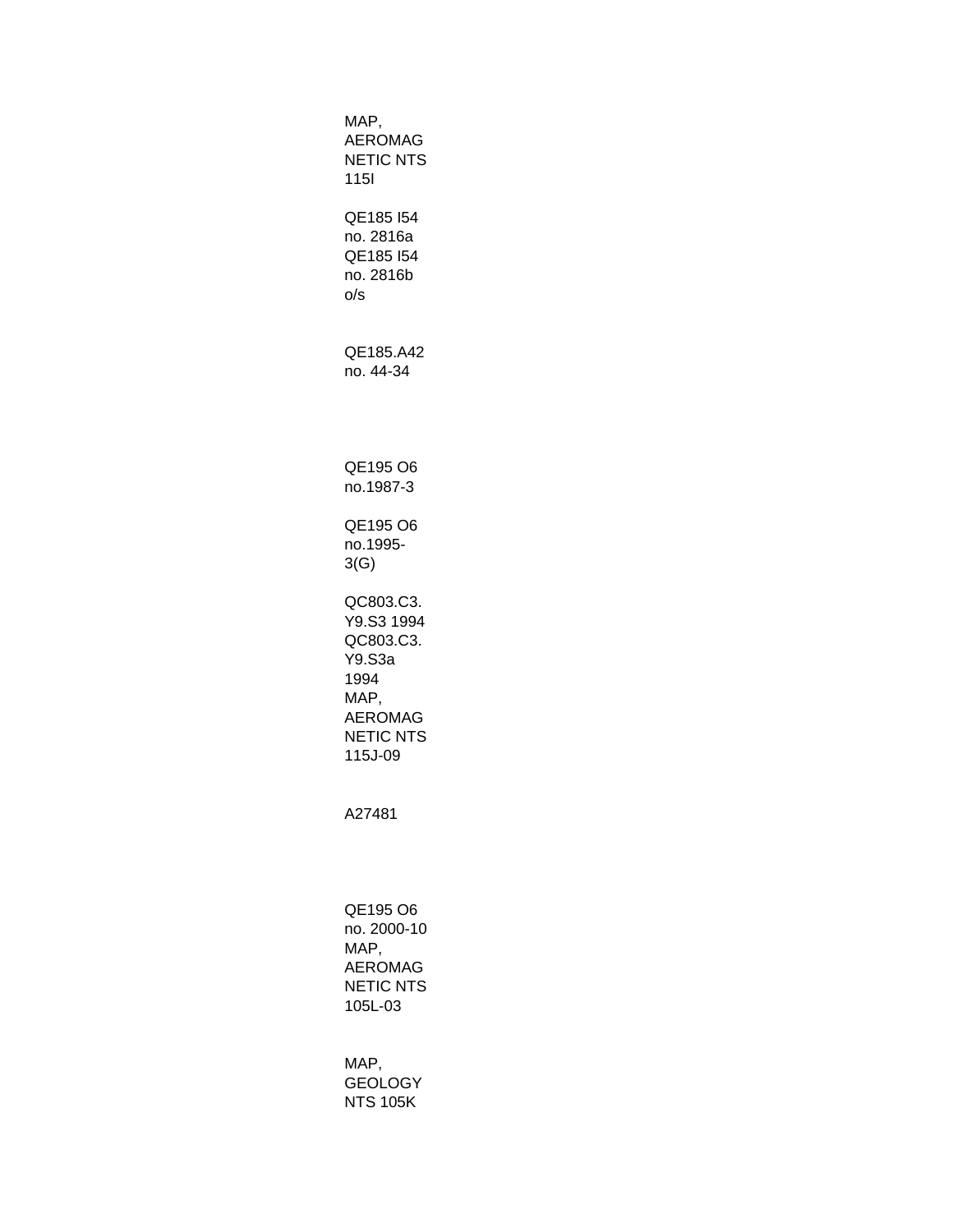MAP,
AEROMAG
NETIC NTS
115I

QE185 I54
no. 2816a
QE185 I54
no. 2816b
o/s

QE185.A42
no. 44-34

QE195 O6
no.1987-3

QE195 O6
no.1995-
3(G)

QC803.C3.
Y9.S3 1994
QC803.C3.
Y9.S3a
1994
MAP,
AEROMAG
NETIC NTS
115J-09

A27481

QE195 O6
no. 2000-10
MAP,
AEROMAG
NETIC NTS
105L-03

MAP,
GEOLOGY
NTS 105K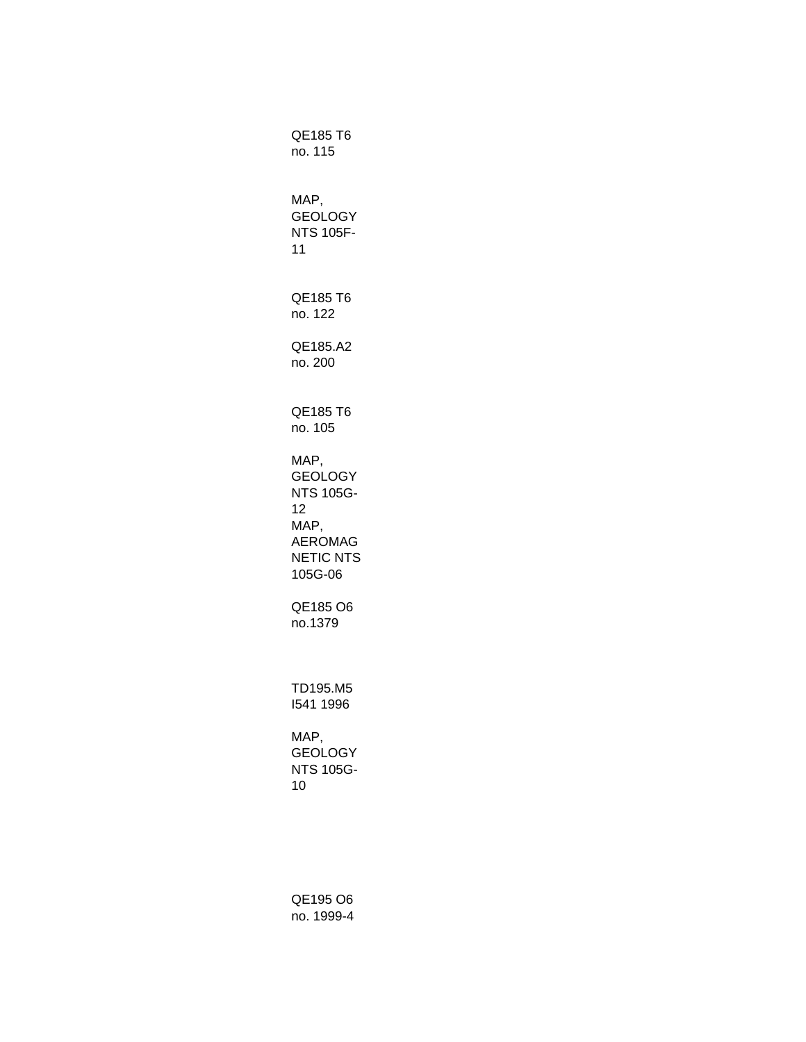QE185 T6
no. 115

MAP,
GEOLOGY
NTS 105F-
11

QE185 T6
no. 122

QE185.A2
no. 200

QE185 T6
no. 105

MAP,
GEOLOGY
NTS 105G-
12
MAP,
AEROMAG
NETIC NTS
105G-06

QE185 O6
no.1379

TD195.M5
I541 1996

MAP,
GEOLOGY
NTS 105G-
10

QE195 O6
no. 1999-4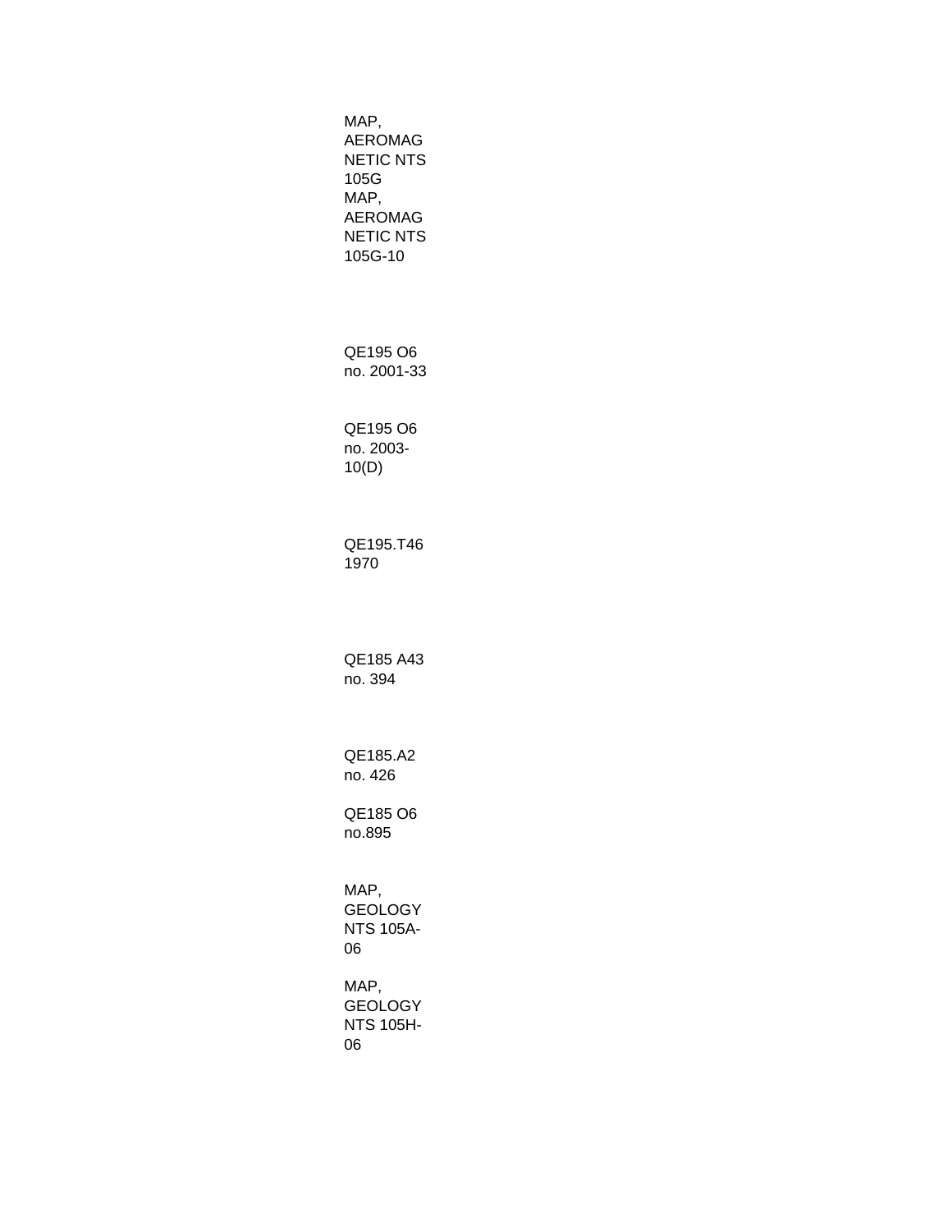MAP, AEROMAGNETIC NTS 105G
MAP, AEROMAGNETIC NTS 105G-10

QE195 O6 no. 2001-33

QE195 O6 no. 2003-10(D)

QE195.T46 1970

QE185 A43 no. 394

QE185.A2 no. 426

QE185 O6 no.895

MAP, GEOLOGY NTS 105A-06

MAP, GEOLOGY NTS 105H-06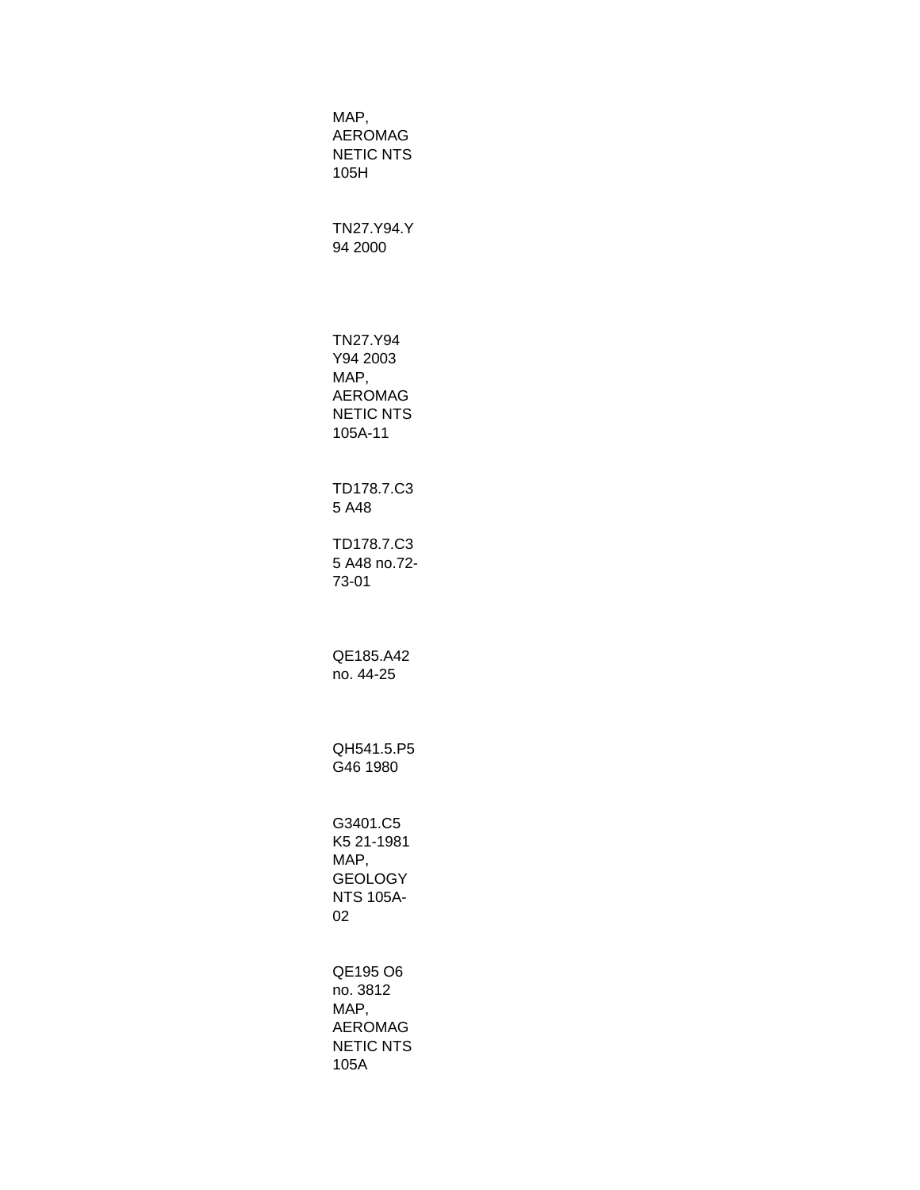MAP,
AEROMAG
NETIC NTS
105H

TN27.Y94.Y
94 2000

TN27.Y94
Y94 2003
MAP,
AEROMAG
NETIC NTS
105A-11

TD178.7.C3
5 A48

TD178.7.C3
5 A48 no.72-
73-01

QE185.A42
no. 44-25

QH541.5.P5
G46 1980

G3401.C5
K5 21-1981
MAP,
GEOLOGY
NTS 105A-
02

QE195 O6
no. 3812
MAP,
AEROMAG
NETIC NTS
105A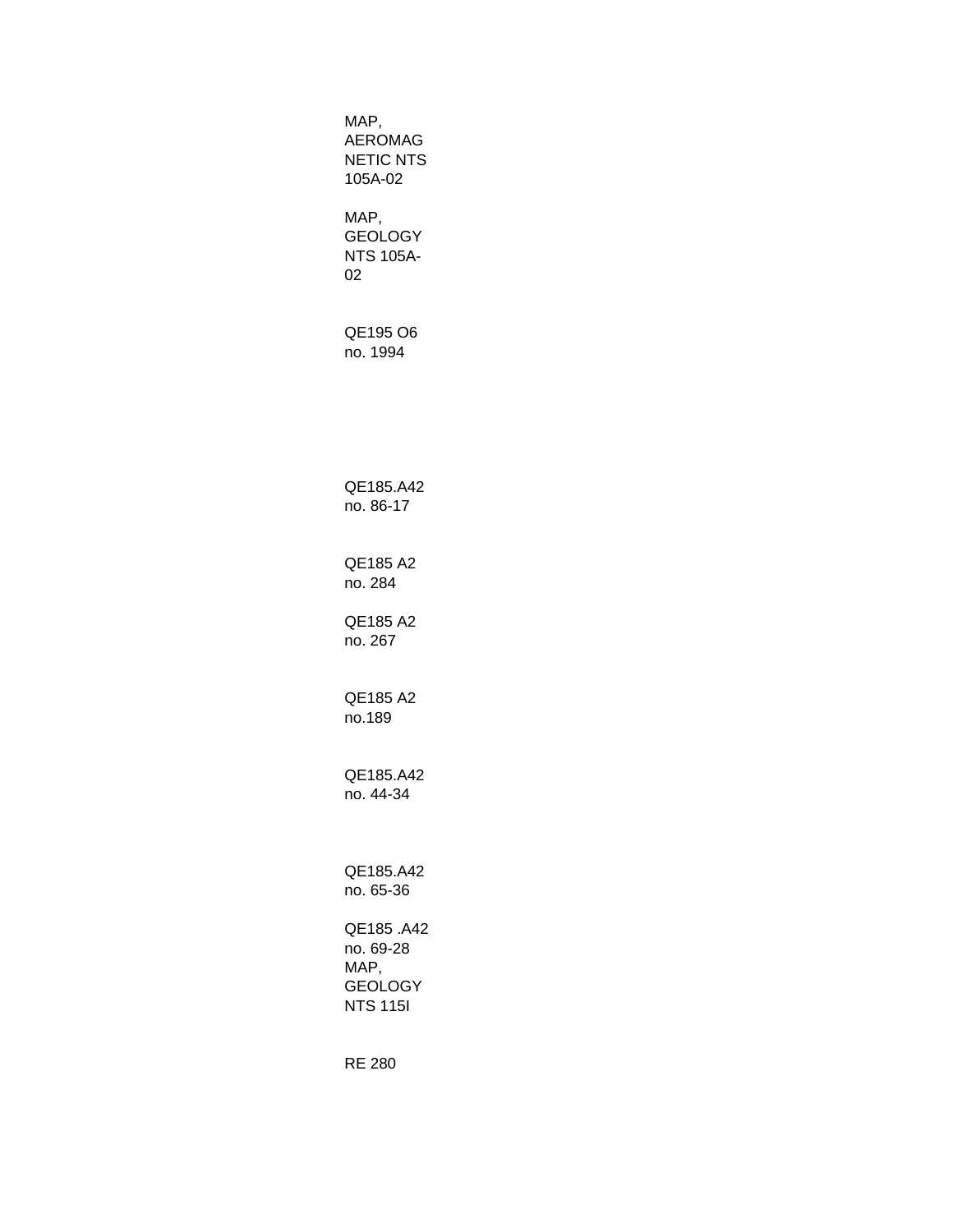MAP,
AEROMAG
NETIC NTS
105A-02

MAP,
GEOLOGY
NTS 105A-
02

QE195 O6
no. 1994

QE185.A42
no. 86-17

QE185 A2
no. 284

QE185 A2
no. 267

QE185 A2
no.189

QE185.A42
no. 44-34

QE185.A42
no. 65-36

QE185 .A42
no. 69-28
MAP,
GEOLOGY
NTS 115I

RE 280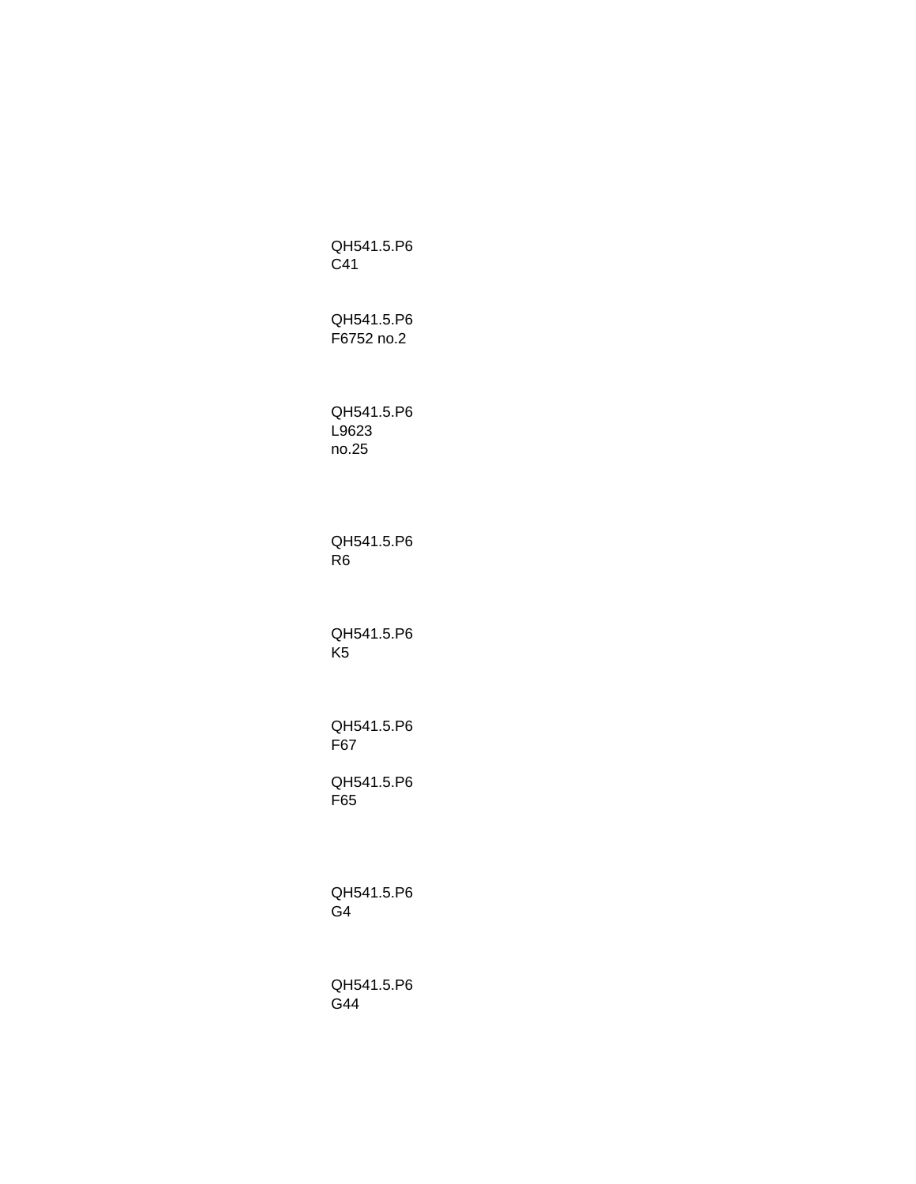QH541.5.P6
C41

QH541.5.P6
F6752 no.2

QH541.5.P6
L9623
no.25

QH541.5.P6
R6

QH541.5.P6
K5

QH541.5.P6
F67

QH541.5.P6
F65

QH541.5.P6
G4

QH541.5.P6
G44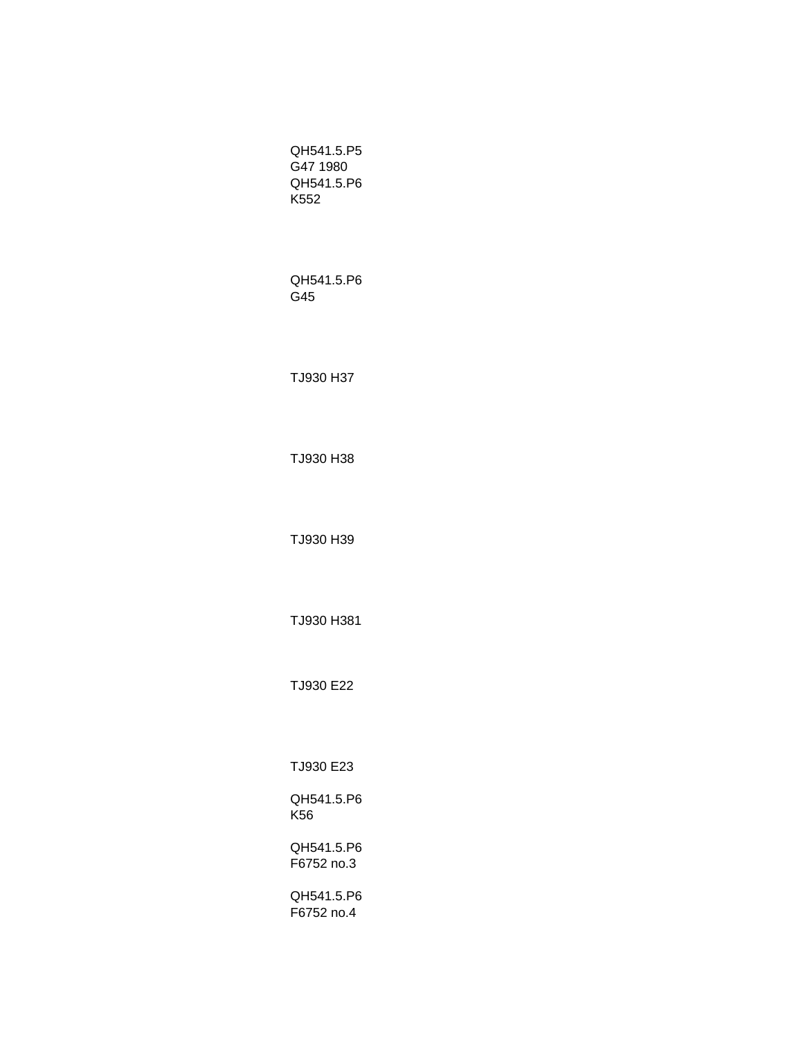QH541.5.P5
G47 1980
QH541.5.P6
K552

QH541.5.P6
G45

TJ930 H37

TJ930 H38

TJ930 H39

TJ930 H381

TJ930 E22

TJ930 E23

QH541.5.P6
K56

QH541.5.P6
F6752 no.3

QH541.5.P6
F6752 no.4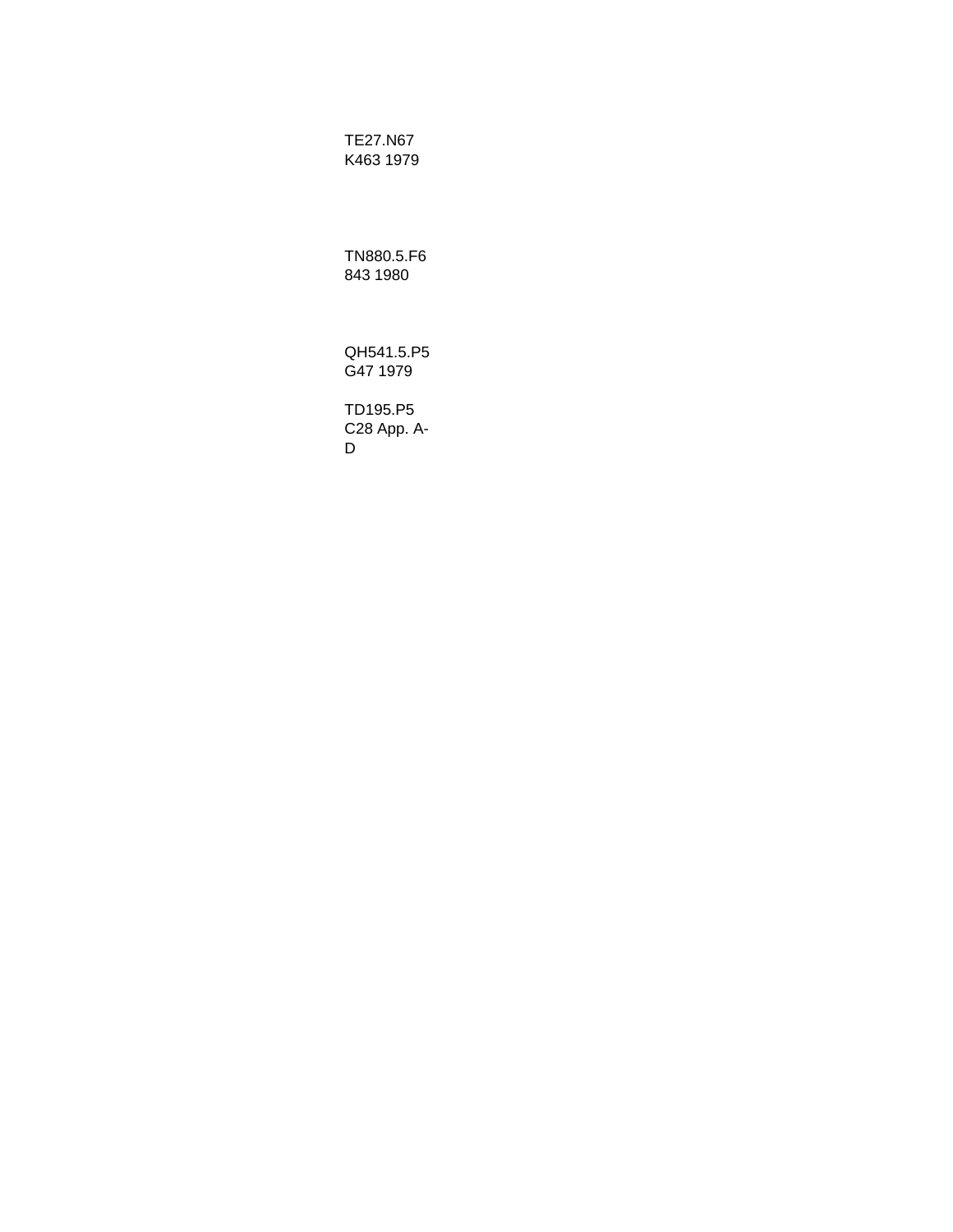TE27.N67
K463 1979

TN880.5.F6
843 1980

QH541.5.P5
G47 1979

TD195.P5
C28 App. A-
D